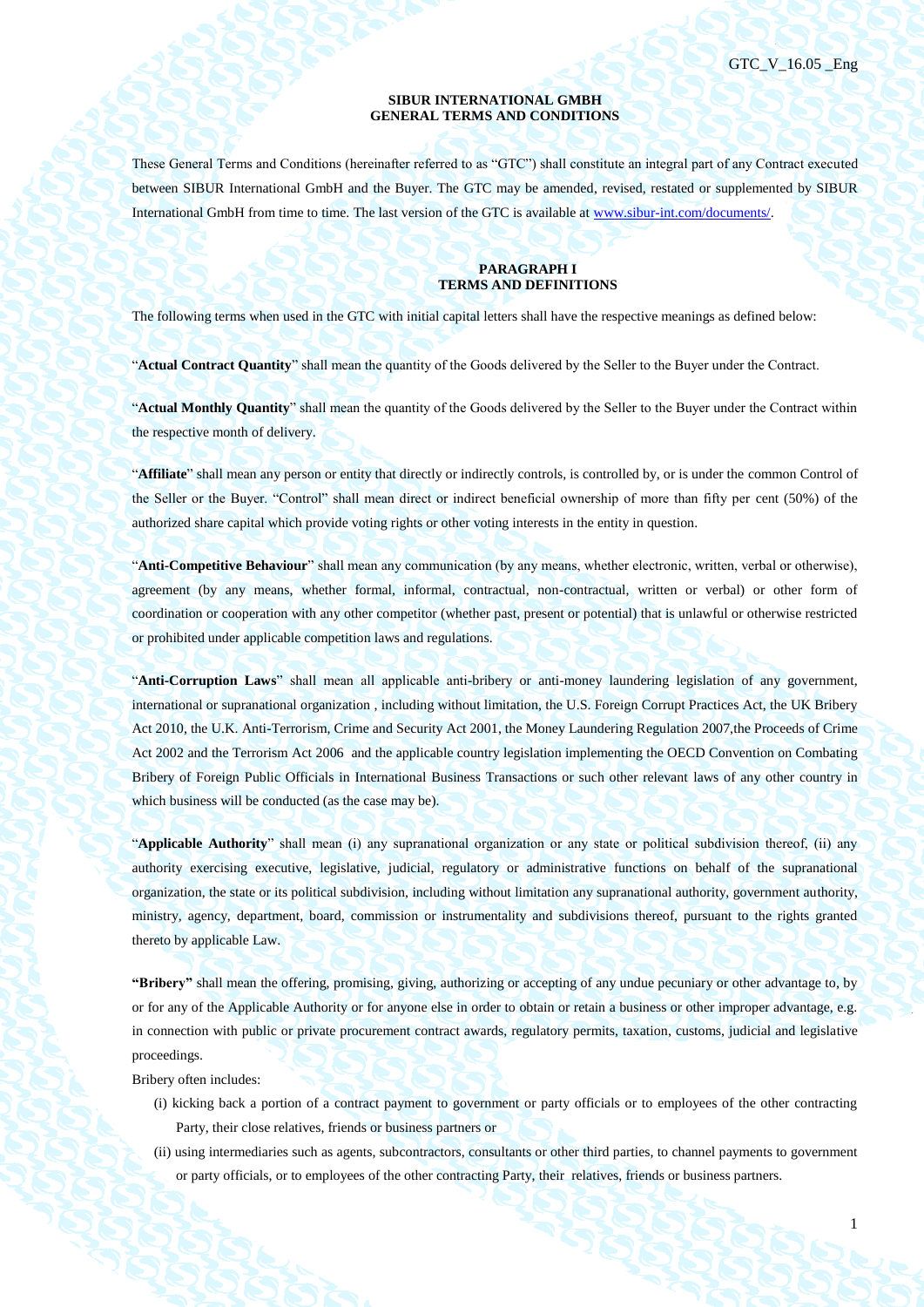**SIBUR INTERNATIONAL GMBH**
**GENERAL TERMS AND CONDITIONS**

These General Terms and Conditions (hereinafter referred to as "GTC") shall constitute an integral part of any Contract executed between SIBUR International GmbH and the Buyer. The GTC may be amended, revised, restated or supplemented by SIBUR International GmbH from time to time. The last version of the GTC is available at www.sibur-int.com/documents/.

## PARAGRAPH I
## TERMS AND DEFINITIONS

The following terms when used in the GTC with initial capital letters shall have the respective meanings as defined below:

"**Actual Contract Quantity**" shall mean the quantity of the Goods delivered by the Seller to the Buyer under the Contract.

"**Actual Monthly Quantity**" shall mean the quantity of the Goods delivered by the Seller to the Buyer under the Contract within the respective month of delivery.

"**Affiliate**" shall mean any person or entity that directly or indirectly controls, is controlled by, or is under the common Control of the Seller or the Buyer. "Control" shall mean direct or indirect beneficial ownership of more than fifty per cent (50%) of the authorized share capital which provide voting rights or other voting interests in the entity in question.

"**Anti-Competitive Behaviour**" shall mean any communication (by any means, whether electronic, written, verbal or otherwise), agreement (by any means, whether formal, informal, contractual, non-contractual, written or verbal) or other form of coordination or cooperation with any other competitor (whether past, present or potential) that is unlawful or otherwise restricted or prohibited under applicable competition laws and regulations.

"**Anti-Corruption Laws**" shall mean all applicable anti-bribery or anti-money laundering legislation of any government, international or supranational organization , including without limitation, the U.S. Foreign Corrupt Practices Act, the UK Bribery Act 2010, the U.K. Anti-Terrorism, Crime and Security Act 2001, the Money Laundering Regulation 2007,the Proceeds of Crime Act 2002 and the Terrorism Act 2006 and the applicable country legislation implementing the OECD Convention on Combating Bribery of Foreign Public Officials in International Business Transactions or such other relevant laws of any other country in which business will be conducted (as the case may be).

"**Applicable Authority**" shall mean (i) any supranational organization or any state or political subdivision thereof, (ii) any authority exercising executive, legislative, judicial, regulatory or administrative functions on behalf of the supranational organization, the state or its political subdivision, including without limitation any supranational authority, government authority, ministry, agency, department, board, commission or instrumentality and subdivisions thereof, pursuant to the rights granted thereto by applicable Law.

**"Bribery"** shall mean the offering, promising, giving, authorizing or accepting of any undue pecuniary or other advantage to, by or for any of the Applicable Authority or for anyone else in order to obtain or retain a business or other improper advantage, e.g. in connection with public or private procurement contract awards, regulatory permits, taxation, customs, judicial and legislative proceedings.

Bribery often includes:

(i) kicking back a portion of a contract payment to government or party officials or to employees of the other contracting Party, their close relatives, friends or business partners or

(ii) using intermediaries such as agents, subcontractors, consultants or other third parties, to channel payments to government or party officials, or to employees of the other contracting Party, their relatives, friends or business partners.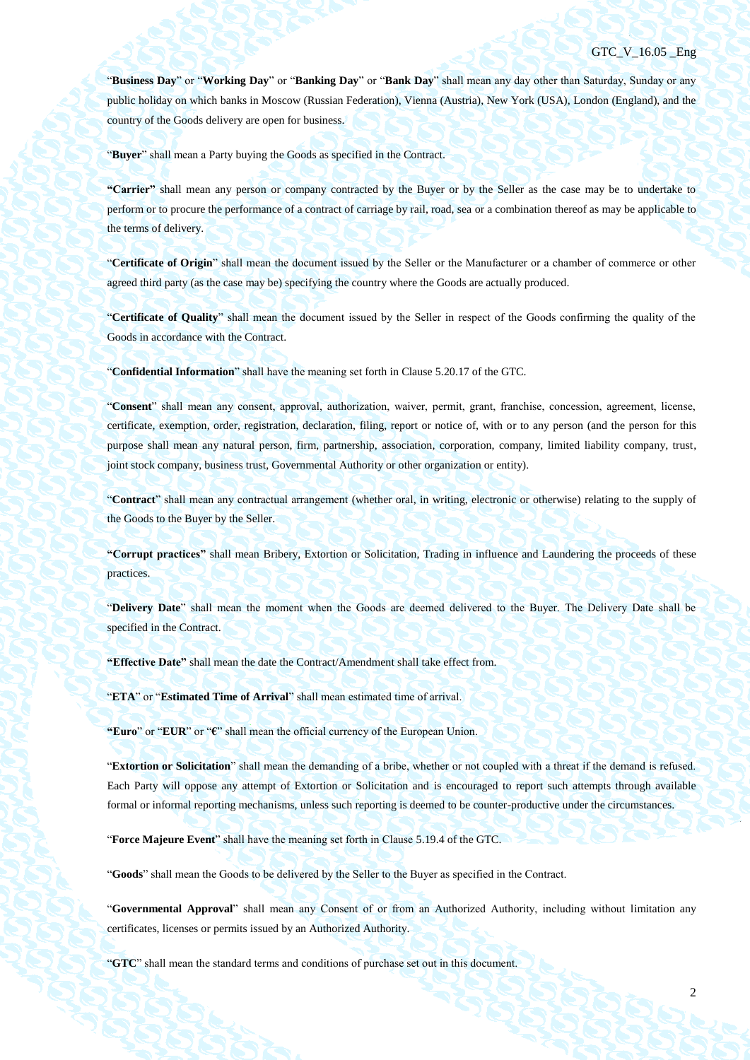"**Business Day**" or "**Working Day**" or "**Banking Day**" or "**Bank Day**" shall mean any day other than Saturday, Sunday or any public holiday on which banks in Moscow (Russian Federation), Vienna (Austria), New York (USA), London (England), and the country of the Goods delivery are open for business.

"**Buyer**" shall mean a Party buying the Goods as specified in the Contract.

**"Carrier"** shall mean any person or company contracted by the Buyer or by the Seller as the case may be to undertake to perform or to procure the performance of a contract of carriage by rail, road, sea or a combination thereof as may be applicable to the terms of delivery.

"**Certificate of Origin**" shall mean the document issued by the Seller or the Manufacturer or a chamber of commerce or other agreed third party (as the case may be) specifying the country where the Goods are actually produced.

"**Certificate of Quality**" shall mean the document issued by the Seller in respect of the Goods confirming the quality of the Goods in accordance with the Contract.

"**Confidential Information**" shall have the meaning set forth in Clause 5.20.17 of the GTC.

"**Consent**" shall mean any consent, approval, authorization, waiver, permit, grant, franchise, concession, agreement, license, certificate, exemption, order, registration, declaration, filing, report or notice of, with or to any person (and the person for this purpose shall mean any natural person, firm, partnership, association, corporation, company, limited liability company, trust, joint stock company, business trust, Governmental Authority or other organization or entity).

"**Contract**" shall mean any contractual arrangement (whether oral, in writing, electronic or otherwise) relating to the supply of the Goods to the Buyer by the Seller.

**"Corrupt practices"** shall mean Bribery, Extortion or Solicitation, Trading in influence and Laundering the proceeds of these practices.

"**Delivery Date**" shall mean the moment when the Goods are deemed delivered to the Buyer. The Delivery Date shall be specified in the Contract.

**"Effective Date"** shall mean the date the Contract/Amendment shall take effect from.

"**ETA**" or "**Estimated Time of Arrival**" shall mean estimated time of arrival.

**"Euro**" or "**EUR**" or "**€**" shall mean the official currency of the European Union.

"**Extortion or Solicitation**" shall mean the demanding of a bribe, whether or not coupled with a threat if the demand is refused. Each Party will oppose any attempt of Extortion or Solicitation and is encouraged to report such attempts through available formal or informal reporting mechanisms, unless such reporting is deemed to be counter-productive under the circumstances.

"**Force Majeure Event**" shall have the meaning set forth in Clause 5.19.4 of the GTC.

"**Goods**" shall mean the Goods to be delivered by the Seller to the Buyer as specified in the Contract.

"**Governmental Approval**" shall mean any Consent of or from an Authorized Authority, including without limitation any certificates, licenses or permits issued by an Authorized Authority.

"**GTC**" shall mean the standard terms and conditions of purchase set out in this document.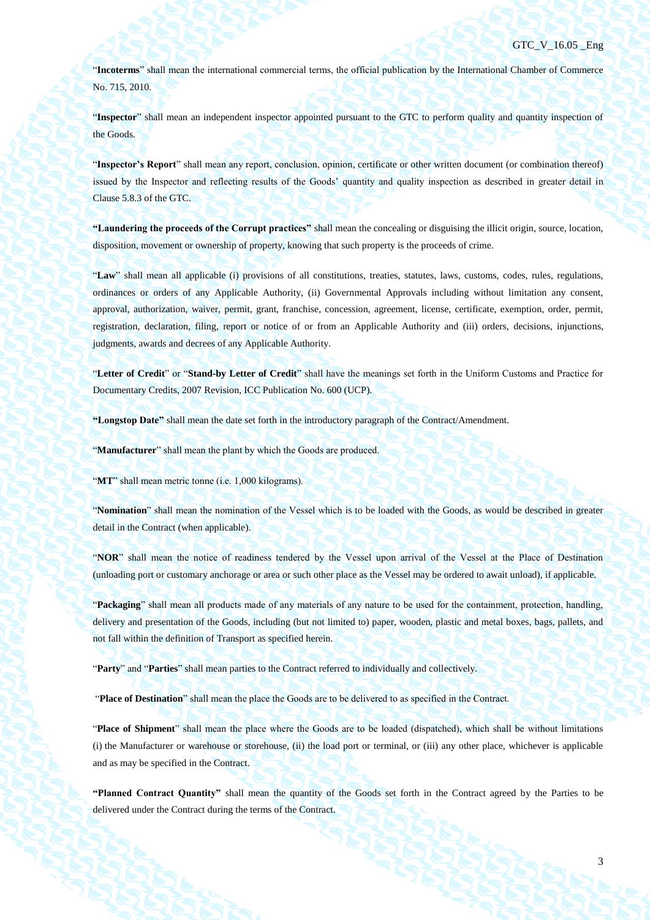"**Incoterms**" shall mean the international commercial terms, the official publication by the International Chamber of Commerce No. 715, 2010.

"**Inspector**" shall mean an independent inspector appointed pursuant to the GTC to perform quality and quantity inspection of the Goods.

"**Inspector's Report**" shall mean any report, conclusion, opinion, certificate or other written document (or combination thereof) issued by the Inspector and reflecting results of the Goods' quantity and quality inspection as described in greater detail in Clause 5.8.3 of the GTC.

**"Laundering the proceeds of the Corrupt practices"** shall mean the concealing or disguising the illicit origin, source, location, disposition, movement or ownership of property, knowing that such property is the proceeds of crime.

"**Law**" shall mean all applicable (i) provisions of all constitutions, treaties, statutes, laws, customs, codes, rules, regulations, ordinances or orders of any Applicable Authority, (ii) Governmental Approvals including without limitation any consent, approval, authorization, waiver, permit, grant, franchise, concession, agreement, license, certificate, exemption, order, permit, registration, declaration, filing, report or notice of or from an Applicable Authority and (iii) orders, decisions, injunctions, judgments, awards and decrees of any Applicable Authority.

"**Letter of Credit**" or "**Stand-by Letter of Credit**" shall have the meanings set forth in the Uniform Customs and Practice for Documentary Credits, 2007 Revision, ICC Publication No. 600 (UCP).

**"Longstop Date"** shall mean the date set forth in the introductory paragraph of the Contract/Amendment.

"**Manufacturer**" shall mean the plant by which the Goods are produced.

"**MT**" shall mean metric tonne (i.e. 1,000 kilograms).

"**Nomination**" shall mean the nomination of the Vessel which is to be loaded with the Goods, as would be described in greater detail in the Contract (when applicable).

"**NOR**" shall mean the notice of readiness tendered by the Vessel upon arrival of the Vessel at the Place of Destination (unloading port or customary anchorage or area or such other place as the Vessel may be ordered to await unload), if applicable.

"**Packaging**" shall mean all products made of any materials of any nature to be used for the containment, protection, handling, delivery and presentation of the Goods, including (but not limited to) paper, wooden, plastic and metal boxes, bags, pallets, and not fall within the definition of Transport as specified herein.

"**Party**" and "**Parties**" shall mean parties to the Contract referred to individually and collectively.

"**Place of Destination**" shall mean the place the Goods are to be delivered to as specified in the Contract.

"**Place of Shipment**" shall mean the place where the Goods are to be loaded (dispatched), which shall be without limitations (i) the Manufacturer or warehouse or storehouse, (ii) the load port or terminal, or (iii) any other place, whichever is applicable and as may be specified in the Contract.

**"Planned Contract Quantity"** shall mean the quantity of the Goods set forth in the Contract agreed by the Parties to be delivered under the Contract during the terms of the Contract.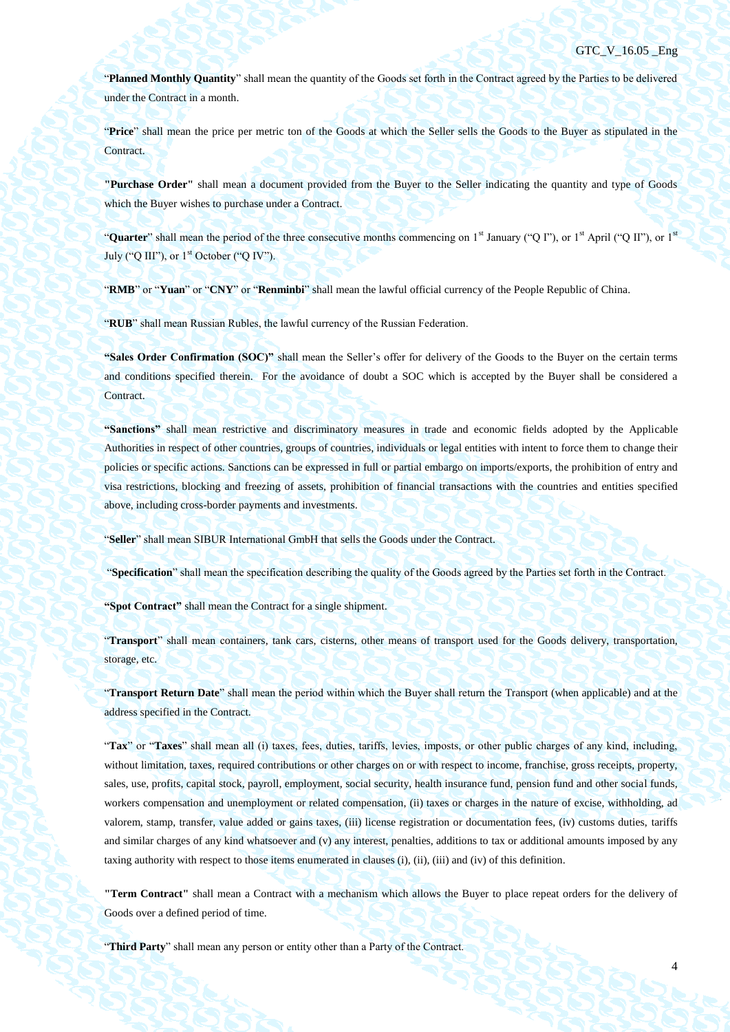"**Planned Monthly Quantity**" shall mean the quantity of the Goods set forth in the Contract agreed by the Parties to be delivered under the Contract in a month.

"**Price**" shall mean the price per metric ton of the Goods at which the Seller sells the Goods to the Buyer as stipulated in the Contract.

**"Purchase Order"** shall mean a document provided from the Buyer to the Seller indicating the quantity and type of Goods which the Buyer wishes to purchase under a Contract.

"**Quarter**" shall mean the period of the three consecutive months commencing on 1st January ("Q I"), or 1st April ("Q II"), or 1st July ("Q III"), or 1st October ("Q IV").

"**RMB**" or "**Yuan**" or "**CNY**" or "**Renminbi**" shall mean the lawful official currency of the People Republic of China.

"**RUB**" shall mean Russian Rubles, the lawful currency of the Russian Federation.

**"Sales Order Confirmation (SOC)"** shall mean the Seller's offer for delivery of the Goods to the Buyer on the certain terms and conditions specified therein. For the avoidance of doubt a SOC which is accepted by the Buyer shall be considered a Contract.

**"Sanctions"** shall mean restrictive and discriminatory measures in trade and economic fields adopted by the Applicable Authorities in respect of other countries, groups of countries, individuals or legal entities with intent to force them to change their policies or specific actions. Sanctions can be expressed in full or partial embargo on imports/exports, the prohibition of entry and visa restrictions, blocking and freezing of assets, prohibition of financial transactions with the countries and entities specified above, including cross-border payments and investments.

"**Seller**" shall mean SIBUR International GmbH that sells the Goods under the Contract.

"**Specification**" shall mean the specification describing the quality of the Goods agreed by the Parties set forth in the Contract.

**"Spot Contract"** shall mean the Contract for a single shipment.

"**Transport**" shall mean containers, tank cars, cisterns, other means of transport used for the Goods delivery, transportation, storage, etc.

"**Transport Return Date**" shall mean the period within which the Buyer shall return the Transport (when applicable) and at the address specified in the Contract.

"**Tax**" or "**Taxes**" shall mean all (i) taxes, fees, duties, tariffs, levies, imposts, or other public charges of any kind, including, without limitation, taxes, required contributions or other charges on or with respect to income, franchise, gross receipts, property, sales, use, profits, capital stock, payroll, employment, social security, health insurance fund, pension fund and other social funds, workers compensation and unemployment or related compensation, (ii) taxes or charges in the nature of excise, withholding, ad valorem, stamp, transfer, value added or gains taxes, (iii) license registration or documentation fees, (iv) customs duties, tariffs and similar charges of any kind whatsoever and (v) any interest, penalties, additions to tax or additional amounts imposed by any taxing authority with respect to those items enumerated in clauses (i), (ii), (iii) and (iv) of this definition.

**"Term Contract"** shall mean a Contract with a mechanism which allows the Buyer to place repeat orders for the delivery of Goods over a defined period of time.

"**Third Party**" shall mean any person or entity other than a Party of the Contract.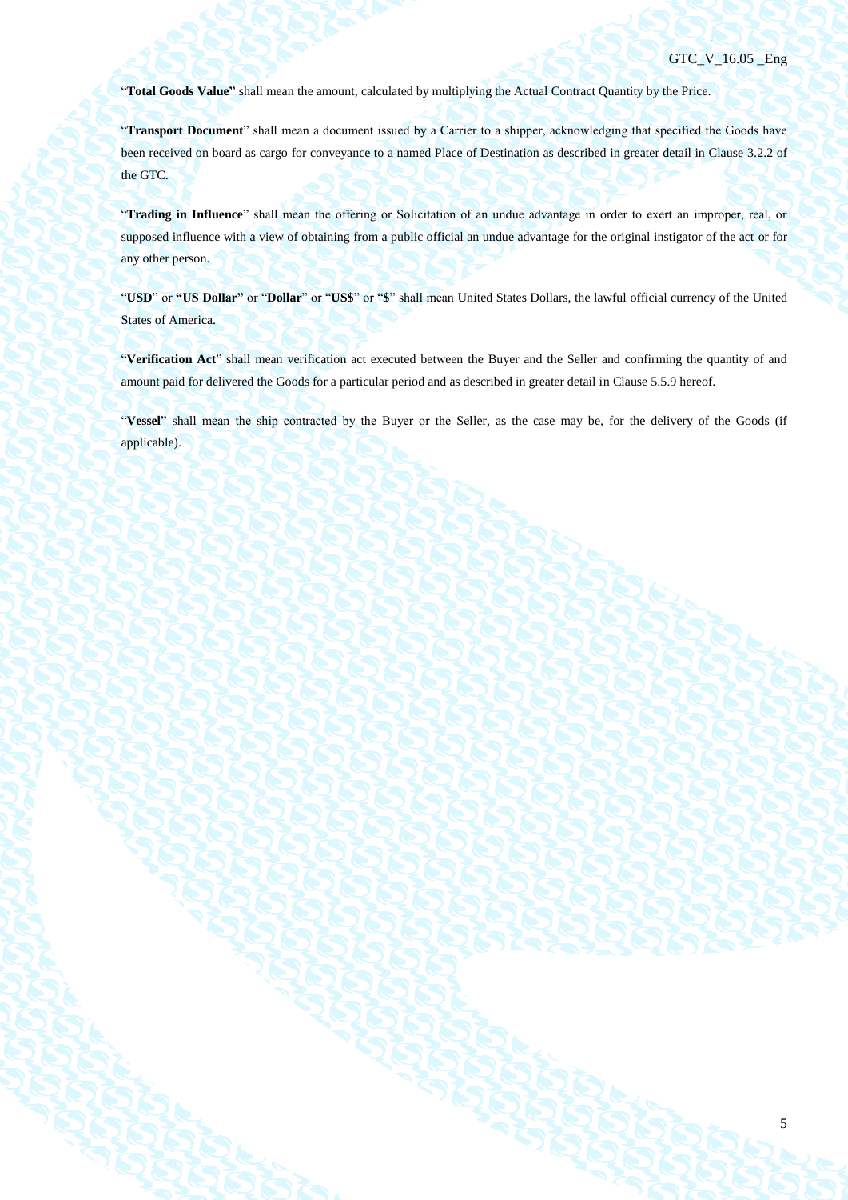"**Total Goods Value"** shall mean the amount, calculated by multiplying the Actual Contract Quantity by the Price.

"**Transport Document**" shall mean a document issued by a Carrier to a shipper, acknowledging that specified the Goods have been received on board as cargo for conveyance to a named Place of Destination as described in greater detail in Clause 3.2.2 of the GTC.

"**Trading in Influence**" shall mean the offering or Solicitation of an undue advantage in order to exert an improper, real, or supposed influence with a view of obtaining from a public official an undue advantage for the original instigator of the act or for any other person.

"**USD**" or **"US Dollar"** or "**Dollar**" or "**US$**" or "**$**" shall mean United States Dollars, the lawful official currency of the United States of America.

"**Verification Act**" shall mean verification act executed between the Buyer and the Seller and confirming the quantity of and amount paid for delivered the Goods for a particular period and as described in greater detail in Clause 5.5.9 hereof.

"**Vessel**" shall mean the ship contracted by the Buyer or the Seller, as the case may be, for the delivery of the Goods (if applicable).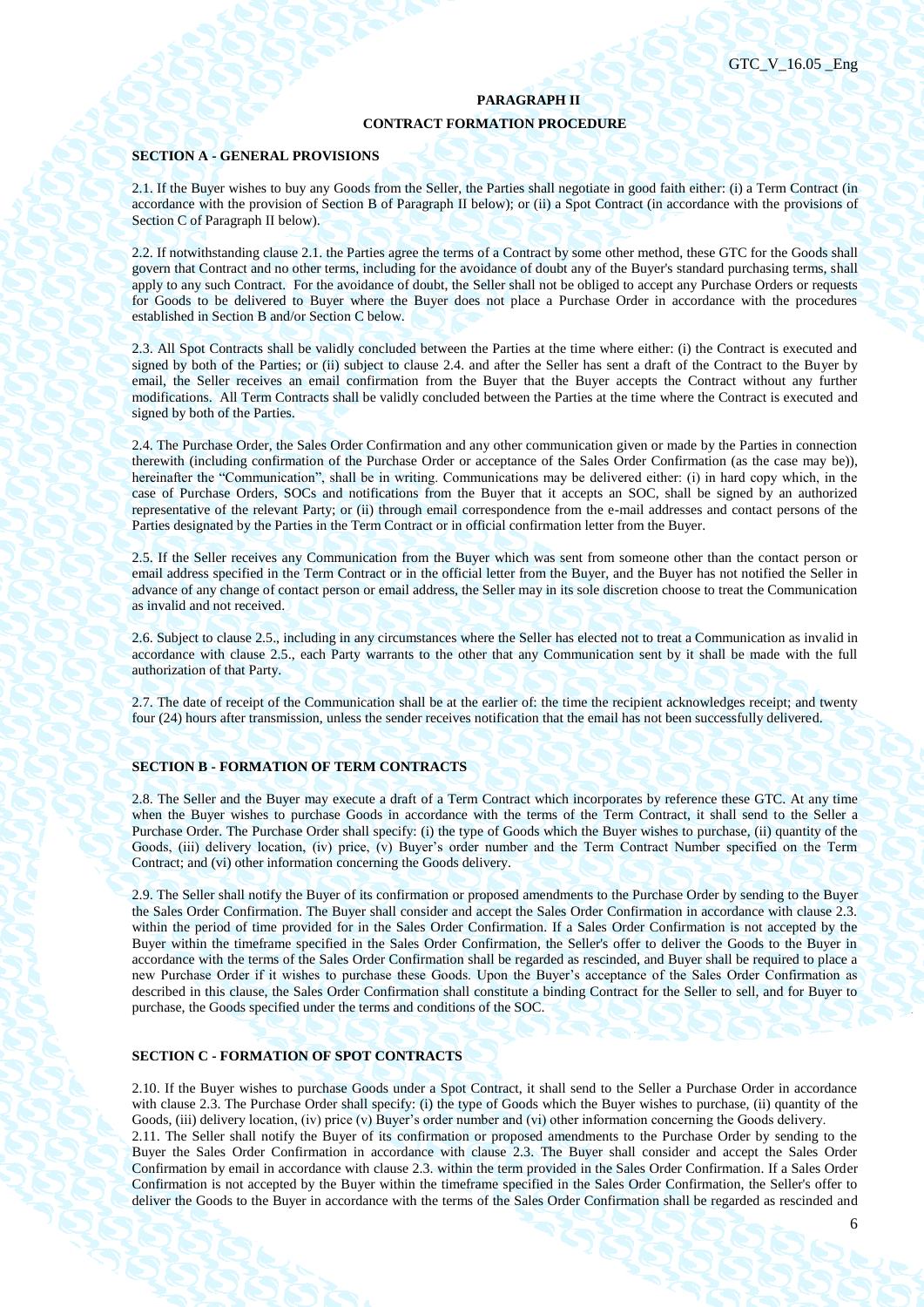## PARAGRAPH II

## CONTRACT FORMATION PROCEDURE

### SECTION A - GENERAL PROVISIONS

2.1. If the Buyer wishes to buy any Goods from the Seller, the Parties shall negotiate in good faith either: (i) a Term Contract (in accordance with the provision of Section B of Paragraph II below); or (ii) a Spot Contract (in accordance with the provisions of Section C of Paragraph II below).

2.2. If notwithstanding clause 2.1. the Parties agree the terms of a Contract by some other method, these GTC for the Goods shall govern that Contract and no other terms, including for the avoidance of doubt any of the Buyer's standard purchasing terms, shall apply to any such Contract. For the avoidance of doubt, the Seller shall not be obliged to accept any Purchase Orders or requests for Goods to be delivered to Buyer where the Buyer does not place a Purchase Order in accordance with the procedures established in Section B and/or Section C below.

2.3. All Spot Contracts shall be validly concluded between the Parties at the time where either: (i) the Contract is executed and signed by both of the Parties; or (ii) subject to clause 2.4. and after the Seller has sent a draft of the Contract to the Buyer by email, the Seller receives an email confirmation from the Buyer that the Buyer accepts the Contract without any further modifications. All Term Contracts shall be validly concluded between the Parties at the time where the Contract is executed and signed by both of the Parties.

2.4. The Purchase Order, the Sales Order Confirmation and any other communication given or made by the Parties in connection therewith (including confirmation of the Purchase Order or acceptance of the Sales Order Confirmation (as the case may be)), hereinafter the "Communication", shall be in writing. Communications may be delivered either: (i) in hard copy which, in the case of Purchase Orders, SOCs and notifications from the Buyer that it accepts an SOC, shall be signed by an authorized representative of the relevant Party; or (ii) through email correspondence from the e-mail addresses and contact persons of the Parties designated by the Parties in the Term Contract or in official confirmation letter from the Buyer.

2.5. If the Seller receives any Communication from the Buyer which was sent from someone other than the contact person or email address specified in the Term Contract or in the official letter from the Buyer, and the Buyer has not notified the Seller in advance of any change of contact person or email address, the Seller may in its sole discretion choose to treat the Communication as invalid and not received.

2.6. Subject to clause 2.5., including in any circumstances where the Seller has elected not to treat a Communication as invalid in accordance with clause 2.5., each Party warrants to the other that any Communication sent by it shall be made with the full authorization of that Party.

2.7. The date of receipt of the Communication shall be at the earlier of: the time the recipient acknowledges receipt; and twenty four (24) hours after transmission, unless the sender receives notification that the email has not been successfully delivered.

### SECTION B - FORMATION OF TERM CONTRACTS

2.8. The Seller and the Buyer may execute a draft of a Term Contract which incorporates by reference these GTC. At any time when the Buyer wishes to purchase Goods in accordance with the terms of the Term Contract, it shall send to the Seller a Purchase Order. The Purchase Order shall specify: (i) the type of Goods which the Buyer wishes to purchase, (ii) quantity of the Goods, (iii) delivery location, (iv) price, (v) Buyer's order number and the Term Contract Number specified on the Term Contract; and (vi) other information concerning the Goods delivery.

2.9. The Seller shall notify the Buyer of its confirmation or proposed amendments to the Purchase Order by sending to the Buyer the Sales Order Confirmation. The Buyer shall consider and accept the Sales Order Confirmation in accordance with clause 2.3. within the period of time provided for in the Sales Order Confirmation. If a Sales Order Confirmation is not accepted by the Buyer within the timeframe specified in the Sales Order Confirmation, the Seller's offer to deliver the Goods to the Buyer in accordance with the terms of the Sales Order Confirmation shall be regarded as rescinded, and Buyer shall be required to place a new Purchase Order if it wishes to purchase these Goods. Upon the Buyer's acceptance of the Sales Order Confirmation as described in this clause, the Sales Order Confirmation shall constitute a binding Contract for the Seller to sell, and for Buyer to purchase, the Goods specified under the terms and conditions of the SOC.

### SECTION C - FORMATION OF SPOT CONTRACTS

2.10. If the Buyer wishes to purchase Goods under a Spot Contract, it shall send to the Seller a Purchase Order in accordance with clause 2.3. The Purchase Order shall specify: (i) the type of Goods which the Buyer wishes to purchase, (ii) quantity of the Goods, (iii) delivery location, (iv) price (v) Buyer's order number and (vi) other information concerning the Goods delivery.

2.11. The Seller shall notify the Buyer of its confirmation or proposed amendments to the Purchase Order by sending to the Buyer the Sales Order Confirmation in accordance with clause 2.3. The Buyer shall consider and accept the Sales Order Confirmation by email in accordance with clause 2.3. within the term provided in the Sales Order Confirmation. If a Sales Order Confirmation is not accepted by the Buyer within the timeframe specified in the Sales Order Confirmation, the Seller's offer to deliver the Goods to the Buyer in accordance with the terms of the Sales Order Confirmation shall be regarded as rescinded and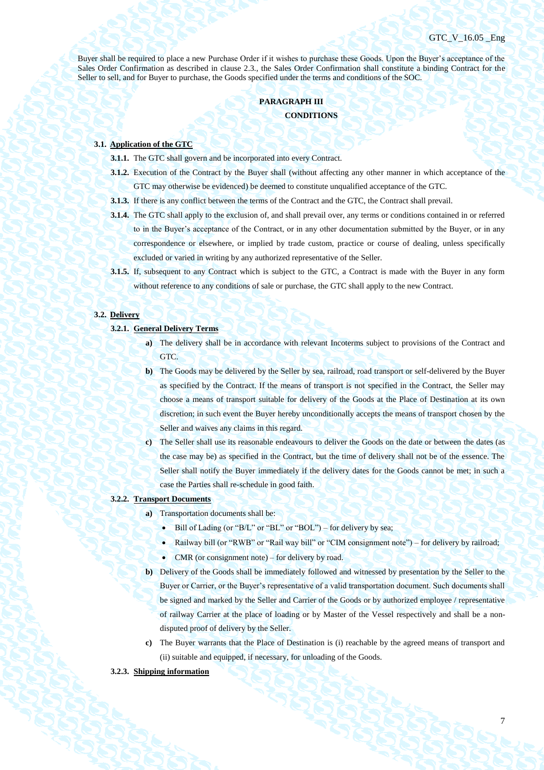Buyer shall be required to place a new Purchase Order if it wishes to purchase these Goods. Upon the Buyer's acceptance of the Sales Order Confirmation as described in clause 2.3., the Sales Order Confirmation shall constitute a binding Contract for the Seller to sell, and for Buyer to purchase, the Goods specified under the terms and conditions of the SOC.

## PARAGRAPH III
## CONDITIONS

**3.1. Application of the GTC**

**3.1.1.** The GTC shall govern and be incorporated into every Contract.

**3.1.2.** Execution of the Contract by the Buyer shall (without affecting any other manner in which acceptance of the GTC may otherwise be evidenced) be deemed to constitute unqualified acceptance of the GTC.

**3.1.3.** If there is any conflict between the terms of the Contract and the GTC, the Contract shall prevail.

**3.1.4.** The GTC shall apply to the exclusion of, and shall prevail over, any terms or conditions contained in or referred to in the Buyer's acceptance of the Contract, or in any other documentation submitted by the Buyer, or in any correspondence or elsewhere, or implied by trade custom, practice or course of dealing, unless specifically excluded or varied in writing by any authorized representative of the Seller.

**3.1.5.** If, subsequent to any Contract which is subject to the GTC, a Contract is made with the Buyer in any form without reference to any conditions of sale or purchase, the GTC shall apply to the new Contract.

**3.2. Delivery**

**3.2.1. General Delivery Terms**

**a)** The delivery shall be in accordance with relevant Incoterms subject to provisions of the Contract and GTC.

**b)** The Goods may be delivered by the Seller by sea, railroad, road transport or self-delivered by the Buyer as specified by the Contract. If the means of transport is not specified in the Contract, the Seller may choose a means of transport suitable for delivery of the Goods at the Place of Destination at its own discretion; in such event the Buyer hereby unconditionally accepts the means of transport chosen by the Seller and waives any claims in this regard.

**c)** The Seller shall use its reasonable endeavours to deliver the Goods on the date or between the dates (as the case may be) as specified in the Contract, but the time of delivery shall not be of the essence. The Seller shall notify the Buyer immediately if the delivery dates for the Goods cannot be met; in such a case the Parties shall re-schedule in good faith.

**3.2.2. Transport Documents**

**a)** Transportation documents shall be:

- Bill of Lading (or "B/L" or "BL" or "BOL") – for delivery by sea;
- Railway bill (or "RWB" or "Rail way bill" or "CIM consignment note") – for delivery by railroad;
- CMR (or consignment note) – for delivery by road.

**b)** Delivery of the Goods shall be immediately followed and witnessed by presentation by the Seller to the Buyer or Carrier, or the Buyer's representative of a valid transportation document. Such documents shall be signed and marked by the Seller and Carrier of the Goods or by authorized employee / representative of railway Carrier at the place of loading or by Master of the Vessel respectively and shall be a non-disputed proof of delivery by the Seller.

**c)** The Buyer warrants that the Place of Destination is (i) reachable by the agreed means of transport and (ii) suitable and equipped, if necessary, for unloading of the Goods.

**3.2.3. Shipping information**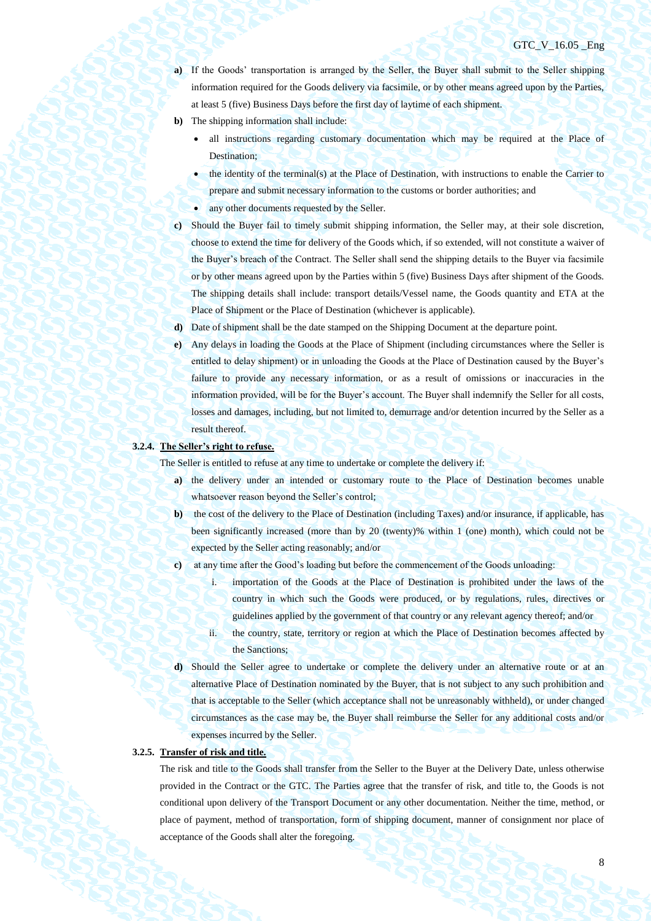**a)** If the Goods' transportation is arranged by the Seller, the Buyer shall submit to the Seller shipping information required for the Goods delivery via facsimile, or by other means agreed upon by the Parties, at least 5 (five) Business Days before the first day of laytime of each shipment.

**b)** The shipping information shall include:

- all instructions regarding customary documentation which may be required at the Place of Destination;
- the identity of the terminal(s) at the Place of Destination, with instructions to enable the Carrier to prepare and submit necessary information to the customs or border authorities; and
- any other documents requested by the Seller.

**c)** Should the Buyer fail to timely submit shipping information, the Seller may, at their sole discretion, choose to extend the time for delivery of the Goods which, if so extended, will not constitute a waiver of the Buyer's breach of the Contract. The Seller shall send the shipping details to the Buyer via facsimile or by other means agreed upon by the Parties within 5 (five) Business Days after shipment of the Goods. The shipping details shall include: transport details/Vessel name, the Goods quantity and ETA at the Place of Shipment or the Place of Destination (whichever is applicable).

**d)** Date of shipment shall be the date stamped on the Shipping Document at the departure point.

**e)** Any delays in loading the Goods at the Place of Shipment (including circumstances where the Seller is entitled to delay shipment) or in unloading the Goods at the Place of Destination caused by the Buyer's failure to provide any necessary information, or as a result of omissions or inaccuracies in the information provided, will be for the Buyer's account. The Buyer shall indemnify the Seller for all costs, losses and damages, including, but not limited to, demurrage and/or detention incurred by the Seller as a result thereof.

**3.2.4. <u>The Seller's right to refuse.</u>**

The Seller is entitled to refuse at any time to undertake or complete the delivery if:

**a)** the delivery under an intended or customary route to the Place of Destination becomes unable whatsoever reason beyond the Seller's control;

**b)** the cost of the delivery to the Place of Destination (including Taxes) and/or insurance, if applicable, has been significantly increased (more than by 20 (twenty)% within 1 (one) month), which could not be expected by the Seller acting reasonably; and/or

**c)** at any time after the Good's loading but before the commencement of the Goods unloading:

   i. importation of the Goods at the Place of Destination is prohibited under the laws of the country in which such the Goods were produced, or by regulations, rules, directives or guidelines applied by the government of that country or any relevant agency thereof; and/or

   ii. the country, state, territory or region at which the Place of Destination becomes affected by the Sanctions;

**d)** Should the Seller agree to undertake or complete the delivery under an alternative route or at an alternative Place of Destination nominated by the Buyer, that is not subject to any such prohibition and that is acceptable to the Seller (which acceptance shall not be unreasonably withheld), or under changed circumstances as the case may be, the Buyer shall reimburse the Seller for any additional costs and/or expenses incurred by the Seller.

**3.2.5. <u>Transfer of risk and title.</u>**

The risk and title to the Goods shall transfer from the Seller to the Buyer at the Delivery Date, unless otherwise provided in the Contract or the GTC. The Parties agree that the transfer of risk, and title to, the Goods is not conditional upon delivery of the Transport Document or any other documentation. Neither the time, method, or place of payment, method of transportation, form of shipping document, manner of consignment nor place of acceptance of the Goods shall alter the foregoing.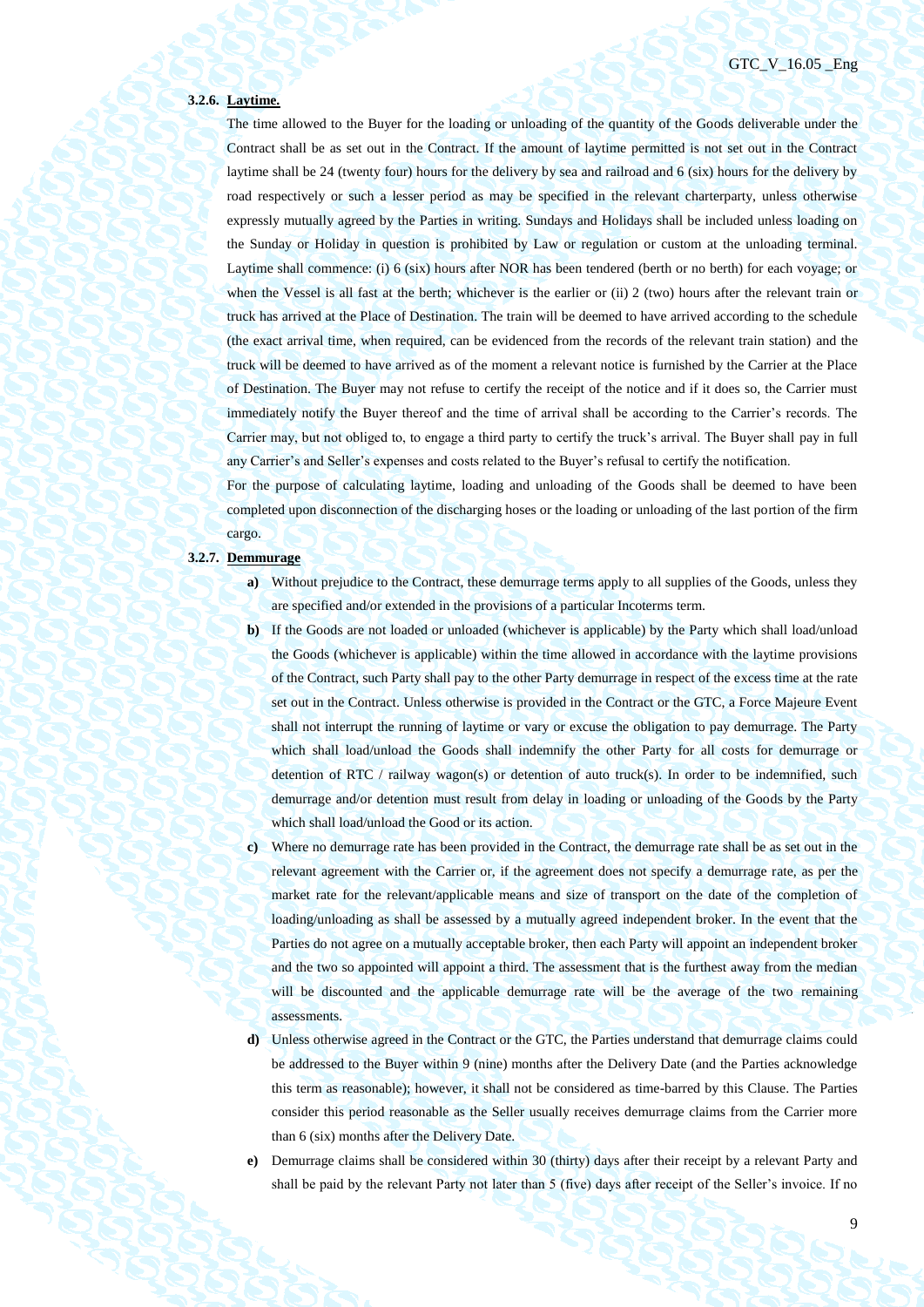### 3.2.6. Laytime.

The time allowed to the Buyer for the loading or unloading of the quantity of the Goods deliverable under the Contract shall be as set out in the Contract. If the amount of laytime permitted is not set out in the Contract laytime shall be 24 (twenty four) hours for the delivery by sea and railroad and 6 (six) hours for the delivery by road respectively or such a lesser period as may be specified in the relevant charterparty, unless otherwise expressly mutually agreed by the Parties in writing. Sundays and Holidays shall be included unless loading on the Sunday or Holiday in question is prohibited by Law or regulation or custom at the unloading terminal. Laytime shall commence: (i) 6 (six) hours after NOR has been tendered (berth or no berth) for each voyage; or when the Vessel is all fast at the berth; whichever is the earlier or (ii) 2 (two) hours after the relevant train or truck has arrived at the Place of Destination. The train will be deemed to have arrived according to the schedule (the exact arrival time, when required, can be evidenced from the records of the relevant train station) and the truck will be deemed to have arrived as of the moment a relevant notice is furnished by the Carrier at the Place of Destination. The Buyer may not refuse to certify the receipt of the notice and if it does so, the Carrier must immediately notify the Buyer thereof and the time of arrival shall be according to the Carrier's records. The Carrier may, but not obliged to, to engage a third party to certify the truck's arrival. The Buyer shall pay in full any Carrier's and Seller's expenses and costs related to the Buyer's refusal to certify the notification.

For the purpose of calculating laytime, loading and unloading of the Goods shall be deemed to have been completed upon disconnection of the discharging hoses or the loading or unloading of the last portion of the firm cargo.

### 3.2.7. Demmurage

**a)** Without prejudice to the Contract, these demurrage terms apply to all supplies of the Goods, unless they are specified and/or extended in the provisions of a particular Incoterms term.

**b)** If the Goods are not loaded or unloaded (whichever is applicable) by the Party which shall load/unload the Goods (whichever is applicable) within the time allowed in accordance with the laytime provisions of the Contract, such Party shall pay to the other Party demurrage in respect of the excess time at the rate set out in the Contract. Unless otherwise is provided in the Contract or the GTC, a Force Majeure Event shall not interrupt the running of laytime or vary or excuse the obligation to pay demurrage. The Party which shall load/unload the Goods shall indemnify the other Party for all costs for demurrage or detention of RTC / railway wagon(s) or detention of auto truck(s). In order to be indemnified, such demurrage and/or detention must result from delay in loading or unloading of the Goods by the Party which shall load/unload the Good or its action.

**c)** Where no demurrage rate has been provided in the Contract, the demurrage rate shall be as set out in the relevant agreement with the Carrier or, if the agreement does not specify a demurrage rate, as per the market rate for the relevant/applicable means and size of transport on the date of the completion of loading/unloading as shall be assessed by a mutually agreed independent broker. In the event that the Parties do not agree on a mutually acceptable broker, then each Party will appoint an independent broker and the two so appointed will appoint a third. The assessment that is the furthest away from the median will be discounted and the applicable demurrage rate will be the average of the two remaining assessments.

**d)** Unless otherwise agreed in the Contract or the GTC, the Parties understand that demurrage claims could be addressed to the Buyer within 9 (nine) months after the Delivery Date (and the Parties acknowledge this term as reasonable); however, it shall not be considered as time-barred by this Clause. The Parties consider this period reasonable as the Seller usually receives demurrage claims from the Carrier more than 6 (six) months after the Delivery Date.

**e)** Demurrage claims shall be considered within 30 (thirty) days after their receipt by a relevant Party and shall be paid by the relevant Party not later than 5 (five) days after receipt of the Seller's invoice. If no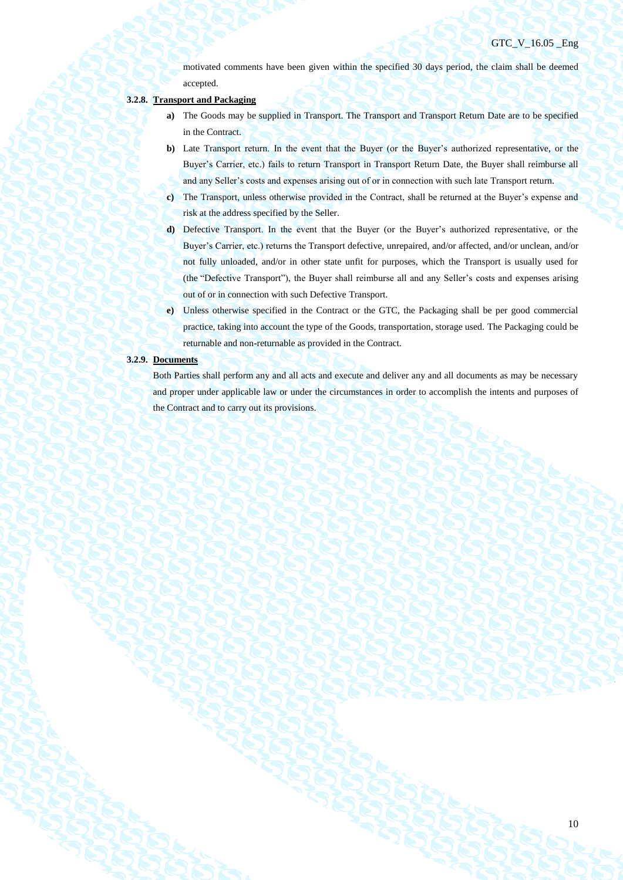motivated comments have been given within the specified 30 days period, the claim shall be deemed accepted.

**3.2.8. <u>Transport and Packaging</u>**

- **a)** The Goods may be supplied in Transport. The Transport and Transport Return Date are to be specified in the Contract.
- **b)** Late Transport return. In the event that the Buyer (or the Buyer's authorized representative, or the Buyer's Carrier, etc.) fails to return Transport in Transport Return Date, the Buyer shall reimburse all and any Seller's costs and expenses arising out of or in connection with such late Transport return.
- **c)** The Transport, unless otherwise provided in the Contract, shall be returned at the Buyer's expense and risk at the address specified by the Seller.
- **d)** Defective Transport. In the event that the Buyer (or the Buyer's authorized representative, or the Buyer's Carrier, etc.) returns the Transport defective, unrepaired, and/or affected, and/or unclean, and/or not fully unloaded, and/or in other state unfit for purposes, which the Transport is usually used for (the "Defective Transport"), the Buyer shall reimburse all and any Seller's costs and expenses arising out of or in connection with such Defective Transport.
- **e)** Unless otherwise specified in the Contract or the GTC, the Packaging shall be per good commercial practice, taking into account the type of the Goods, transportation, storage used. The Packaging could be returnable and non-returnable as provided in the Contract.

**3.2.9. <u>Documents</u>**

Both Parties shall perform any and all acts and execute and deliver any and all documents as may be necessary and proper under applicable law or under the circumstances in order to accomplish the intents and purposes of the Contract and to carry out its provisions.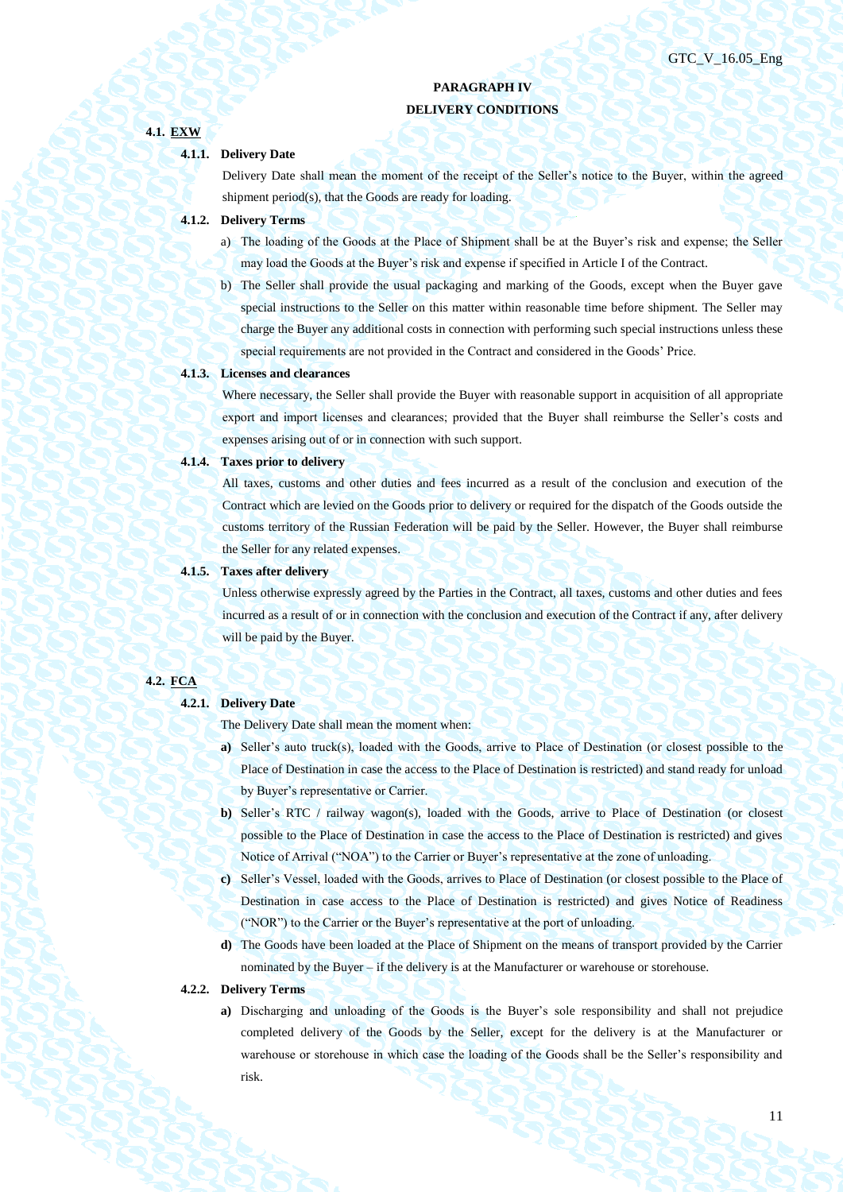## PARAGRAPH IV
## DELIVERY CONDITIONS

### 4.1. EXW

**4.1.1. Delivery Date**

Delivery Date shall mean the moment of the receipt of the Seller's notice to the Buyer, within the agreed shipment period(s), that the Goods are ready for loading.

**4.1.2. Delivery Terms**

a) The loading of the Goods at the Place of Shipment shall be at the Buyer's risk and expense; the Seller may load the Goods at the Buyer's risk and expense if specified in Article I of the Contract.

b) The Seller shall provide the usual packaging and marking of the Goods, except when the Buyer gave special instructions to the Seller on this matter within reasonable time before shipment. The Seller may charge the Buyer any additional costs in connection with performing such special instructions unless these special requirements are not provided in the Contract and considered in the Goods' Price.

**4.1.3. Licenses and clearances**

Where necessary, the Seller shall provide the Buyer with reasonable support in acquisition of all appropriate export and import licenses and clearances; provided that the Buyer shall reimburse the Seller's costs and expenses arising out of or in connection with such support.

**4.1.4. Taxes prior to delivery**

All taxes, customs and other duties and fees incurred as a result of the conclusion and execution of the Contract which are levied on the Goods prior to delivery or required for the dispatch of the Goods outside the customs territory of the Russian Federation will be paid by the Seller. However, the Buyer shall reimburse the Seller for any related expenses.

**4.1.5. Taxes after delivery**

Unless otherwise expressly agreed by the Parties in the Contract, all taxes, customs and other duties and fees incurred as a result of or in connection with the conclusion and execution of the Contract if any, after delivery will be paid by the Buyer.

### 4.2. FCA

**4.2.1. Delivery Date**

The Delivery Date shall mean the moment when:

**a)** Seller's auto truck(s), loaded with the Goods, arrive to Place of Destination (or closest possible to the Place of Destination in case the access to the Place of Destination is restricted) and stand ready for unload by Buyer's representative or Carrier.

**b)** Seller's RTC / railway wagon(s), loaded with the Goods, arrive to Place of Destination (or closest possible to the Place of Destination in case the access to the Place of Destination is restricted) and gives Notice of Arrival ("NOA") to the Carrier or Buyer's representative at the zone of unloading.

**c)** Seller's Vessel, loaded with the Goods, arrives to Place of Destination (or closest possible to the Place of Destination in case access to the Place of Destination is restricted) and gives Notice of Readiness ("NOR") to the Carrier or the Buyer's representative at the port of unloading.

**d)** The Goods have been loaded at the Place of Shipment on the means of transport provided by the Carrier nominated by the Buyer – if the delivery is at the Manufacturer or warehouse or storehouse.

**4.2.2. Delivery Terms**

**a)** Discharging and unloading of the Goods is the Buyer's sole responsibility and shall not prejudice completed delivery of the Goods by the Seller, except for the delivery is at the Manufacturer or warehouse or storehouse in which case the loading of the Goods shall be the Seller's responsibility and risk.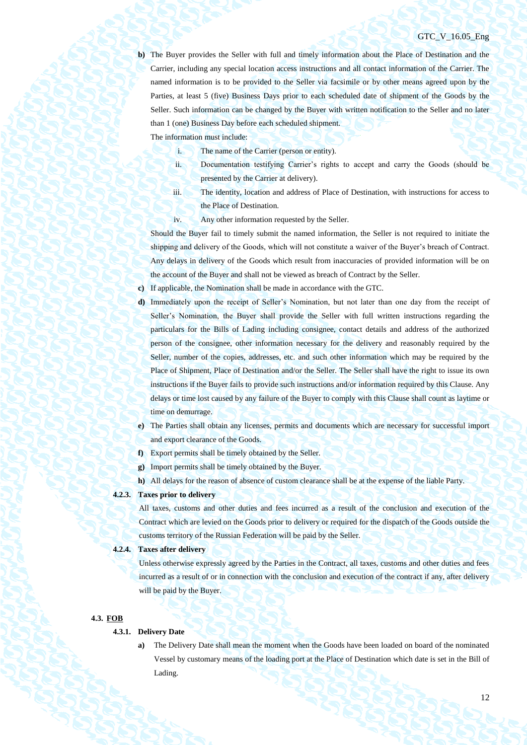**b)** The Buyer provides the Seller with full and timely information about the Place of Destination and the Carrier, including any special location access instructions and all contact information of the Carrier. The named information is to be provided to the Seller via facsimile or by other means agreed upon by the Parties, at least 5 (five) Business Days prior to each scheduled date of shipment of the Goods by the Seller. Such information can be changed by the Buyer with written notification to the Seller and no later than 1 (one) Business Day before each scheduled shipment.

The information must include:

i. The name of the Carrier (person or entity).

ii. Documentation testifying Carrier's rights to accept and carry the Goods (should be presented by the Carrier at delivery).

iii. The identity, location and address of Place of Destination, with instructions for access to the Place of Destination.

iv. Any other information requested by the Seller.

Should the Buyer fail to timely submit the named information, the Seller is not required to initiate the shipping and delivery of the Goods, which will not constitute a waiver of the Buyer's breach of Contract. Any delays in delivery of the Goods which result from inaccuracies of provided information will be on the account of the Buyer and shall not be viewed as breach of Contract by the Seller.

**c)** If applicable, the Nomination shall be made in accordance with the GTC.

**d)** Immediately upon the receipt of Seller's Nomination, but not later than one day from the receipt of Seller's Nomination, the Buyer shall provide the Seller with full written instructions regarding the particulars for the Bills of Lading including consignee, contact details and address of the authorized person of the consignee, other information necessary for the delivery and reasonably required by the Seller, number of the copies, addresses, etc. and such other information which may be required by the Place of Shipment, Place of Destination and/or the Seller. The Seller shall have the right to issue its own instructions if the Buyer fails to provide such instructions and/or information required by this Clause. Any delays or time lost caused by any failure of the Buyer to comply with this Clause shall count as laytime or time on demurrage.

**e)** The Parties shall obtain any licenses, permits and documents which are necessary for successful import and export clearance of the Goods.

**f)** Export permits shall be timely obtained by the Seller.

**g)** Import permits shall be timely obtained by the Buyer.

**h)** All delays for the reason of absence of custom clearance shall be at the expense of the liable Party.

**4.2.3. Taxes prior to delivery**

All taxes, customs and other duties and fees incurred as a result of the conclusion and execution of the Contract which are levied on the Goods prior to delivery or required for the dispatch of the Goods outside the customs territory of the Russian Federation will be paid by the Seller.

**4.2.4. Taxes after delivery**

Unless otherwise expressly agreed by the Parties in the Contract, all taxes, customs and other duties and fees incurred as a result of or in connection with the conclusion and execution of the contract if any, after delivery will be paid by the Buyer.

**4.3. FOB**

**4.3.1. Delivery Date**

**a)** The Delivery Date shall mean the moment when the Goods have been loaded on board of the nominated Vessel by customary means of the loading port at the Place of Destination which date is set in the Bill of Lading.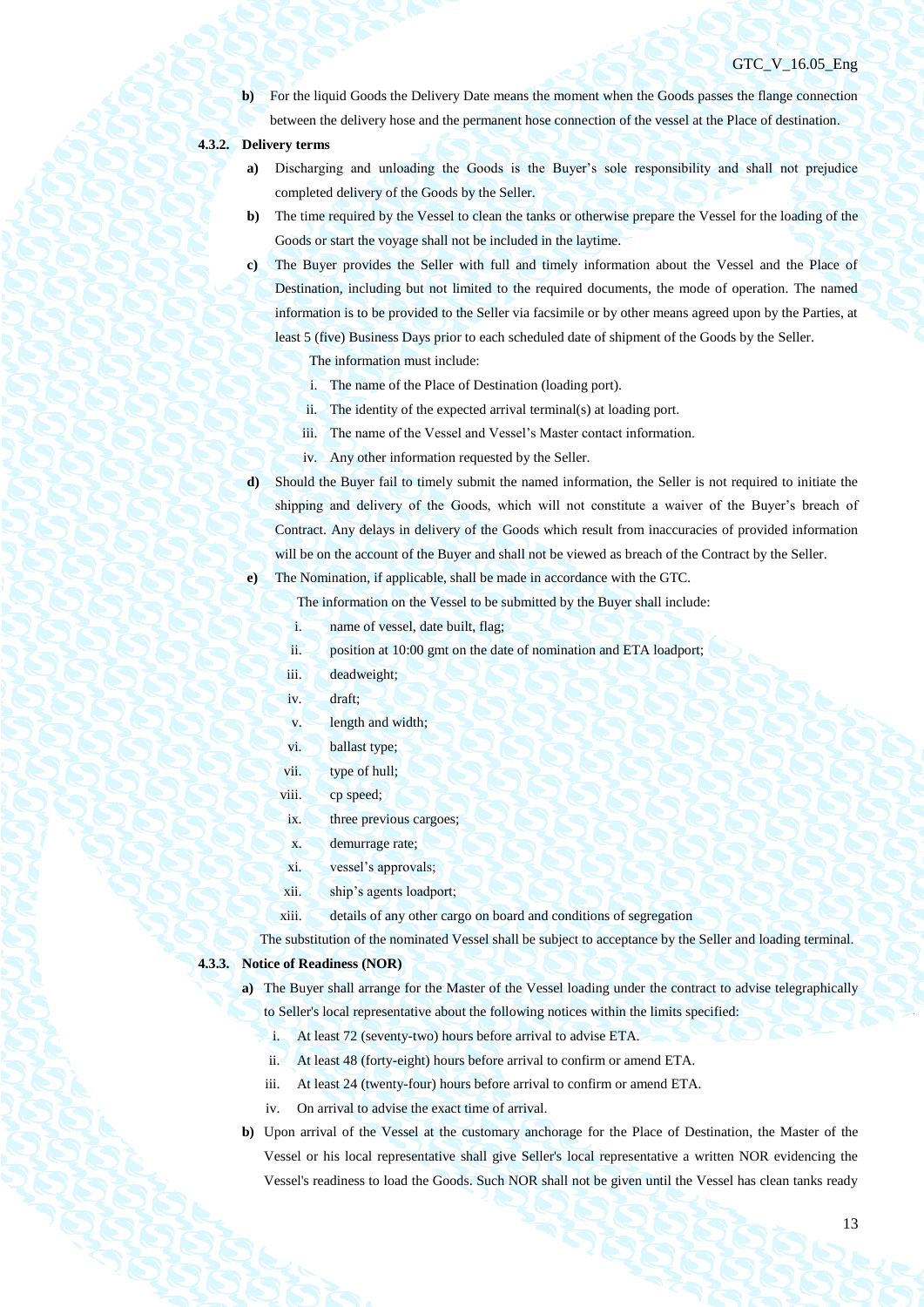**b)** For the liquid Goods the Delivery Date means the moment when the Goods passes the flange connection between the delivery hose and the permanent hose connection of the vessel at the Place of destination.

**4.3.2. Delivery terms**

**a)** Discharging and unloading the Goods is the Buyer's sole responsibility and shall not prejudice completed delivery of the Goods by the Seller.

**b)** The time required by the Vessel to clean the tanks or otherwise prepare the Vessel for the loading of the Goods or start the voyage shall not be included in the laytime.

**c)** The Buyer provides the Seller with full and timely information about the Vessel and the Place of Destination, including but not limited to the required documents, the mode of operation. The named information is to be provided to the Seller via facsimile or by other means agreed upon by the Parties, at least 5 (five) Business Days prior to each scheduled date of shipment of the Goods by the Seller.

The information must include:

i. The name of the Place of Destination (loading port).

ii. The identity of the expected arrival terminal(s) at loading port.

iii. The name of the Vessel and Vessel's Master contact information.

iv. Any other information requested by the Seller.

**d)** Should the Buyer fail to timely submit the named information, the Seller is not required to initiate the shipping and delivery of the Goods, which will not constitute a waiver of the Buyer's breach of Contract. Any delays in delivery of the Goods which result from inaccuracies of provided information will be on the account of the Buyer and shall not be viewed as breach of the Contract by the Seller.

**e)** The Nomination, if applicable, shall be made in accordance with the GTC.

The information on the Vessel to be submitted by the Buyer shall include:

i. name of vessel, date built, flag;

ii. position at 10:00 gmt on the date of nomination and ETA loadport;

iii. deadweight;

iv. draft;

v. length and width;

vi. ballast type;

vii. type of hull;

viii. cp speed;

ix. three previous cargoes;

x. demurrage rate;

xi. vessel's approvals;

xii. ship's agents loadport;

xiii. details of any other cargo on board and conditions of segregation

The substitution of the nominated Vessel shall be subject to acceptance by the Seller and loading terminal.

**4.3.3. Notice of Readiness (NOR)**

**a)** The Buyer shall arrange for the Master of the Vessel loading under the contract to advise telegraphically to Seller's local representative about the following notices within the limits specified:

i. At least 72 (seventy-two) hours before arrival to advise ETA.

ii. At least 48 (forty-eight) hours before arrival to confirm or amend ETA.

iii. At least 24 (twenty-four) hours before arrival to confirm or amend ETA.

iv. On arrival to advise the exact time of arrival.

**b)** Upon arrival of the Vessel at the customary anchorage for the Place of Destination, the Master of the Vessel or his local representative shall give Seller's local representative a written NOR evidencing the Vessel's readiness to load the Goods. Such NOR shall not be given until the Vessel has clean tanks ready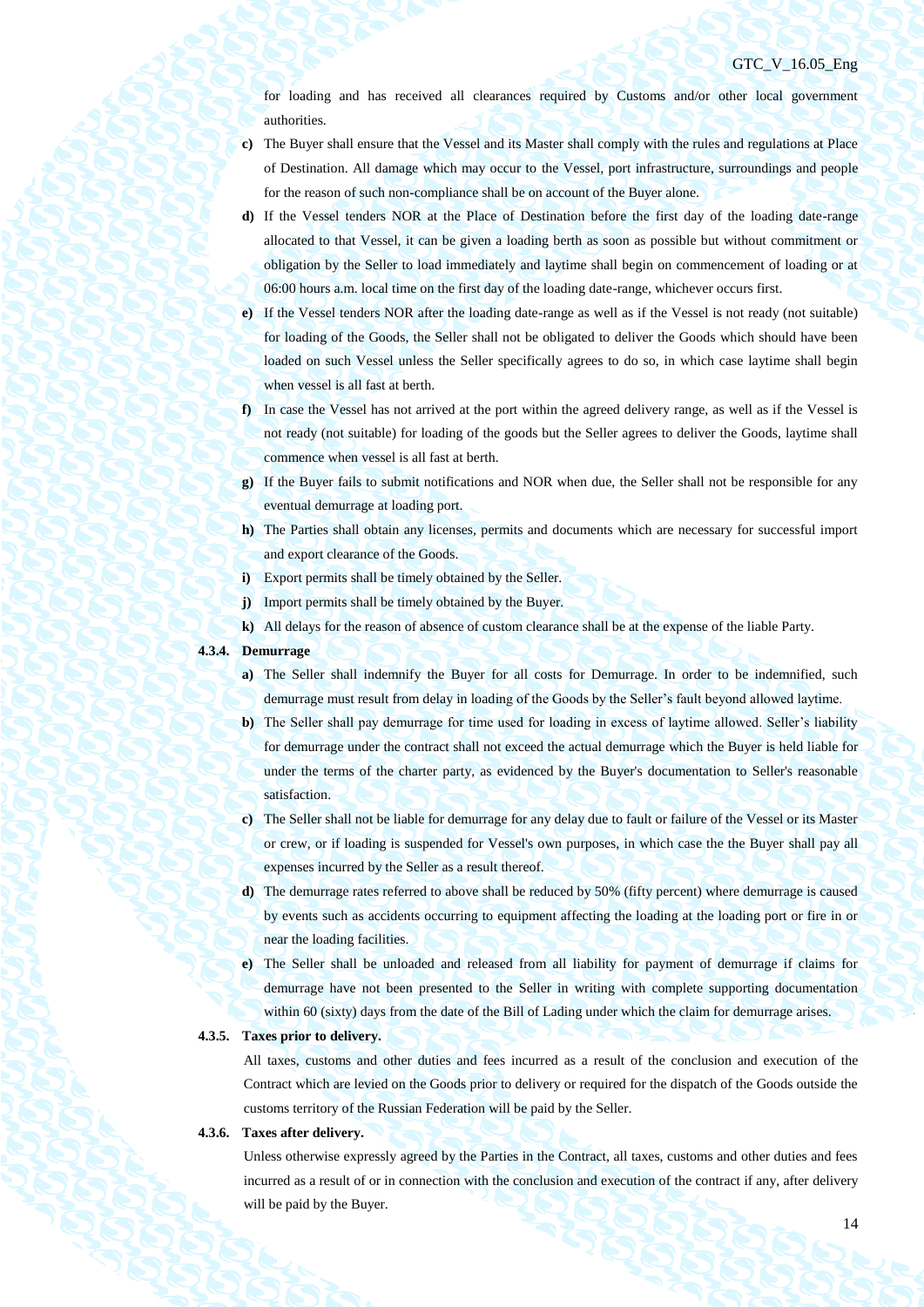for loading and has received all clearances required by Customs and/or other local government authorities.

**c)** The Buyer shall ensure that the Vessel and its Master shall comply with the rules and regulations at Place of Destination. All damage which may occur to the Vessel, port infrastructure, surroundings and people for the reason of such non-compliance shall be on account of the Buyer alone.

**d)** If the Vessel tenders NOR at the Place of Destination before the first day of the loading date-range allocated to that Vessel, it can be given a loading berth as soon as possible but without commitment or obligation by the Seller to load immediately and laytime shall begin on commencement of loading or at 06:00 hours a.m. local time on the first day of the loading date-range, whichever occurs first.

**e)** If the Vessel tenders NOR after the loading date-range as well as if the Vessel is not ready (not suitable) for loading of the Goods, the Seller shall not be obligated to deliver the Goods which should have been loaded on such Vessel unless the Seller specifically agrees to do so, in which case laytime shall begin when vessel is all fast at berth.

**f)** In case the Vessel has not arrived at the port within the agreed delivery range, as well as if the Vessel is not ready (not suitable) for loading of the goods but the Seller agrees to deliver the Goods, laytime shall commence when vessel is all fast at berth.

**g)** If the Buyer fails to submit notifications and NOR when due, the Seller shall not be responsible for any eventual demurrage at loading port.

**h)** The Parties shall obtain any licenses, permits and documents which are necessary for successful import and export clearance of the Goods.

**i)** Export permits shall be timely obtained by the Seller.

**j)** Import permits shall be timely obtained by the Buyer.

**k)** All delays for the reason of absence of custom clearance shall be at the expense of the liable Party.

**4.3.4. Demurrage**

**a)** The Seller shall indemnify the Buyer for all costs for Demurrage. In order to be indemnified, such demurrage must result from delay in loading of the Goods by the Seller's fault beyond allowed laytime.

**b)** The Seller shall pay demurrage for time used for loading in excess of laytime allowed. Seller's liability for demurrage under the contract shall not exceed the actual demurrage which the Buyer is held liable for under the terms of the charter party, as evidenced by the Buyer's documentation to Seller's reasonable satisfaction.

**c)** The Seller shall not be liable for demurrage for any delay due to fault or failure of the Vessel or its Master or crew, or if loading is suspended for Vessel's own purposes, in which case the the Buyer shall pay all expenses incurred by the Seller as a result thereof.

**d)** The demurrage rates referred to above shall be reduced by 50% (fifty percent) where demurrage is caused by events such as accidents occurring to equipment affecting the loading at the loading port or fire in or near the loading facilities.

**e)** The Seller shall be unloaded and released from all liability for payment of demurrage if claims for demurrage have not been presented to the Seller in writing with complete supporting documentation within 60 (sixty) days from the date of the Bill of Lading under which the claim for demurrage arises.

**4.3.5. Taxes prior to delivery.**

All taxes, customs and other duties and fees incurred as a result of the conclusion and execution of the Contract which are levied on the Goods prior to delivery or required for the dispatch of the Goods outside the customs territory of the Russian Federation will be paid by the Seller.

**4.3.6. Taxes after delivery.**

Unless otherwise expressly agreed by the Parties in the Contract, all taxes, customs and other duties and fees incurred as a result of or in connection with the conclusion and execution of the contract if any, after delivery will be paid by the Buyer.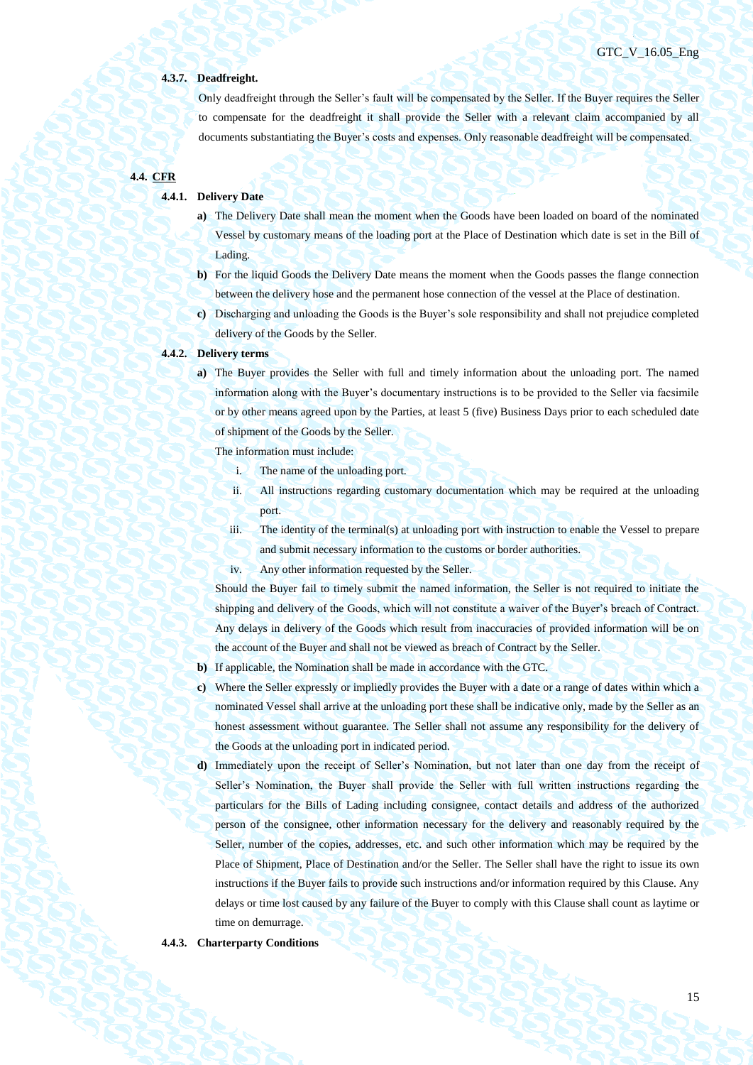**4.3.7. Deadfreight.**

Only deadfreight through the Seller's fault will be compensated by the Seller. If the Buyer requires the Seller to compensate for the deadfreight it shall provide the Seller with a relevant claim accompanied by all documents substantiating the Buyer's costs and expenses. Only reasonable deadfreight will be compensated.

**4.4. CFR**

**4.4.1. Delivery Date**

**a)** The Delivery Date shall mean the moment when the Goods have been loaded on board of the nominated Vessel by customary means of the loading port at the Place of Destination which date is set in the Bill of Lading.

**b)** For the liquid Goods the Delivery Date means the moment when the Goods passes the flange connection between the delivery hose and the permanent hose connection of the vessel at the Place of destination.

**c)** Discharging and unloading the Goods is the Buyer's sole responsibility and shall not prejudice completed delivery of the Goods by the Seller.

**4.4.2. Delivery terms**

**a)** The Buyer provides the Seller with full and timely information about the unloading port. The named information along with the Buyer's documentary instructions is to be provided to the Seller via facsimile or by other means agreed upon by the Parties, at least 5 (five) Business Days prior to each scheduled date of shipment of the Goods by the Seller.

The information must include:

i. The name of the unloading port.

ii. All instructions regarding customary documentation which may be required at the unloading port.

iii. The identity of the terminal(s) at unloading port with instruction to enable the Vessel to prepare and submit necessary information to the customs or border authorities.

iv. Any other information requested by the Seller.

Should the Buyer fail to timely submit the named information, the Seller is not required to initiate the shipping and delivery of the Goods, which will not constitute a waiver of the Buyer's breach of Contract. Any delays in delivery of the Goods which result from inaccuracies of provided information will be on the account of the Buyer and shall not be viewed as breach of Contract by the Seller.

**b)** If applicable, the Nomination shall be made in accordance with the GTC.

**c)** Where the Seller expressly or impliedly provides the Buyer with a date or a range of dates within which a nominated Vessel shall arrive at the unloading port these shall be indicative only, made by the Seller as an honest assessment without guarantee. The Seller shall not assume any responsibility for the delivery of the Goods at the unloading port in indicated period.

**d)** Immediately upon the receipt of Seller's Nomination, but not later than one day from the receipt of Seller's Nomination, the Buyer shall provide the Seller with full written instructions regarding the particulars for the Bills of Lading including consignee, contact details and address of the authorized person of the consignee, other information necessary for the delivery and reasonably required by the Seller, number of the copies, addresses, etc. and such other information which may be required by the Place of Shipment, Place of Destination and/or the Seller. The Seller shall have the right to issue its own instructions if the Buyer fails to provide such instructions and/or information required by this Clause. Any delays or time lost caused by any failure of the Buyer to comply with this Clause shall count as laytime or time on demurrage.

**4.4.3. Charterparty Conditions**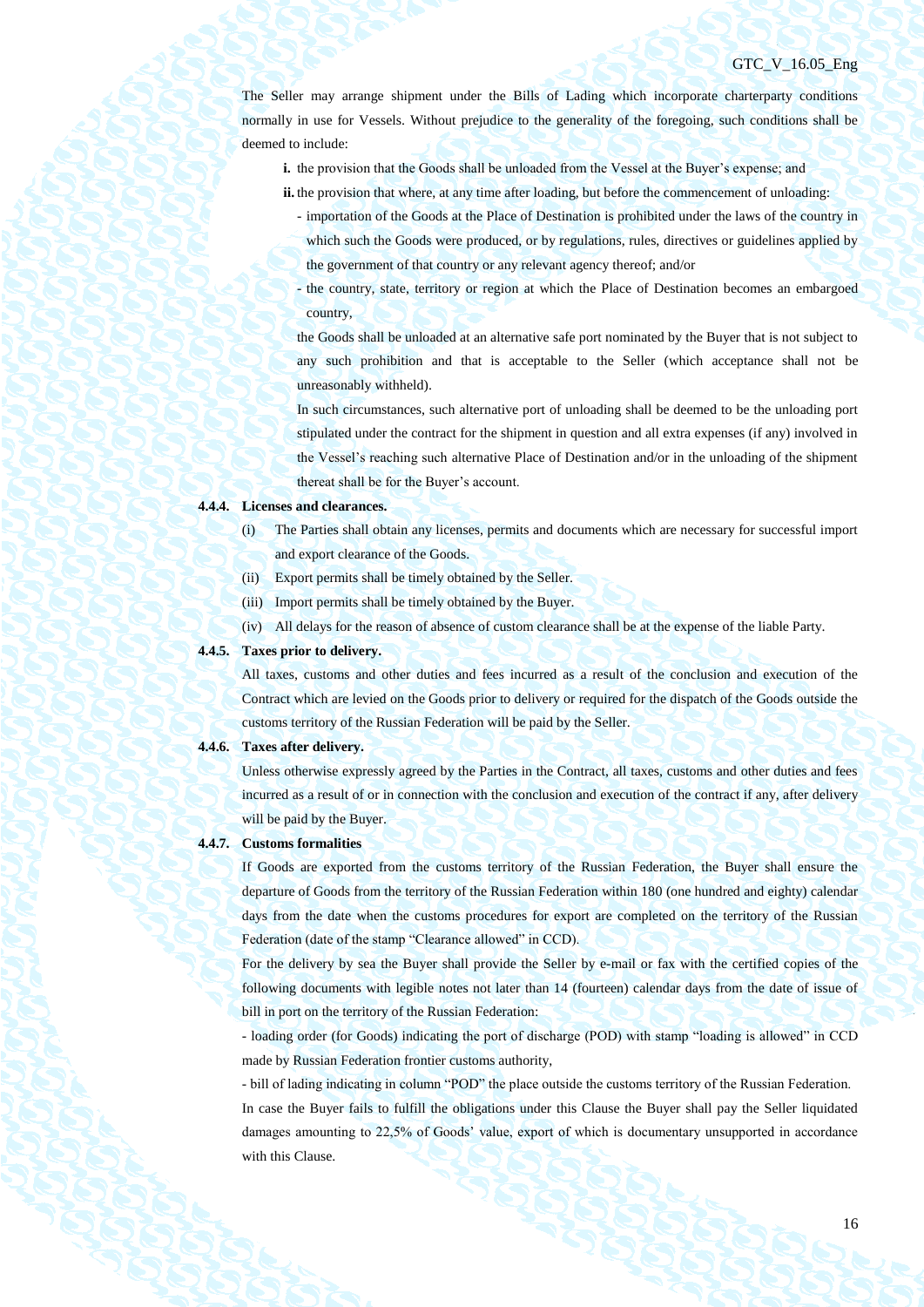The Seller may arrange shipment under the Bills of Lading which incorporate charterparty conditions normally in use for Vessels. Without prejudice to the generality of the foregoing, such conditions shall be deemed to include:

**i.** the provision that the Goods shall be unloaded from the Vessel at the Buyer's expense; and

**ii.** the provision that where, at any time after loading, but before the commencement of unloading:

- importation of the Goods at the Place of Destination is prohibited under the laws of the country in which such the Goods were produced, or by regulations, rules, directives or guidelines applied by the government of that country or any relevant agency thereof; and/or
- the country, state, territory or region at which the Place of Destination becomes an embargoed country,

the Goods shall be unloaded at an alternative safe port nominated by the Buyer that is not subject to any such prohibition and that is acceptable to the Seller (which acceptance shall not be unreasonably withheld).

In such circumstances, such alternative port of unloading shall be deemed to be the unloading port stipulated under the contract for the shipment in question and all extra expenses (if any) involved in the Vessel's reaching such alternative Place of Destination and/or in the unloading of the shipment thereat shall be for the Buyer's account.

**4.4.4. Licenses and clearances.**

(i) The Parties shall obtain any licenses, permits and documents which are necessary for successful import and export clearance of the Goods.

(ii) Export permits shall be timely obtained by the Seller.

(iii) Import permits shall be timely obtained by the Buyer.

(iv) All delays for the reason of absence of custom clearance shall be at the expense of the liable Party.

**4.4.5. Taxes prior to delivery.**

All taxes, customs and other duties and fees incurred as a result of the conclusion and execution of the Contract which are levied on the Goods prior to delivery or required for the dispatch of the Goods outside the customs territory of the Russian Federation will be paid by the Seller.

**4.4.6. Taxes after delivery.**

Unless otherwise expressly agreed by the Parties in the Contract, all taxes, customs and other duties and fees incurred as a result of or in connection with the conclusion and execution of the contract if any, after delivery will be paid by the Buyer.

**4.4.7. Customs formalities**

If Goods are exported from the customs territory of the Russian Federation, the Buyer shall ensure the departure of Goods from the territory of the Russian Federation within 180 (one hundred and eighty) calendar days from the date when the customs procedures for export are completed on the territory of the Russian Federation (date of the stamp "Clearance allowed" in CCD).

For the delivery by sea the Buyer shall provide the Seller by e-mail or fax with the certified copies of the following documents with legible notes not later than 14 (fourteen) calendar days from the date of issue of bill in port on the territory of the Russian Federation:

- loading order (for Goods) indicating the port of discharge (POD) with stamp "loading is allowed" in CCD made by Russian Federation frontier customs authority,

- bill of lading indicating in column "POD" the place outside the customs territory of the Russian Federation.

In case the Buyer fails to fulfill the obligations under this Clause the Buyer shall pay the Seller liquidated damages amounting to 22,5% of Goods' value, export of which is documentary unsupported in accordance with this Clause.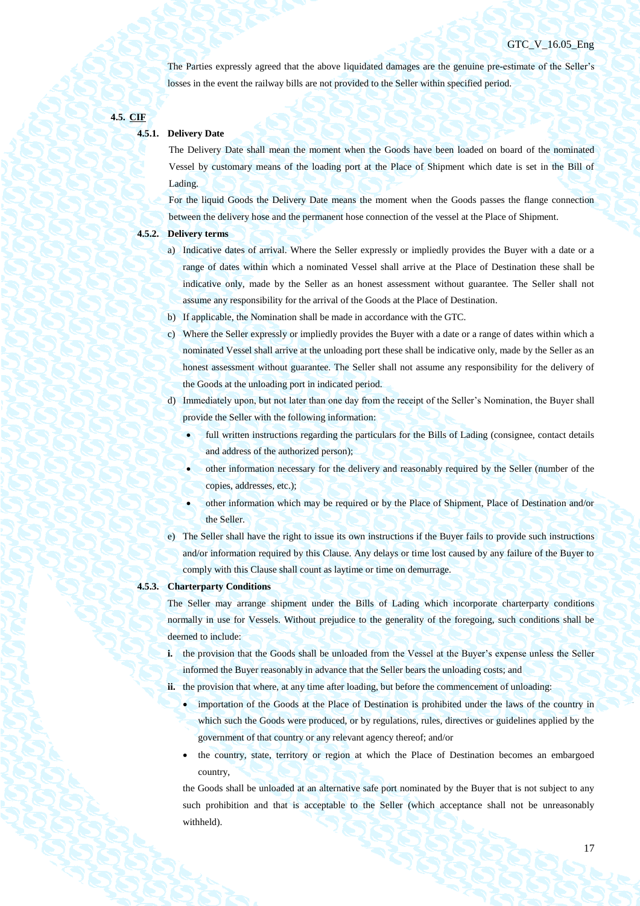The Parties expressly agreed that the above liquidated damages are the genuine pre-estimate of the Seller's losses in the event the railway bills are not provided to the Seller within specified period.

### 4.5. CIF

#### 4.5.1. Delivery Date

The Delivery Date shall mean the moment when the Goods have been loaded on board of the nominated Vessel by customary means of the loading port at the Place of Shipment which date is set in the Bill of Lading.

For the liquid Goods the Delivery Date means the moment when the Goods passes the flange connection between the delivery hose and the permanent hose connection of the vessel at the Place of Shipment.

#### 4.5.2. Delivery terms

a) Indicative dates of arrival. Where the Seller expressly or impliedly provides the Buyer with a date or a range of dates within which a nominated Vessel shall arrive at the Place of Destination these shall be indicative only, made by the Seller as an honest assessment without guarantee. The Seller shall not assume any responsibility for the arrival of the Goods at the Place of Destination.

b) If applicable, the Nomination shall be made in accordance with the GTC.

c) Where the Seller expressly or impliedly provides the Buyer with a date or a range of dates within which a nominated Vessel shall arrive at the unloading port these shall be indicative only, made by the Seller as an honest assessment without guarantee. The Seller shall not assume any responsibility for the delivery of the Goods at the unloading port in indicated period.

d) Immediately upon, but not later than one day from the receipt of the Seller's Nomination, the Buyer shall provide the Seller with the following information:

- full written instructions regarding the particulars for the Bills of Lading (consignee, contact details and address of the authorized person);
- other information necessary for the delivery and reasonably required by the Seller (number of the copies, addresses, etc.);
- other information which may be required or by the Place of Shipment, Place of Destination and/or the Seller.

e) The Seller shall have the right to issue its own instructions if the Buyer fails to provide such instructions and/or information required by this Clause. Any delays or time lost caused by any failure of the Buyer to comply with this Clause shall count as laytime or time on demurrage.

#### 4.5.3. Charterparty Conditions

The Seller may arrange shipment under the Bills of Lading which incorporate charterparty conditions normally in use for Vessels. Without prejudice to the generality of the foregoing, such conditions shall be deemed to include:

**i.** the provision that the Goods shall be unloaded from the Vessel at the Buyer's expense unless the Seller informed the Buyer reasonably in advance that the Seller bears the unloading costs; and

**ii.** the provision that where, at any time after loading, but before the commencement of unloading:

- importation of the Goods at the Place of Destination is prohibited under the laws of the country in which such the Goods were produced, or by regulations, rules, directives or guidelines applied by the government of that country or any relevant agency thereof; and/or
- the country, state, territory or region at which the Place of Destination becomes an embargoed country,

the Goods shall be unloaded at an alternative safe port nominated by the Buyer that is not subject to any such prohibition and that is acceptable to the Seller (which acceptance shall not be unreasonably withheld).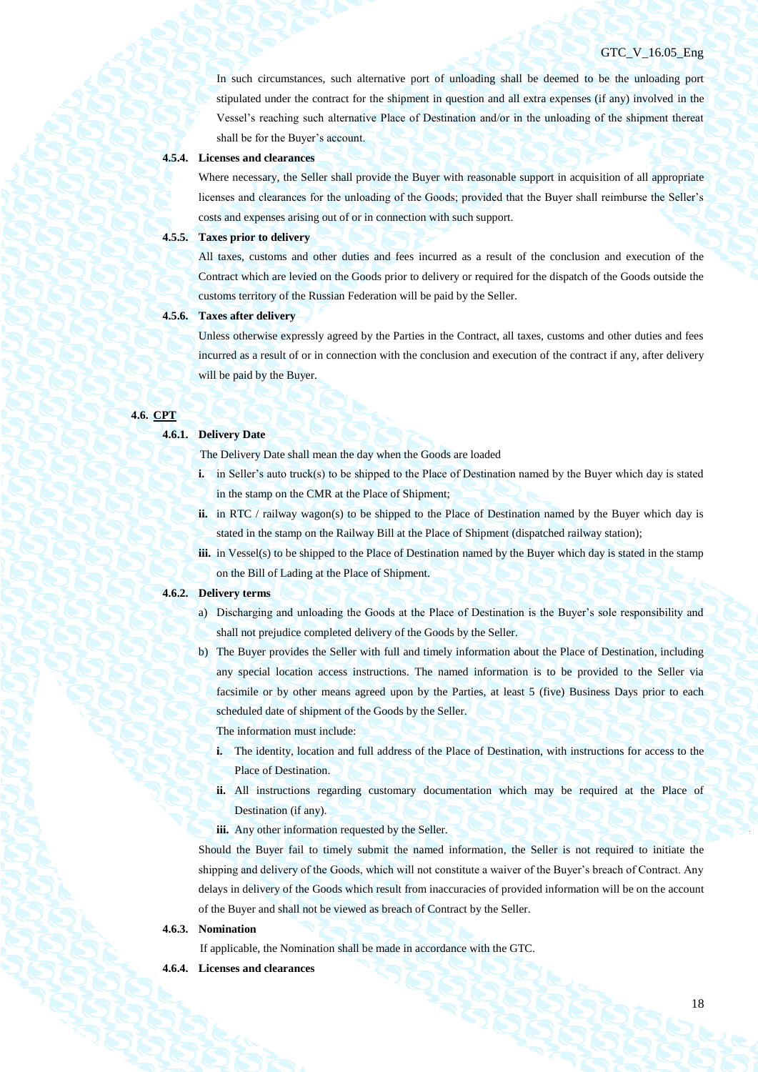In such circumstances, such alternative port of unloading shall be deemed to be the unloading port stipulated under the contract for the shipment in question and all extra expenses (if any) involved in the Vessel's reaching such alternative Place of Destination and/or in the unloading of the shipment thereat shall be for the Buyer's account.

**4.5.4. Licenses and clearances**

Where necessary, the Seller shall provide the Buyer with reasonable support in acquisition of all appropriate licenses and clearances for the unloading of the Goods; provided that the Buyer shall reimburse the Seller's costs and expenses arising out of or in connection with such support.

**4.5.5. Taxes prior to delivery**

All taxes, customs and other duties and fees incurred as a result of the conclusion and execution of the Contract which are levied on the Goods prior to delivery or required for the dispatch of the Goods outside the customs territory of the Russian Federation will be paid by the Seller.

**4.5.6. Taxes after delivery**

Unless otherwise expressly agreed by the Parties in the Contract, all taxes, customs and other duties and fees incurred as a result of or in connection with the conclusion and execution of the contract if any, after delivery will be paid by the Buyer.

**4.6. <u>CPT</u>**

**4.6.1. Delivery Date**

The Delivery Date shall mean the day when the Goods are loaded

**i.** in Seller's auto truck(s) to be shipped to the Place of Destination named by the Buyer which day is stated in the stamp on the CMR at the Place of Shipment;

**ii.** in RTC / railway wagon(s) to be shipped to the Place of Destination named by the Buyer which day is stated in the stamp on the Railway Bill at the Place of Shipment (dispatched railway station);

**iii.** in Vessel(s) to be shipped to the Place of Destination named by the Buyer which day is stated in the stamp on the Bill of Lading at the Place of Shipment.

**4.6.2. Delivery terms**

a) Discharging and unloading the Goods at the Place of Destination is the Buyer's sole responsibility and shall not prejudice completed delivery of the Goods by the Seller.

b) The Buyer provides the Seller with full and timely information about the Place of Destination, including any special location access instructions. The named information is to be provided to the Seller via facsimile or by other means agreed upon by the Parties, at least 5 (five) Business Days prior to each scheduled date of shipment of the Goods by the Seller.

The information must include:

**i.** The identity, location and full address of the Place of Destination, with instructions for access to the Place of Destination.

**ii.** All instructions regarding customary documentation which may be required at the Place of Destination (if any).

**iii.** Any other information requested by the Seller.

Should the Buyer fail to timely submit the named information, the Seller is not required to initiate the shipping and delivery of the Goods, which will not constitute a waiver of the Buyer's breach of Contract. Any delays in delivery of the Goods which result from inaccuracies of provided information will be on the account of the Buyer and shall not be viewed as breach of Contract by the Seller.

**4.6.3. Nomination**

If applicable, the Nomination shall be made in accordance with the GTC.

**4.6.4. Licenses and clearances**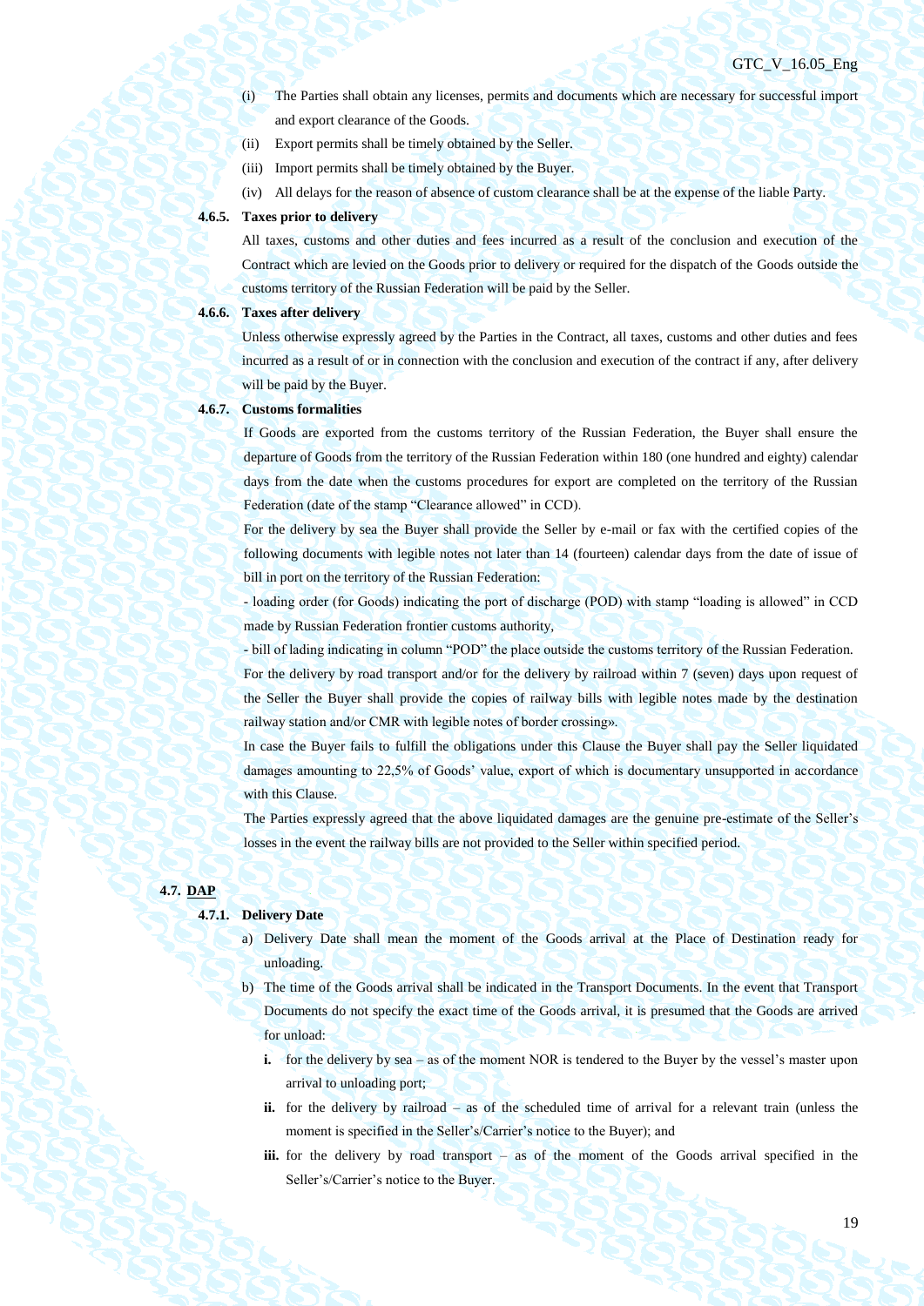(i) The Parties shall obtain any licenses, permits and documents which are necessary for successful import and export clearance of the Goods.

(ii) Export permits shall be timely obtained by the Seller.

(iii) Import permits shall be timely obtained by the Buyer.

(iv) All delays for the reason of absence of custom clearance shall be at the expense of the liable Party.

**4.6.5. Taxes prior to delivery**

All taxes, customs and other duties and fees incurred as a result of the conclusion and execution of the Contract which are levied on the Goods prior to delivery or required for the dispatch of the Goods outside the customs territory of the Russian Federation will be paid by the Seller.

**4.6.6. Taxes after delivery**

Unless otherwise expressly agreed by the Parties in the Contract, all taxes, customs and other duties and fees incurred as a result of or in connection with the conclusion and execution of the contract if any, after delivery will be paid by the Buyer.

**4.6.7. Customs formalities**

If Goods are exported from the customs territory of the Russian Federation, the Buyer shall ensure the departure of Goods from the territory of the Russian Federation within 180 (one hundred and eighty) calendar days from the date when the customs procedures for export are completed on the territory of the Russian Federation (date of the stamp "Clearance allowed" in CCD).

For the delivery by sea the Buyer shall provide the Seller by e-mail or fax with the certified copies of the following documents with legible notes not later than 14 (fourteen) calendar days from the date of issue of bill in port on the territory of the Russian Federation:

- loading order (for Goods) indicating the port of discharge (POD) with stamp "loading is allowed" in CCD made by Russian Federation frontier customs authority,

- bill of lading indicating in column "POD" the place outside the customs territory of the Russian Federation.

For the delivery by road transport and/or for the delivery by railroad within 7 (seven) days upon request of the Seller the Buyer shall provide the copies of railway bills with legible notes made by the destination railway station and/or CMR with legible notes of border crossing».

In case the Buyer fails to fulfill the obligations under this Clause the Buyer shall pay the Seller liquidated damages amounting to 22,5% of Goods' value, export of which is documentary unsupported in accordance with this Clause.

The Parties expressly agreed that the above liquidated damages are the genuine pre-estimate of the Seller's losses in the event the railway bills are not provided to the Seller within specified period.

## 4.7. DAP

**4.7.1. Delivery Date**

a) Delivery Date shall mean the moment of the Goods arrival at the Place of Destination ready for unloading.

b) The time of the Goods arrival shall be indicated in the Transport Documents. In the event that Transport Documents do not specify the exact time of the Goods arrival, it is presumed that the Goods are arrived for unload:

   **i.** for the delivery by sea – as of the moment NOR is tendered to the Buyer by the vessel's master upon arrival to unloading port;

   **ii.** for the delivery by railroad – as of the scheduled time of arrival for a relevant train (unless the moment is specified in the Seller's/Carrier's notice to the Buyer); and

   **iii.** for the delivery by road transport – as of the moment of the Goods arrival specified in the Seller's/Carrier's notice to the Buyer.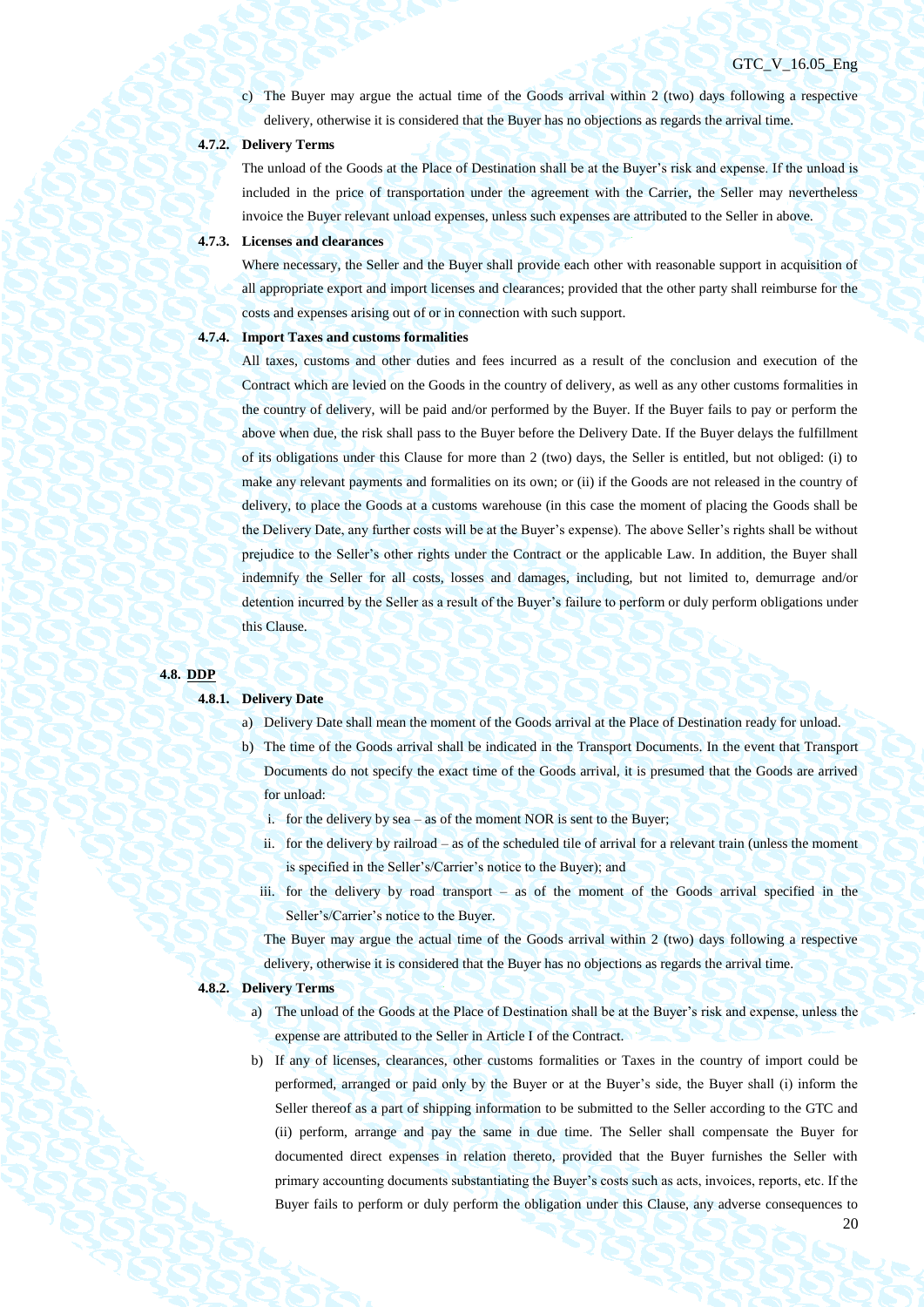c) The Buyer may argue the actual time of the Goods arrival within 2 (two) days following a respective delivery, otherwise it is considered that the Buyer has no objections as regards the arrival time.

**4.7.2. Delivery Terms**

The unload of the Goods at the Place of Destination shall be at the Buyer's risk and expense. If the unload is included in the price of transportation under the agreement with the Carrier, the Seller may nevertheless invoice the Buyer relevant unload expenses, unless such expenses are attributed to the Seller in above.

**4.7.3. Licenses and clearances**

Where necessary, the Seller and the Buyer shall provide each other with reasonable support in acquisition of all appropriate export and import licenses and clearances; provided that the other party shall reimburse for the costs and expenses arising out of or in connection with such support.

**4.7.4. Import Taxes and customs formalities**

All taxes, customs and other duties and fees incurred as a result of the conclusion and execution of the Contract which are levied on the Goods in the country of delivery, as well as any other customs formalities in the country of delivery, will be paid and/or performed by the Buyer. If the Buyer fails to pay or perform the above when due, the risk shall pass to the Buyer before the Delivery Date. If the Buyer delays the fulfillment of its obligations under this Clause for more than 2 (two) days, the Seller is entitled, but not obliged: (i) to make any relevant payments and formalities on its own; or (ii) if the Goods are not released in the country of delivery, to place the Goods at a customs warehouse (in this case the moment of placing the Goods shall be the Delivery Date, any further costs will be at the Buyer's expense). The above Seller's rights shall be without prejudice to the Seller's other rights under the Contract or the applicable Law. In addition, the Buyer shall indemnify the Seller for all costs, losses and damages, including, but not limited to, demurrage and/or detention incurred by the Seller as a result of the Buyer's failure to perform or duly perform obligations under this Clause.

## 4.8. DDP

**4.8.1. Delivery Date**

a) Delivery Date shall mean the moment of the Goods arrival at the Place of Destination ready for unload.

b) The time of the Goods arrival shall be indicated in the Transport Documents. In the event that Transport Documents do not specify the exact time of the Goods arrival, it is presumed that the Goods are arrived for unload:

   i. for the delivery by sea – as of the moment NOR is sent to the Buyer;

   ii. for the delivery by railroad – as of the scheduled tile of arrival for a relevant train (unless the moment is specified in the Seller's/Carrier's notice to the Buyer); and

   iii. for the delivery by road transport – as of the moment of the Goods arrival specified in the Seller's/Carrier's notice to the Buyer.

   The Buyer may argue the actual time of the Goods arrival within 2 (two) days following a respective delivery, otherwise it is considered that the Buyer has no objections as regards the arrival time.

**4.8.2. Delivery Terms**

a) The unload of the Goods at the Place of Destination shall be at the Buyer's risk and expense, unless the expense are attributed to the Seller in Article I of the Contract.

b) If any of licenses, clearances, other customs formalities or Taxes in the country of import could be performed, arranged or paid only by the Buyer or at the Buyer's side, the Buyer shall (i) inform the Seller thereof as a part of shipping information to be submitted to the Seller according to the GTC and (ii) perform, arrange and pay the same in due time. The Seller shall compensate the Buyer for documented direct expenses in relation thereto, provided that the Buyer furnishes the Seller with primary accounting documents substantiating the Buyer's costs such as acts, invoices, reports, etc. If the Buyer fails to perform or duly perform the obligation under this Clause, any adverse consequences to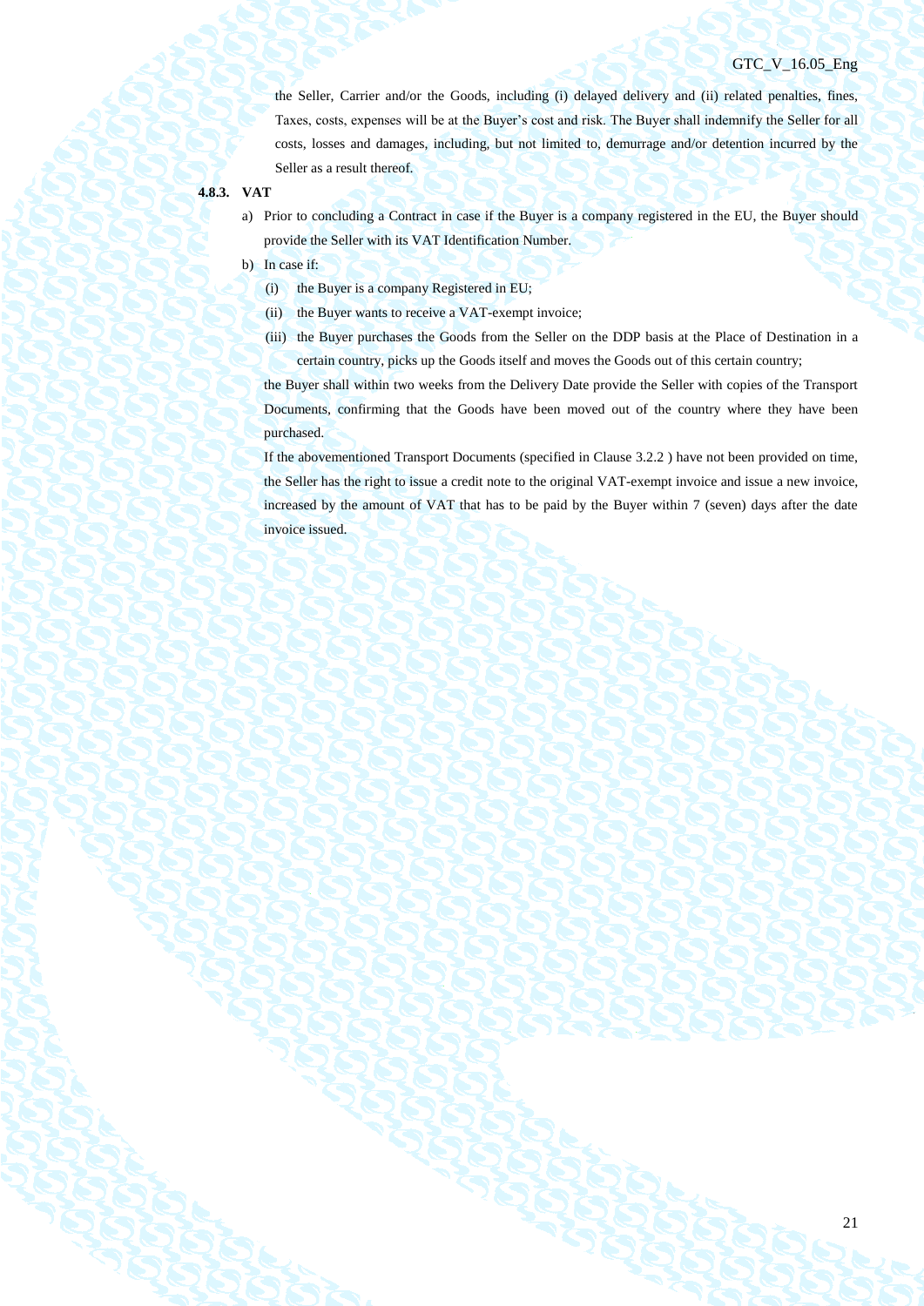the Seller, Carrier and/or the Goods, including (i) delayed delivery and (ii) related penalties, fines, Taxes, costs, expenses will be at the Buyer's cost and risk. The Buyer shall indemnify the Seller for all costs, losses and damages, including, but not limited to, demurrage and/or detention incurred by the Seller as a result thereof.

**4.8.3. VAT**

a) Prior to concluding a Contract in case if the Buyer is a company registered in the EU, the Buyer should provide the Seller with its VAT Identification Number.

b) In case if:

   (i) the Buyer is a company Registered in EU;

   (ii) the Buyer wants to receive a VAT-exempt invoice;

   (iii) the Buyer purchases the Goods from the Seller on the DDP basis at the Place of Destination in a certain country, picks up the Goods itself and moves the Goods out of this certain country;

   the Buyer shall within two weeks from the Delivery Date provide the Seller with copies of the Transport Documents, confirming that the Goods have been moved out of the country where they have been purchased.

   If the abovementioned Transport Documents (specified in Clause 3.2.2 ) have not been provided on time, the Seller has the right to issue a credit note to the original VAT-exempt invoice and issue a new invoice, increased by the amount of VAT that has to be paid by the Buyer within 7 (seven) days after the date invoice issued.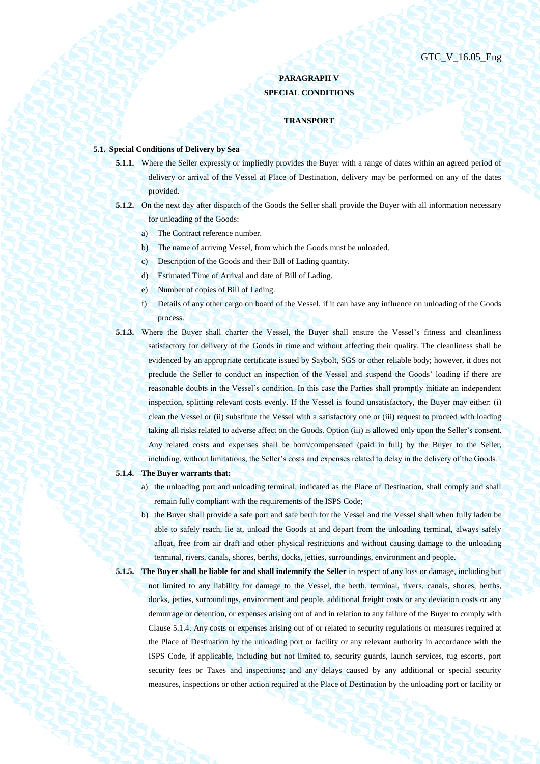## PARAGRAPH V
## SPECIAL CONDITIONS

### TRANSPORT

**5.1. Special Conditions of Delivery by Sea**

**5.1.1.** Where the Seller expressly or impliedly provides the Buyer with a range of dates within an agreed period of delivery or arrival of the Vessel at Place of Destination, delivery may be performed on any of the dates provided.

**5.1.2.** On the next day after dispatch of the Goods the Seller shall provide the Buyer with all information necessary for unloading of the Goods:

a) The Contract reference number.

b) The name of arriving Vessel, from which the Goods must be unloaded.

c) Description of the Goods and their Bill of Lading quantity.

d) Estimated Time of Arrival and date of Bill of Lading.

e) Number of copies of Bill of Lading.

f) Details of any other cargo on board of the Vessel, if it can have any influence on unloading of the Goods process.

**5.1.3.** Where the Buyer shall charter the Vessel, the Buyer shall ensure the Vessel's fitness and cleanliness satisfactory for delivery of the Goods in time and without affecting their quality. The cleanliness shall be evidenced by an appropriate certificate issued by Saybolt, SGS or other reliable body; however, it does not preclude the Seller to conduct an inspection of the Vessel and suspend the Goods' loading if there are reasonable doubts in the Vessel's condition. In this case the Parties shall promptly initiate an independent inspection, splitting relevant costs evenly. If the Vessel is found unsatisfactory, the Buyer may either: (i) clean the Vessel or (ii) substitute the Vessel with a satisfactory one or (iii) request to proceed with loading taking all risks related to adverse affect on the Goods. Option (iii) is allowed only upon the Seller's consent. Any related costs and expenses shall be born/compensated (paid in full) by the Buyer to the Seller, including, without limitations, the Seller's costs and expenses related to delay in the delivery of the Goods.

**5.1.4. The Buyer warrants that:**

a) the unloading port and unloading terminal, indicated as the Place of Destination, shall comply and shall remain fully compliant with the requirements of the ISPS Code;

b) the Buyer shall provide a safe port and safe berth for the Vessel and the Vessel shall when fully laden be able to safely reach, lie at, unload the Goods at and depart from the unloading terminal, always safely afloat, free from air draft and other physical restrictions and without causing damage to the unloading terminal, rivers, canals, shores, berths, docks, jetties, surroundings, environment and people.

**5.1.5. The Buyer shall be liable for and shall indemnify the Seller** in respect of any loss or damage, including but not limited to any liability for damage to the Vessel, the berth, terminal, rivers, canals, shores, berths, docks, jetties, surroundings, environment and people, additional freight costs or any deviation costs or any demurrage or detention, or expenses arising out of and in relation to any failure of the Buyer to comply with Clause 5.1.4. Any costs or expenses arising out of or related to security regulations or measures required at the Place of Destination by the unloading port or facility or any relevant authority in accordance with the ISPS Code, if applicable, including but not limited to, security guards, launch services, tug escorts, port security fees or Taxes and inspections; and any delays caused by any additional or special security measures, inspections or other action required at the Place of Destination by the unloading port or facility or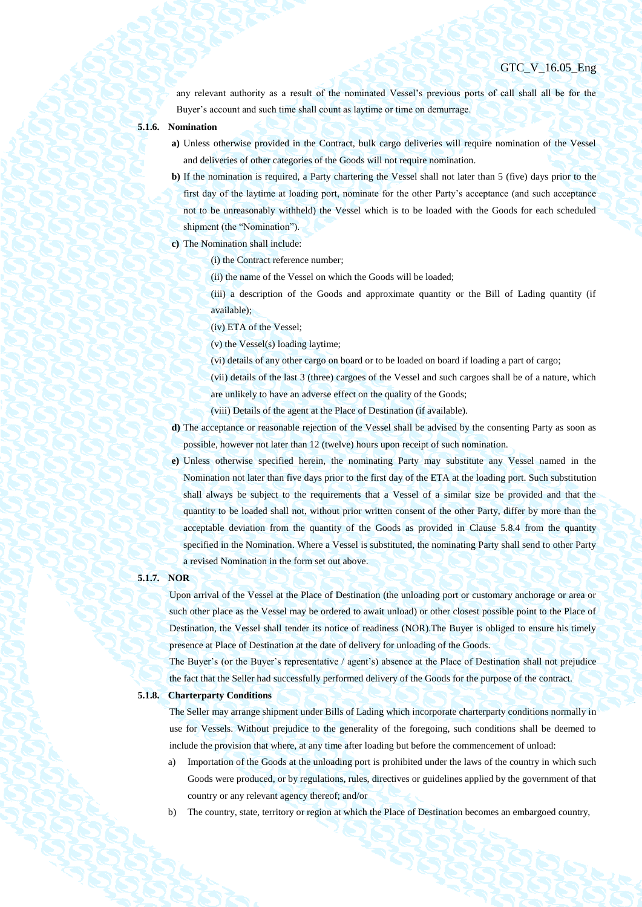any relevant authority as a result of the nominated Vessel's previous ports of call shall all be for the Buyer's account and such time shall count as laytime or time on demurrage.

**5.1.6. Nomination**

**a)** Unless otherwise provided in the Contract, bulk cargo deliveries will require nomination of the Vessel and deliveries of other categories of the Goods will not require nomination.

**b)** If the nomination is required, a Party chartering the Vessel shall not later than 5 (five) days prior to the first day of the laytime at loading port, nominate for the other Party's acceptance (and such acceptance not to be unreasonably withheld) the Vessel which is to be loaded with the Goods for each scheduled shipment (the "Nomination").

**c)** The Nomination shall include:

(i) the Contract reference number;

(ii) the name of the Vessel on which the Goods will be loaded;

(iii) a description of the Goods and approximate quantity or the Bill of Lading quantity (if available);

(iv) ETA of the Vessel;

(v) the Vessel(s) loading laytime;

(vi) details of any other cargo on board or to be loaded on board if loading a part of cargo;

(vii) details of the last 3 (three) cargoes of the Vessel and such cargoes shall be of a nature, which are unlikely to have an adverse effect on the quality of the Goods;

(viii) Details of the agent at the Place of Destination (if available).

**d)** The acceptance or reasonable rejection of the Vessel shall be advised by the consenting Party as soon as possible, however not later than 12 (twelve) hours upon receipt of such nomination.

**e)** Unless otherwise specified herein, the nominating Party may substitute any Vessel named in the Nomination not later than five days prior to the first day of the ETA at the loading port. Such substitution shall always be subject to the requirements that a Vessel of a similar size be provided and that the quantity to be loaded shall not, without prior written consent of the other Party, differ by more than the acceptable deviation from the quantity of the Goods as provided in Clause 5.8.4 from the quantity specified in the Nomination. Where a Vessel is substituted, the nominating Party shall send to other Party a revised Nomination in the form set out above.

**5.1.7. NOR**

Upon arrival of the Vessel at the Place of Destination (the unloading port or customary anchorage or area or such other place as the Vessel may be ordered to await unload) or other closest possible point to the Place of Destination, the Vessel shall tender its notice of readiness (NOR).The Buyer is obliged to ensure his timely presence at Place of Destination at the date of delivery for unloading of the Goods.

The Buyer's (or the Buyer's representative / agent's) absence at the Place of Destination shall not prejudice the fact that the Seller had successfully performed delivery of the Goods for the purpose of the contract.

**5.1.8. Charterparty Conditions**

The Seller may arrange shipment under Bills of Lading which incorporate charterparty conditions normally in use for Vessels. Without prejudice to the generality of the foregoing, such conditions shall be deemed to include the provision that where, at any time after loading but before the commencement of unload:

a) Importation of the Goods at the unloading port is prohibited under the laws of the country in which such Goods were produced, or by regulations, rules, directives or guidelines applied by the government of that country or any relevant agency thereof; and/or

b) The country, state, territory or region at which the Place of Destination becomes an embargoed country,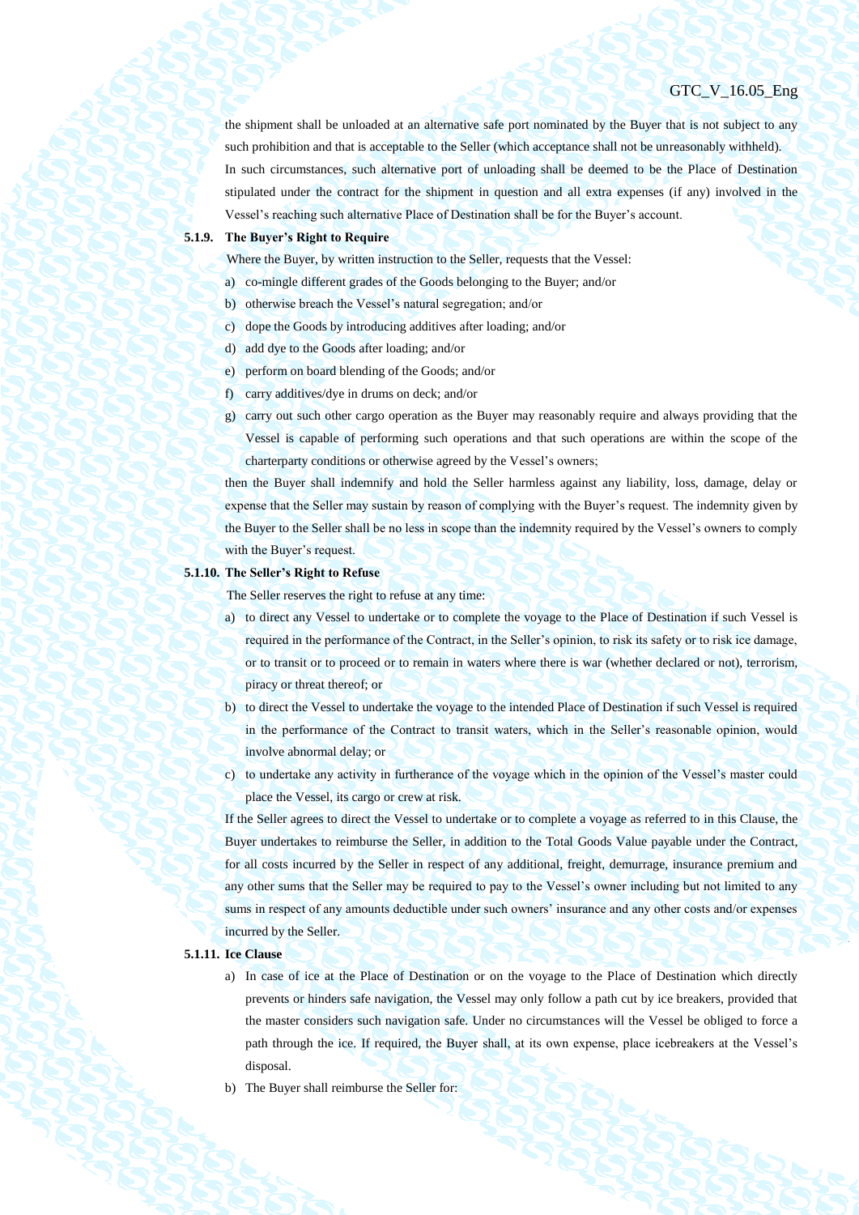the shipment shall be unloaded at an alternative safe port nominated by the Buyer that is not subject to any such prohibition and that is acceptable to the Seller (which acceptance shall not be unreasonably withheld).

In such circumstances, such alternative port of unloading shall be deemed to be the Place of Destination stipulated under the contract for the shipment in question and all extra expenses (if any) involved in the Vessel's reaching such alternative Place of Destination shall be for the Buyer's account.

**5.1.9. The Buyer's Right to Require**

Where the Buyer, by written instruction to the Seller, requests that the Vessel:

a) co-mingle different grades of the Goods belonging to the Buyer; and/or
b) otherwise breach the Vessel's natural segregation; and/or
c) dope the Goods by introducing additives after loading; and/or
d) add dye to the Goods after loading; and/or
e) perform on board blending of the Goods; and/or
f) carry additives/dye in drums on deck; and/or
g) carry out such other cargo operation as the Buyer may reasonably require and always providing that the Vessel is capable of performing such operations and that such operations are within the scope of the charterparty conditions or otherwise agreed by the Vessel's owners;

then the Buyer shall indemnify and hold the Seller harmless against any liability, loss, damage, delay or expense that the Seller may sustain by reason of complying with the Buyer's request. The indemnity given by the Buyer to the Seller shall be no less in scope than the indemnity required by the Vessel's owners to comply with the Buyer's request.

**5.1.10. The Seller's Right to Refuse**

The Seller reserves the right to refuse at any time:

a) to direct any Vessel to undertake or to complete the voyage to the Place of Destination if such Vessel is required in the performance of the Contract, in the Seller's opinion, to risk its safety or to risk ice damage, or to transit or to proceed or to remain in waters where there is war (whether declared or not), terrorism, piracy or threat thereof; or
b) to direct the Vessel to undertake the voyage to the intended Place of Destination if such Vessel is required in the performance of the Contract to transit waters, which in the Seller's reasonable opinion, would involve abnormal delay; or
c) to undertake any activity in furtherance of the voyage which in the opinion of the Vessel's master could place the Vessel, its cargo or crew at risk.

If the Seller agrees to direct the Vessel to undertake or to complete a voyage as referred to in this Clause, the Buyer undertakes to reimburse the Seller, in addition to the Total Goods Value payable under the Contract, for all costs incurred by the Seller in respect of any additional, freight, demurrage, insurance premium and any other sums that the Seller may be required to pay to the Vessel's owner including but not limited to any sums in respect of any amounts deductible under such owners' insurance and any other costs and/or expenses incurred by the Seller.

**5.1.11. Ice Clause**

a) In case of ice at the Place of Destination or on the voyage to the Place of Destination which directly prevents or hinders safe navigation, the Vessel may only follow a path cut by ice breakers, provided that the master considers such navigation safe. Under no circumstances will the Vessel be obliged to force a path through the ice. If required, the Buyer shall, at its own expense, place icebreakers at the Vessel's disposal.
b) The Buyer shall reimburse the Seller for: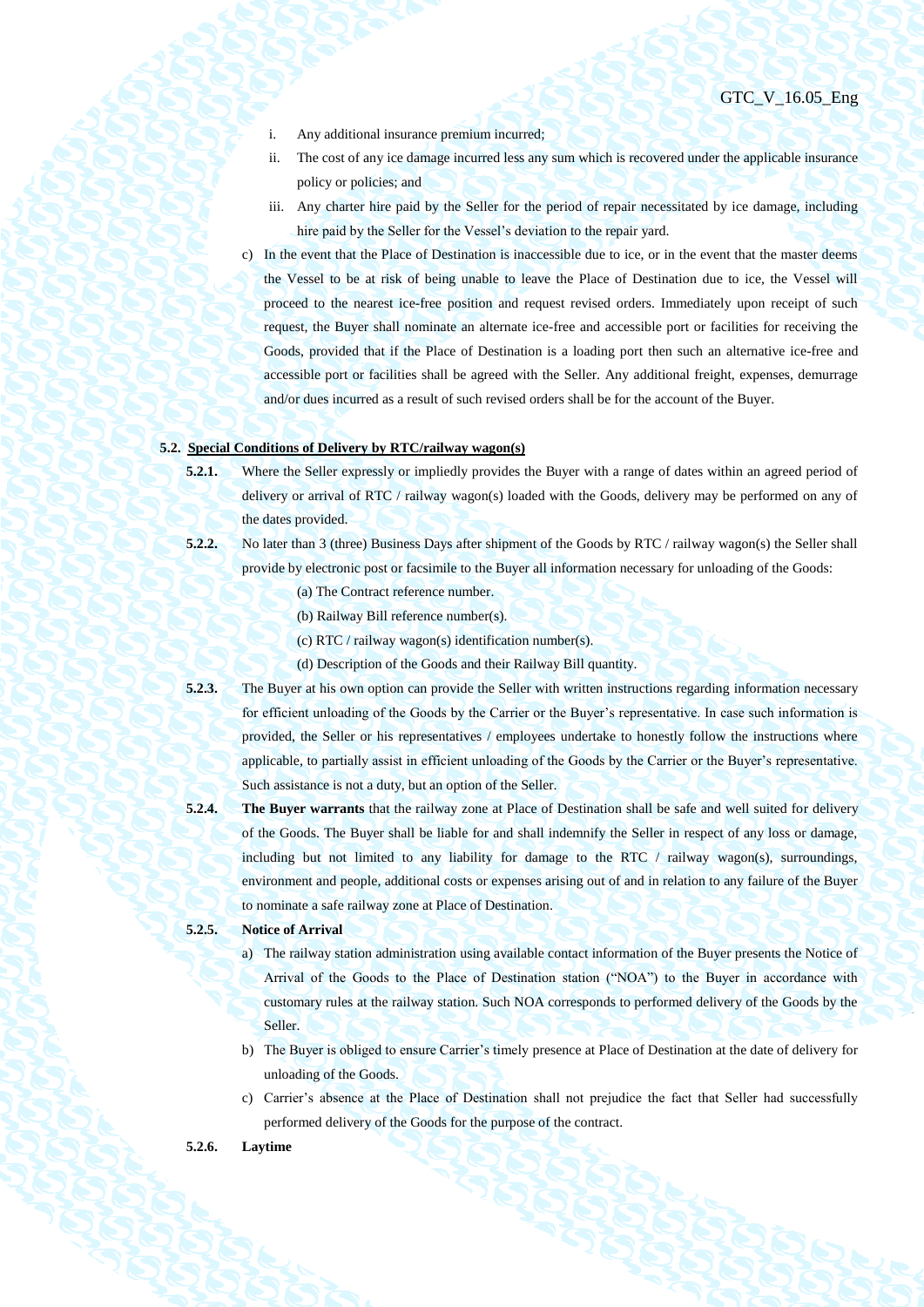i. Any additional insurance premium incurred;

ii. The cost of any ice damage incurred less any sum which is recovered under the applicable insurance policy or policies; and

iii. Any charter hire paid by the Seller for the period of repair necessitated by ice damage, including hire paid by the Seller for the Vessel's deviation to the repair yard.

c) In the event that the Place of Destination is inaccessible due to ice, or in the event that the master deems the Vessel to be at risk of being unable to leave the Place of Destination due to ice, the Vessel will proceed to the nearest ice-free position and request revised orders. Immediately upon receipt of such request, the Buyer shall nominate an alternate ice-free and accessible port or facilities for receiving the Goods, provided that if the Place of Destination is a loading port then such an alternative ice-free and accessible port or facilities shall be agreed with the Seller. Any additional freight, expenses, demurrage and/or dues incurred as a result of such revised orders shall be for the account of the Buyer.

**5.2. Special Conditions of Delivery by RTC/railway wagon(s)**

**5.2.1.** Where the Seller expressly or impliedly provides the Buyer with a range of dates within an agreed period of delivery or arrival of RTC / railway wagon(s) loaded with the Goods, delivery may be performed on any of the dates provided.

**5.2.2.** No later than 3 (three) Business Days after shipment of the Goods by RTC / railway wagon(s) the Seller shall provide by electronic post or facsimile to the Buyer all information necessary for unloading of the Goods:

(a) The Contract reference number.

(b) Railway Bill reference number(s).

(c) RTC / railway wagon(s) identification number(s).

(d) Description of the Goods and their Railway Bill quantity.

**5.2.3.** The Buyer at his own option can provide the Seller with written instructions regarding information necessary for efficient unloading of the Goods by the Carrier or the Buyer's representative. In case such information is provided, the Seller or his representatives / employees undertake to honestly follow the instructions where applicable, to partially assist in efficient unloading of the Goods by the Carrier or the Buyer's representative. Such assistance is not a duty, but an option of the Seller.

**5.2.4.** **The Buyer warrants** that the railway zone at Place of Destination shall be safe and well suited for delivery of the Goods. The Buyer shall be liable for and shall indemnify the Seller in respect of any loss or damage, including but not limited to any liability for damage to the RTC / railway wagon(s), surroundings, environment and people, additional costs or expenses arising out of and in relation to any failure of the Buyer to nominate a safe railway zone at Place of Destination.

**5.2.5.** **Notice of Arrival**

a) The railway station administration using available contact information of the Buyer presents the Notice of Arrival of the Goods to the Place of Destination station ("NOA") to the Buyer in accordance with customary rules at the railway station. Such NOA corresponds to performed delivery of the Goods by the Seller.

b) The Buyer is obliged to ensure Carrier's timely presence at Place of Destination at the date of delivery for unloading of the Goods.

c) Carrier's absence at the Place of Destination shall not prejudice the fact that Seller had successfully performed delivery of the Goods for the purpose of the contract.

**5.2.6.** **Laytime**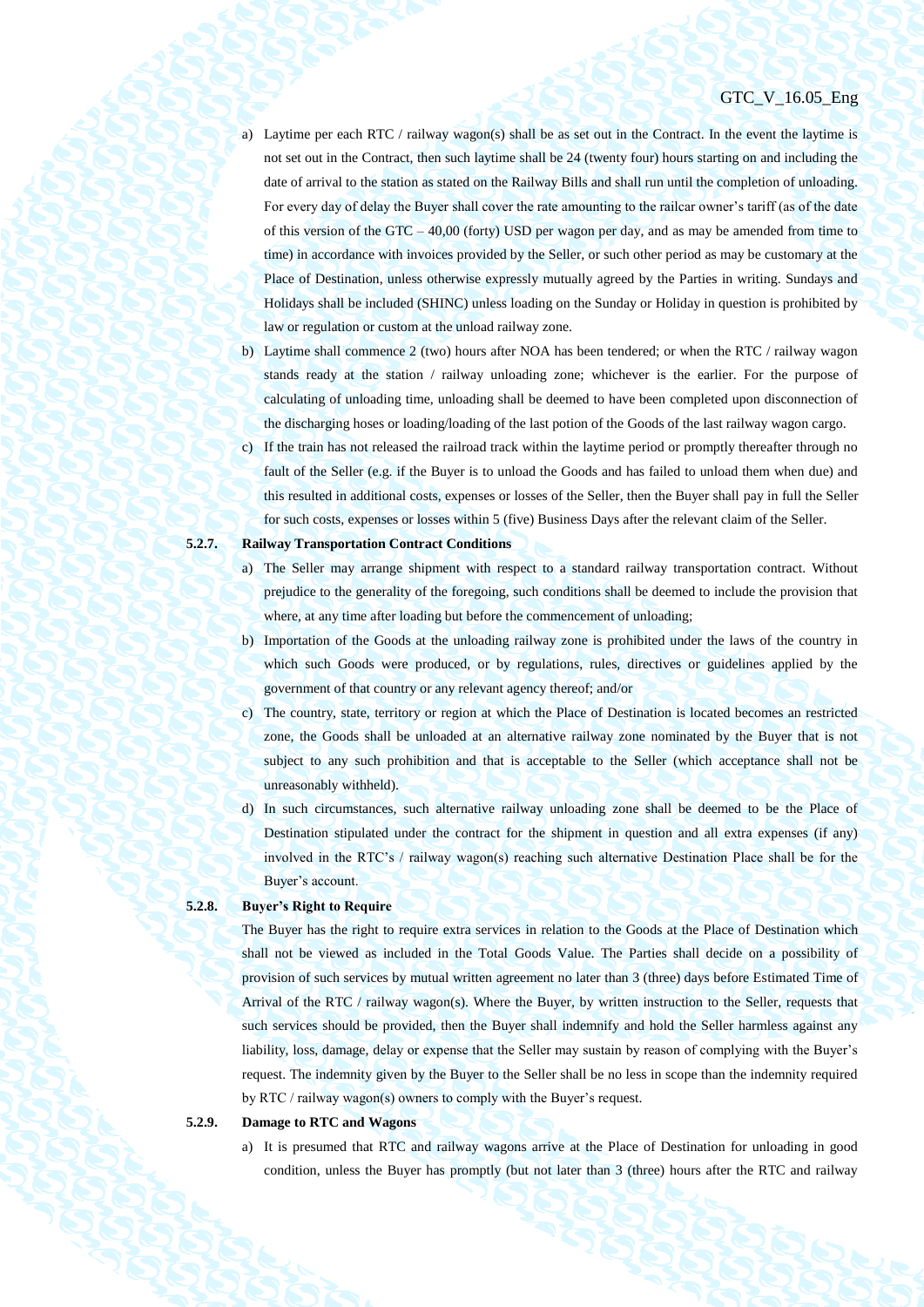a) Laytime per each RTC / railway wagon(s) shall be as set out in the Contract. In the event the laytime is not set out in the Contract, then such laytime shall be 24 (twenty four) hours starting on and including the date of arrival to the station as stated on the Railway Bills and shall run until the completion of unloading. For every day of delay the Buyer shall cover the rate amounting to the railcar owner's tariff (as of the date of this version of the GTC – 40,00 (forty) USD per wagon per day, and as may be amended from time to time) in accordance with invoices provided by the Seller, or such other period as may be customary at the Place of Destination, unless otherwise expressly mutually agreed by the Parties in writing. Sundays and Holidays shall be included (SHINC) unless loading on the Sunday or Holiday in question is prohibited by law or regulation or custom at the unload railway zone.

b) Laytime shall commence 2 (two) hours after NOA has been tendered; or when the RTC / railway wagon stands ready at the station / railway unloading zone; whichever is the earlier. For the purpose of calculating of unloading time, unloading shall be deemed to have been completed upon disconnection of the discharging hoses or loading/loading of the last potion of the Goods of the last railway wagon cargo.

c) If the train has not released the railroad track within the laytime period or promptly thereafter through no fault of the Seller (e.g. if the Buyer is to unload the Goods and has failed to unload them when due) and this resulted in additional costs, expenses or losses of the Seller, then the Buyer shall pay in full the Seller for such costs, expenses or losses within 5 (five) Business Days after the relevant claim of the Seller.

**5.2.7. Railway Transportation Contract Conditions**

a) The Seller may arrange shipment with respect to a standard railway transportation contract. Without prejudice to the generality of the foregoing, such conditions shall be deemed to include the provision that where, at any time after loading but before the commencement of unloading;

b) Importation of the Goods at the unloading railway zone is prohibited under the laws of the country in which such Goods were produced, or by regulations, rules, directives or guidelines applied by the government of that country or any relevant agency thereof; and/or

c) The country, state, territory or region at which the Place of Destination is located becomes an restricted zone, the Goods shall be unloaded at an alternative railway zone nominated by the Buyer that is not subject to any such prohibition and that is acceptable to the Seller (which acceptance shall not be unreasonably withheld).

d) In such circumstances, such alternative railway unloading zone shall be deemed to be the Place of Destination stipulated under the contract for the shipment in question and all extra expenses (if any) involved in the RTC's / railway wagon(s) reaching such alternative Destination Place shall be for the Buyer's account.

**5.2.8. Buyer's Right to Require**

The Buyer has the right to require extra services in relation to the Goods at the Place of Destination which shall not be viewed as included in the Total Goods Value. The Parties shall decide on a possibility of provision of such services by mutual written agreement no later than 3 (three) days before Estimated Time of Arrival of the RTC / railway wagon(s). Where the Buyer, by written instruction to the Seller, requests that such services should be provided, then the Buyer shall indemnify and hold the Seller harmless against any liability, loss, damage, delay or expense that the Seller may sustain by reason of complying with the Buyer's request. The indemnity given by the Buyer to the Seller shall be no less in scope than the indemnity required by RTC / railway wagon(s) owners to comply with the Buyer's request.

**5.2.9. Damage to RTC and Wagons**

a) It is presumed that RTC and railway wagons arrive at the Place of Destination for unloading in good condition, unless the Buyer has promptly (but not later than 3 (three) hours after the RTC and railway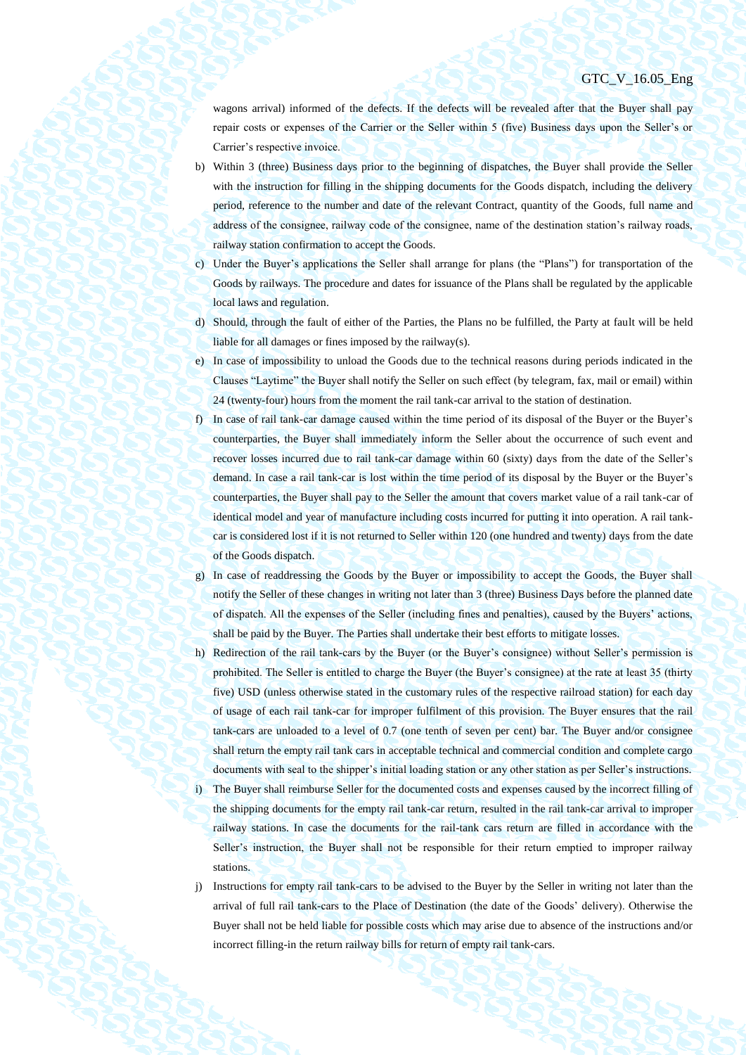wagons arrival) informed of the defects. If the defects will be revealed after that the Buyer shall pay repair costs or expenses of the Carrier or the Seller within 5 (five) Business days upon the Seller's or Carrier's respective invoice.

b) Within 3 (three) Business days prior to the beginning of dispatches, the Buyer shall provide the Seller with the instruction for filling in the shipping documents for the Goods dispatch, including the delivery period, reference to the number and date of the relevant Contract, quantity of the Goods, full name and address of the consignee, railway code of the consignee, name of the destination station's railway roads, railway station confirmation to accept the Goods.

c) Under the Buyer's applications the Seller shall arrange for plans (the "Plans") for transportation of the Goods by railways. The procedure and dates for issuance of the Plans shall be regulated by the applicable local laws and regulation.

d) Should, through the fault of either of the Parties, the Plans no be fulfilled, the Party at fault will be held liable for all damages or fines imposed by the railway(s).

e) In case of impossibility to unload the Goods due to the technical reasons during periods indicated in the Clauses "Laytime" the Buyer shall notify the Seller on such effect (by telegram, fax, mail or email) within 24 (twenty-four) hours from the moment the rail tank-car arrival to the station of destination.

f) In case of rail tank-car damage caused within the time period of its disposal of the Buyer or the Buyer's counterparties, the Buyer shall immediately inform the Seller about the occurrence of such event and recover losses incurred due to rail tank-car damage within 60 (sixty) days from the date of the Seller's demand. In case a rail tank-car is lost within the time period of its disposal by the Buyer or the Buyer's counterparties, the Buyer shall pay to the Seller the amount that covers market value of a rail tank-car of identical model and year of manufacture including costs incurred for putting it into operation. A rail tank-car is considered lost if it is not returned to Seller within 120 (one hundred and twenty) days from the date of the Goods dispatch.

g) In case of readdressing the Goods by the Buyer or impossibility to accept the Goods, the Buyer shall notify the Seller of these changes in writing not later than 3 (three) Business Days before the planned date of dispatch. All the expenses of the Seller (including fines and penalties), caused by the Buyers' actions, shall be paid by the Buyer. The Parties shall undertake their best efforts to mitigate losses.

h) Redirection of the rail tank-cars by the Buyer (or the Buyer's consignee) without Seller's permission is prohibited. The Seller is entitled to charge the Buyer (the Buyer's consignee) at the rate at least 35 (thirty five) USD (unless otherwise stated in the customary rules of the respective railroad station) for each day of usage of each rail tank-car for improper fulfilment of this provision. The Buyer ensures that the rail tank-cars are unloaded to a level of 0.7 (one tenth of seven per cent) bar. The Buyer and/or consignee shall return the empty rail tank cars in acceptable technical and commercial condition and complete cargo documents with seal to the shipper's initial loading station or any other station as per Seller's instructions.

i) The Buyer shall reimburse Seller for the documented costs and expenses caused by the incorrect filling of the shipping documents for the empty rail tank-car return, resulted in the rail tank-car arrival to improper railway stations. In case the documents for the rail-tank cars return are filled in accordance with the Seller's instruction, the Buyer shall not be responsible for their return emptied to improper railway stations.

j) Instructions for empty rail tank-cars to be advised to the Buyer by the Seller in writing not later than the arrival of full rail tank-cars to the Place of Destination (the date of the Goods' delivery). Otherwise the Buyer shall not be held liable for possible costs which may arise due to absence of the instructions and/or incorrect filling-in the return railway bills for return of empty rail tank-cars.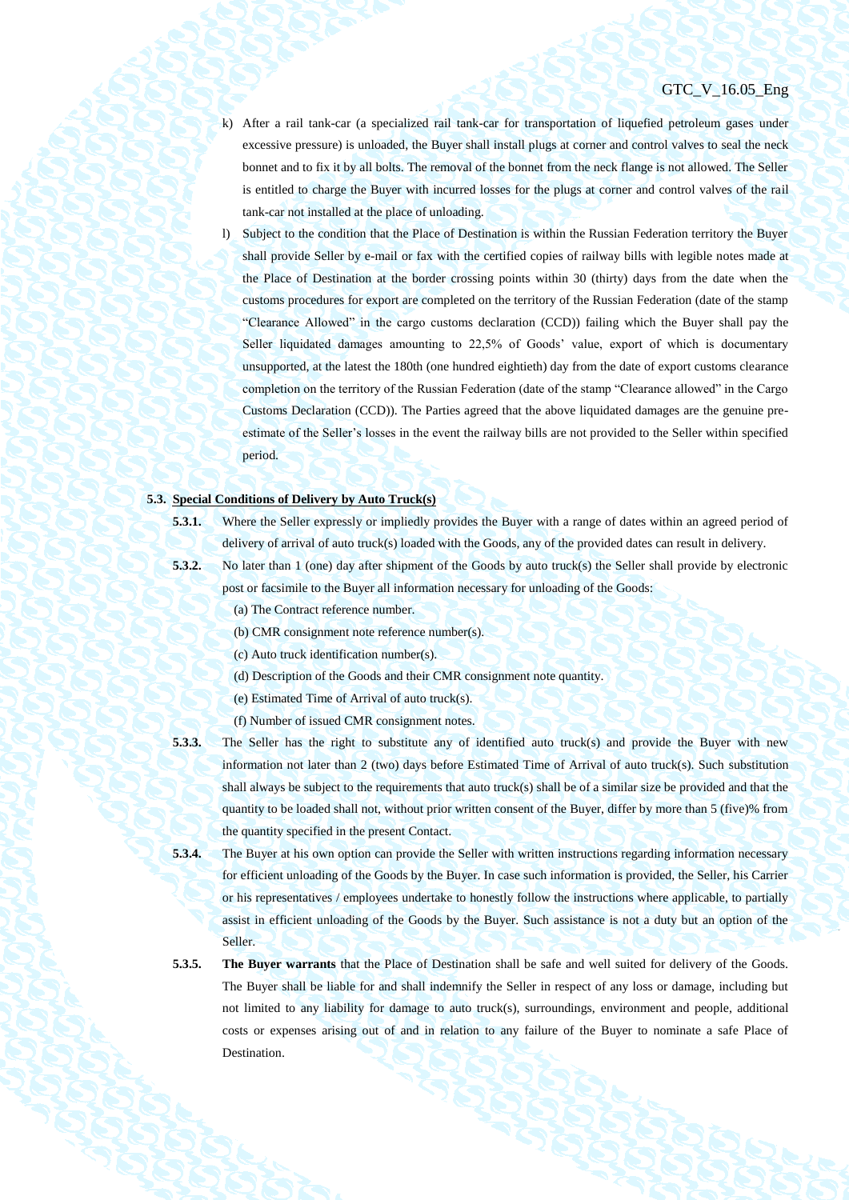k) After a rail tank-car (a specialized rail tank-car for transportation of liquefied petroleum gases under excessive pressure) is unloaded, the Buyer shall install plugs at corner and control valves to seal the neck bonnet and to fix it by all bolts. The removal of the bonnet from the neck flange is not allowed. The Seller is entitled to charge the Buyer with incurred losses for the plugs at corner and control valves of the rail tank-car not installed at the place of unloading.

l) Subject to the condition that the Place of Destination is within the Russian Federation territory the Buyer shall provide Seller by e-mail or fax with the certified copies of railway bills with legible notes made at the Place of Destination at the border crossing points within 30 (thirty) days from the date when the customs procedures for export are completed on the territory of the Russian Federation (date of the stamp "Clearance Allowed" in the cargo customs declaration (CCD)) failing which the Buyer shall pay the Seller liquidated damages amounting to 22,5% of Goods' value, export of which is documentary unsupported, at the latest the 180th (one hundred eightieth) day from the date of export customs clearance completion on the territory of the Russian Federation (date of the stamp "Clearance allowed" in the Cargo Customs Declaration (CCD)). The Parties agreed that the above liquidated damages are the genuine pre-estimate of the Seller's losses in the event the railway bills are not provided to the Seller within specified period.

**5.3. <u>Special Conditions of Delivery by Auto Truck(s)</u>**

**5.3.1.** Where the Seller expressly or impliedly provides the Buyer with a range of dates within an agreed period of delivery of arrival of auto truck(s) loaded with the Goods, any of the provided dates can result in delivery.

**5.3.2.** No later than 1 (one) day after shipment of the Goods by auto truck(s) the Seller shall provide by electronic post or facsimile to the Buyer all information necessary for unloading of the Goods:

(a) The Contract reference number.

(b) CMR consignment note reference number(s).

(c) Auto truck identification number(s).

(d) Description of the Goods and their CMR consignment note quantity.

(e) Estimated Time of Arrival of auto truck(s).

(f) Number of issued CMR consignment notes.

**5.3.3.** The Seller has the right to substitute any of identified auto truck(s) and provide the Buyer with new information not later than 2 (two) days before Estimated Time of Arrival of auto truck(s). Such substitution shall always be subject to the requirements that auto truck(s) shall be of a similar size be provided and that the quantity to be loaded shall not, without prior written consent of the Buyer, differ by more than 5 (five)% from the quantity specified in the present Contact.

**5.3.4.** The Buyer at his own option can provide the Seller with written instructions regarding information necessary for efficient unloading of the Goods by the Buyer. In case such information is provided, the Seller, his Carrier or his representatives / employees undertake to honestly follow the instructions where applicable, to partially assist in efficient unloading of the Goods by the Buyer. Such assistance is not a duty but an option of the Seller.

**5.3.5.** **The Buyer warrants** that the Place of Destination shall be safe and well suited for delivery of the Goods. The Buyer shall be liable for and shall indemnify the Seller in respect of any loss or damage, including but not limited to any liability for damage to auto truck(s), surroundings, environment and people, additional costs or expenses arising out of and in relation to any failure of the Buyer to nominate a safe Place of Destination.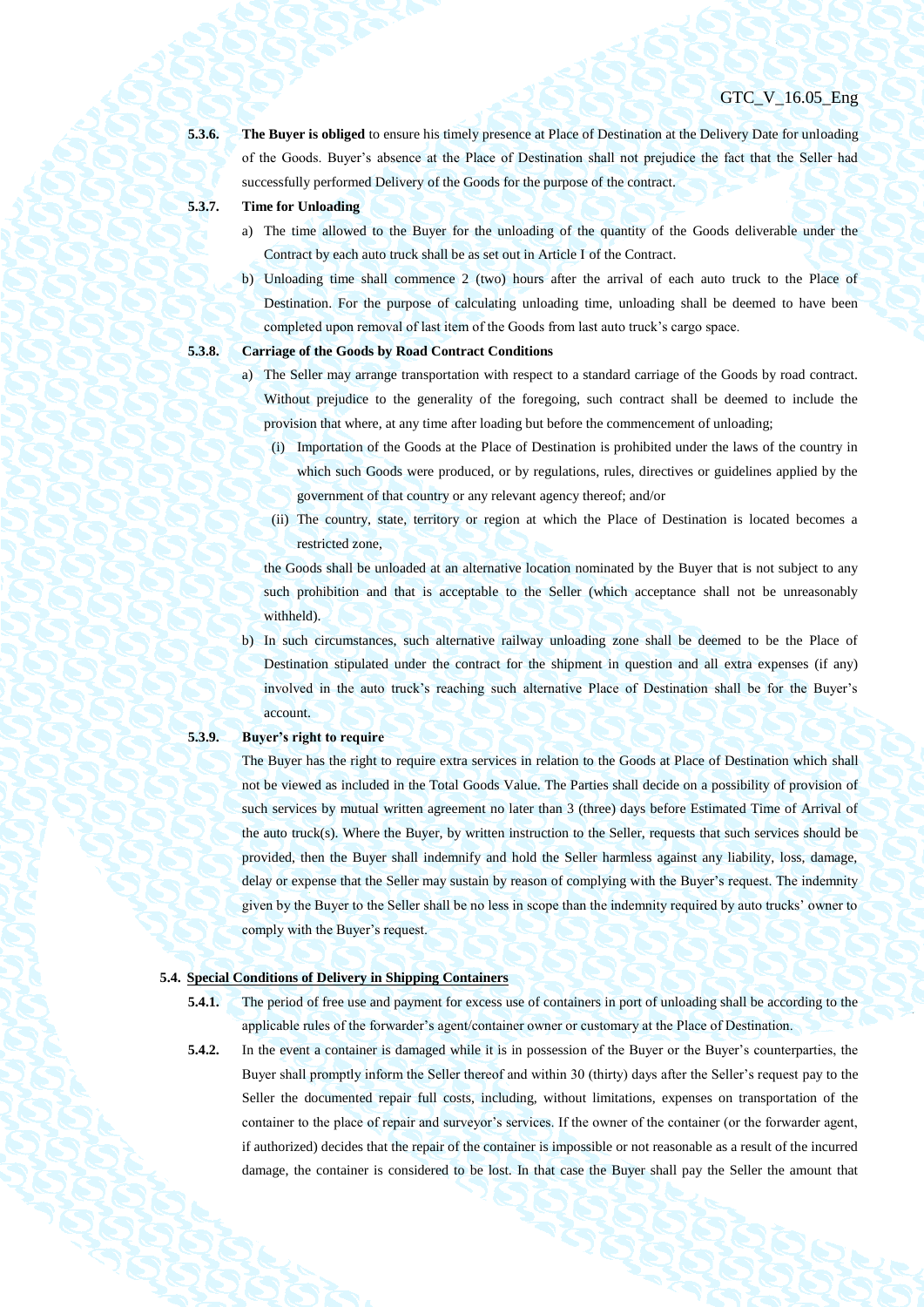**5.3.6.** **The Buyer is obliged** to ensure his timely presence at Place of Destination at the Delivery Date for unloading of the Goods. Buyer's absence at the Place of Destination shall not prejudice the fact that the Seller had successfully performed Delivery of the Goods for the purpose of the contract.

**5.3.7.** **Time for Unloading**

a) The time allowed to the Buyer for the unloading of the quantity of the Goods deliverable under the Contract by each auto truck shall be as set out in Article I of the Contract.

b) Unloading time shall commence 2 (two) hours after the arrival of each auto truck to the Place of Destination. For the purpose of calculating unloading time, unloading shall be deemed to have been completed upon removal of last item of the Goods from last auto truck's cargo space.

**5.3.8.** **Carriage of the Goods by Road Contract Conditions**

a) The Seller may arrange transportation with respect to a standard carriage of the Goods by road contract. Without prejudice to the generality of the foregoing, such contract shall be deemed to include the provision that where, at any time after loading but before the commencement of unloading;

(i) Importation of the Goods at the Place of Destination is prohibited under the laws of the country in which such Goods were produced, or by regulations, rules, directives or guidelines applied by the government of that country or any relevant agency thereof; and/or

(ii) The country, state, territory or region at which the Place of Destination is located becomes a restricted zone,

the Goods shall be unloaded at an alternative location nominated by the Buyer that is not subject to any such prohibition and that is acceptable to the Seller (which acceptance shall not be unreasonably withheld).

b) In such circumstances, such alternative railway unloading zone shall be deemed to be the Place of Destination stipulated under the contract for the shipment in question and all extra expenses (if any) involved in the auto truck's reaching such alternative Place of Destination shall be for the Buyer's account.

**5.3.9.** **Buyer's right to require**

The Buyer has the right to require extra services in relation to the Goods at Place of Destination which shall not be viewed as included in the Total Goods Value. The Parties shall decide on a possibility of provision of such services by mutual written agreement no later than 3 (three) days before Estimated Time of Arrival of the auto truck(s). Where the Buyer, by written instruction to the Seller, requests that such services should be provided, then the Buyer shall indemnify and hold the Seller harmless against any liability, loss, damage, delay or expense that the Seller may sustain by reason of complying with the Buyer's request. The indemnity given by the Buyer to the Seller shall be no less in scope than the indemnity required by auto trucks' owner to comply with the Buyer's request.

**5.4.** **<u>Special Conditions of Delivery in Shipping Containers</u>**

**5.4.1.** The period of free use and payment for excess use of containers in port of unloading shall be according to the applicable rules of the forwarder's agent/container owner or customary at the Place of Destination.

**5.4.2.** In the event a container is damaged while it is in possession of the Buyer or the Buyer's counterparties, the Buyer shall promptly inform the Seller thereof and within 30 (thirty) days after the Seller's request pay to the Seller the documented repair full costs, including, without limitations, expenses on transportation of the container to the place of repair and surveyor's services. If the owner of the container (or the forwarder agent, if authorized) decides that the repair of the container is impossible or not reasonable as a result of the incurred damage, the container is considered to be lost. In that case the Buyer shall pay the Seller the amount that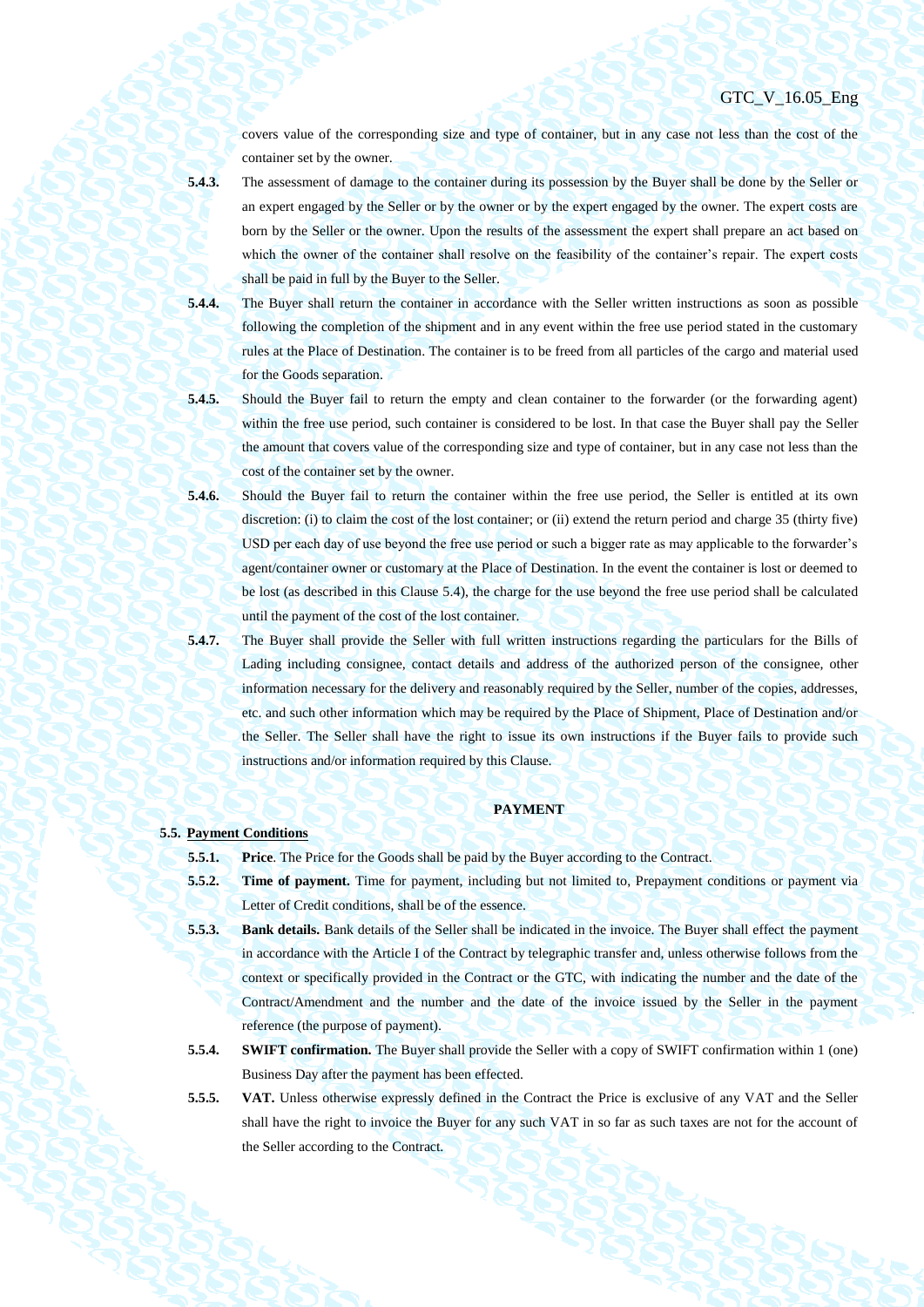covers value of the corresponding size and type of container, but in any case not less than the cost of the container set by the owner.

**5.4.3.** The assessment of damage to the container during its possession by the Buyer shall be done by the Seller or an expert engaged by the Seller or by the owner or by the expert engaged by the owner. The expert costs are born by the Seller or the owner. Upon the results of the assessment the expert shall prepare an act based on which the owner of the container shall resolve on the feasibility of the container's repair. The expert costs shall be paid in full by the Buyer to the Seller.

**5.4.4.** The Buyer shall return the container in accordance with the Seller written instructions as soon as possible following the completion of the shipment and in any event within the free use period stated in the customary rules at the Place of Destination. The container is to be freed from all particles of the cargo and material used for the Goods separation.

**5.4.5.** Should the Buyer fail to return the empty and clean container to the forwarder (or the forwarding agent) within the free use period, such container is considered to be lost. In that case the Buyer shall pay the Seller the amount that covers value of the corresponding size and type of container, but in any case not less than the cost of the container set by the owner.

**5.4.6.** Should the Buyer fail to return the container within the free use period, the Seller is entitled at its own discretion: (i) to claim the cost of the lost container; or (ii) extend the return period and charge 35 (thirty five) USD per each day of use beyond the free use period or such a bigger rate as may applicable to the forwarder's agent/container owner or customary at the Place of Destination. In the event the container is lost or deemed to be lost (as described in this Clause 5.4), the charge for the use beyond the free use period shall be calculated until the payment of the cost of the lost container.

**5.4.7.** The Buyer shall provide the Seller with full written instructions regarding the particulars for the Bills of Lading including consignee, contact details and address of the authorized person of the consignee, other information necessary for the delivery and reasonably required by the Seller, number of the copies, addresses, etc. and such other information which may be required by the Place of Shipment, Place of Destination and/or the Seller. The Seller shall have the right to issue its own instructions if the Buyer fails to provide such instructions and/or information required by this Clause.

## PAYMENT

### 5.5. Payment Conditions

**5.5.1.** **Price**. The Price for the Goods shall be paid by the Buyer according to the Contract.

**5.5.2.** **Time of payment.** Time for payment, including but not limited to, Prepayment conditions or payment via Letter of Credit conditions, shall be of the essence.

**5.5.3.** **Bank details.** Bank details of the Seller shall be indicated in the invoice. The Buyer shall effect the payment in accordance with the Article I of the Contract by telegraphic transfer and, unless otherwise follows from the context or specifically provided in the Contract or the GTC, with indicating the number and the date of the Contract/Amendment and the number and the date of the invoice issued by the Seller in the payment reference (the purpose of payment).

**5.5.4.** **SWIFT confirmation.** The Buyer shall provide the Seller with a copy of SWIFT confirmation within 1 (one) Business Day after the payment has been effected.

**5.5.5.** **VAT.** Unless otherwise expressly defined in the Contract the Price is exclusive of any VAT and the Seller shall have the right to invoice the Buyer for any such VAT in so far as such taxes are not for the account of the Seller according to the Contract.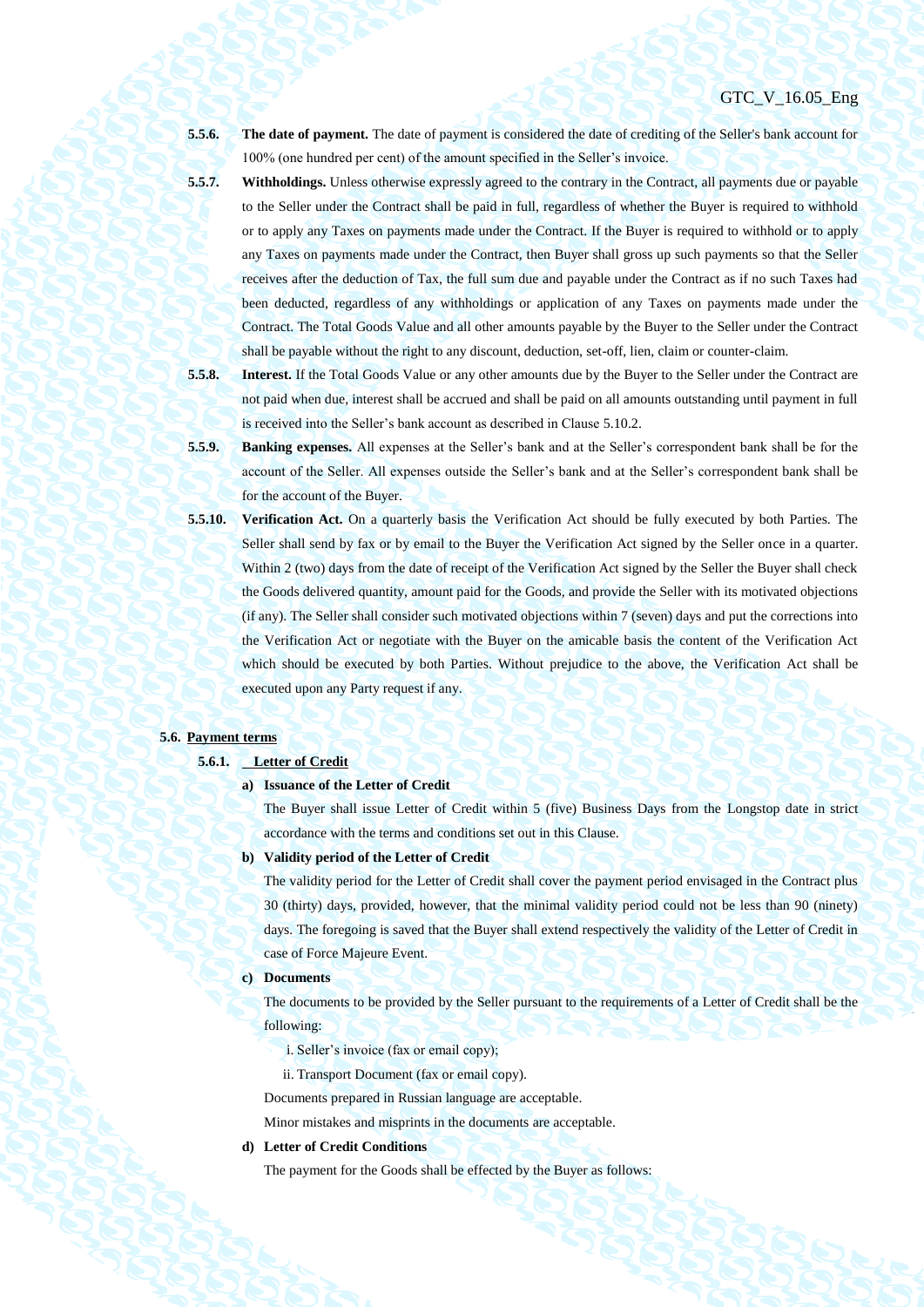**5.5.6. The date of payment.** The date of payment is considered the date of crediting of the Seller's bank account for 100% (one hundred per cent) of the amount specified in the Seller's invoice.

**5.5.7. Withholdings.** Unless otherwise expressly agreed to the contrary in the Contract, all payments due or payable to the Seller under the Contract shall be paid in full, regardless of whether the Buyer is required to withhold or to apply any Taxes on payments made under the Contract. If the Buyer is required to withhold or to apply any Taxes on payments made under the Contract, then Buyer shall gross up such payments so that the Seller receives after the deduction of Tax, the full sum due and payable under the Contract as if no such Taxes had been deducted, regardless of any withholdings or application of any Taxes on payments made under the Contract. The Total Goods Value and all other amounts payable by the Buyer to the Seller under the Contract shall be payable without the right to any discount, deduction, set-off, lien, claim or counter-claim.

**5.5.8. Interest.** If the Total Goods Value or any other amounts due by the Buyer to the Seller under the Contract are not paid when due, interest shall be accrued and shall be paid on all amounts outstanding until payment in full is received into the Seller's bank account as described in Clause 5.10.2.

**5.5.9. Banking expenses.** All expenses at the Seller's bank and at the Seller's correspondent bank shall be for the account of the Seller. All expenses outside the Seller's bank and at the Seller's correspondent bank shall be for the account of the Buyer.

**5.5.10. Verification Act.** On a quarterly basis the Verification Act should be fully executed by both Parties. The Seller shall send by fax or by email to the Buyer the Verification Act signed by the Seller once in a quarter. Within 2 (two) days from the date of receipt of the Verification Act signed by the Seller the Buyer shall check the Goods delivered quantity, amount paid for the Goods, and provide the Seller with its motivated objections (if any). The Seller shall consider such motivated objections within 7 (seven) days and put the corrections into the Verification Act or negotiate with the Buyer on the amicable basis the content of the Verification Act which should be executed by both Parties. Without prejudice to the above, the Verification Act shall be executed upon any Party request if any.

**5.6. Payment terms**

**5.6.1. Letter of Credit**

**a) Issuance of the Letter of Credit**

The Buyer shall issue Letter of Credit within 5 (five) Business Days from the Longstop date in strict accordance with the terms and conditions set out in this Clause.

**b) Validity period of the Letter of Credit**

The validity period for the Letter of Credit shall cover the payment period envisaged in the Contract plus 30 (thirty) days, provided, however, that the minimal validity period could not be less than 90 (ninety) days. The foregoing is saved that the Buyer shall extend respectively the validity of the Letter of Credit in case of Force Majeure Event.

**c) Documents**

The documents to be provided by the Seller pursuant to the requirements of a Letter of Credit shall be the following:

i. Seller's invoice (fax or email copy);

ii. Transport Document (fax or email copy).

Documents prepared in Russian language are acceptable.

Minor mistakes and misprints in the documents are acceptable.

**d) Letter of Credit Conditions**

The payment for the Goods shall be effected by the Buyer as follows: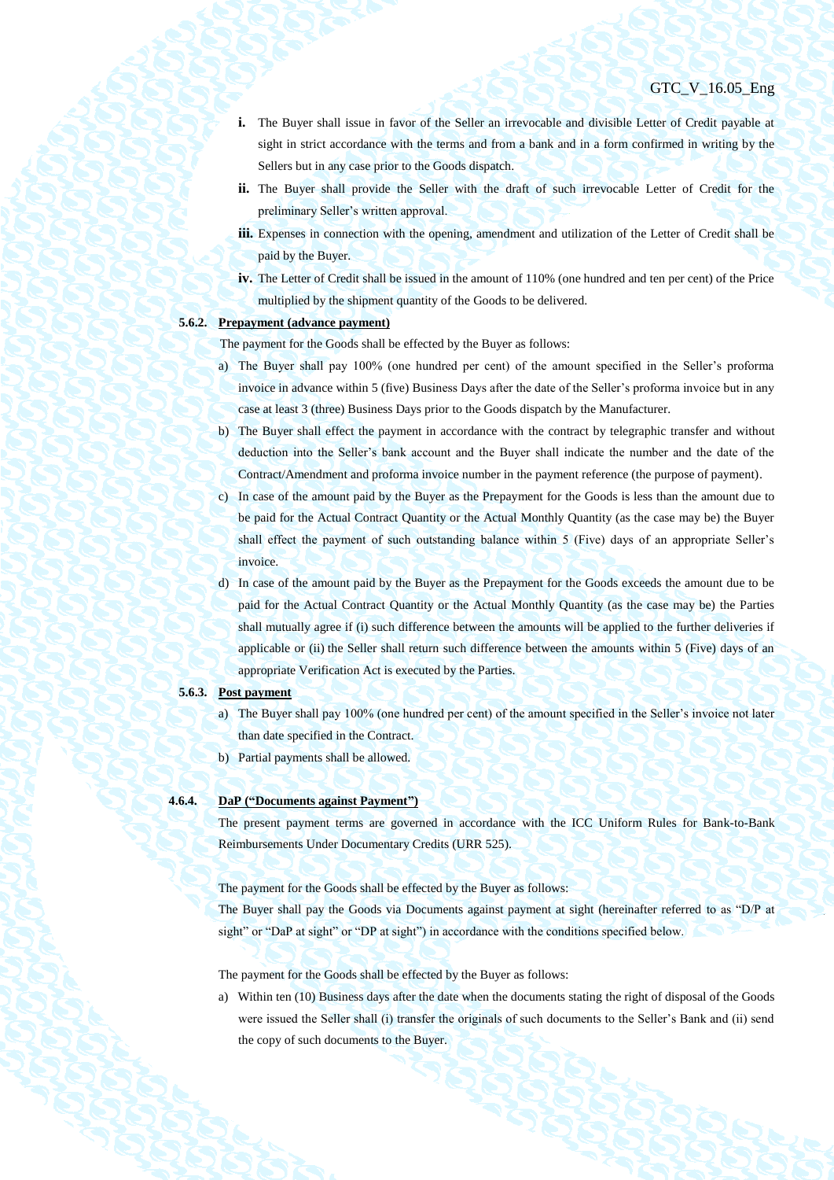i. The Buyer shall issue in favor of the Seller an irrevocable and divisible Letter of Credit payable at sight in strict accordance with the terms and from a bank and in a form confirmed in writing by the Sellers but in any case prior to the Goods dispatch.

ii. The Buyer shall provide the Seller with the draft of such irrevocable Letter of Credit for the preliminary Seller's written approval.

iii. Expenses in connection with the opening, amendment and utilization of the Letter of Credit shall be paid by the Buyer.

iv. The Letter of Credit shall be issued in the amount of 110% (one hundred and ten per cent) of the Price multiplied by the shipment quantity of the Goods to be delivered.

**5.6.2. Prepayment (advance payment)**

The payment for the Goods shall be effected by the Buyer as follows:

a) The Buyer shall pay 100% (one hundred per cent) of the amount specified in the Seller's proforma invoice in advance within 5 (five) Business Days after the date of the Seller's proforma invoice but in any case at least 3 (three) Business Days prior to the Goods dispatch by the Manufacturer.

b) The Buyer shall effect the payment in accordance with the contract by telegraphic transfer and without deduction into the Seller's bank account and the Buyer shall indicate the number and the date of the Contract/Amendment and proforma invoice number in the payment reference (the purpose of payment).

c) In case of the amount paid by the Buyer as the Prepayment for the Goods is less than the amount due to be paid for the Actual Contract Quantity or the Actual Monthly Quantity (as the case may be) the Buyer shall effect the payment of such outstanding balance within 5 (Five) days of an appropriate Seller's invoice.

d) In case of the amount paid by the Buyer as the Prepayment for the Goods exceeds the amount due to be paid for the Actual Contract Quantity or the Actual Monthly Quantity (as the case may be) the Parties shall mutually agree if (i) such difference between the amounts will be applied to the further deliveries if applicable or (ii) the Seller shall return such difference between the amounts within 5 (Five) days of an appropriate Verification Act is executed by the Parties.

**5.6.3. Post payment**

a) The Buyer shall pay 100% (one hundred per cent) of the amount specified in the Seller's invoice not later than date specified in the Contract.

b) Partial payments shall be allowed.

**4.6.4. DaP ("Documents against Payment")**

The present payment terms are governed in accordance with the ICC Uniform Rules for Bank-to-Bank Reimbursements Under Documentary Credits (URR 525).

The payment for the Goods shall be effected by the Buyer as follows:

The Buyer shall pay the Goods via Documents against payment at sight (hereinafter referred to as "D/P at sight" or "DaP at sight" or "DP at sight") in accordance with the conditions specified below.

The payment for the Goods shall be effected by the Buyer as follows:

a) Within ten (10) Business days after the date when the documents stating the right of disposal of the Goods were issued the Seller shall (i) transfer the originals of such documents to the Seller's Bank and (ii) send the copy of such documents to the Buyer.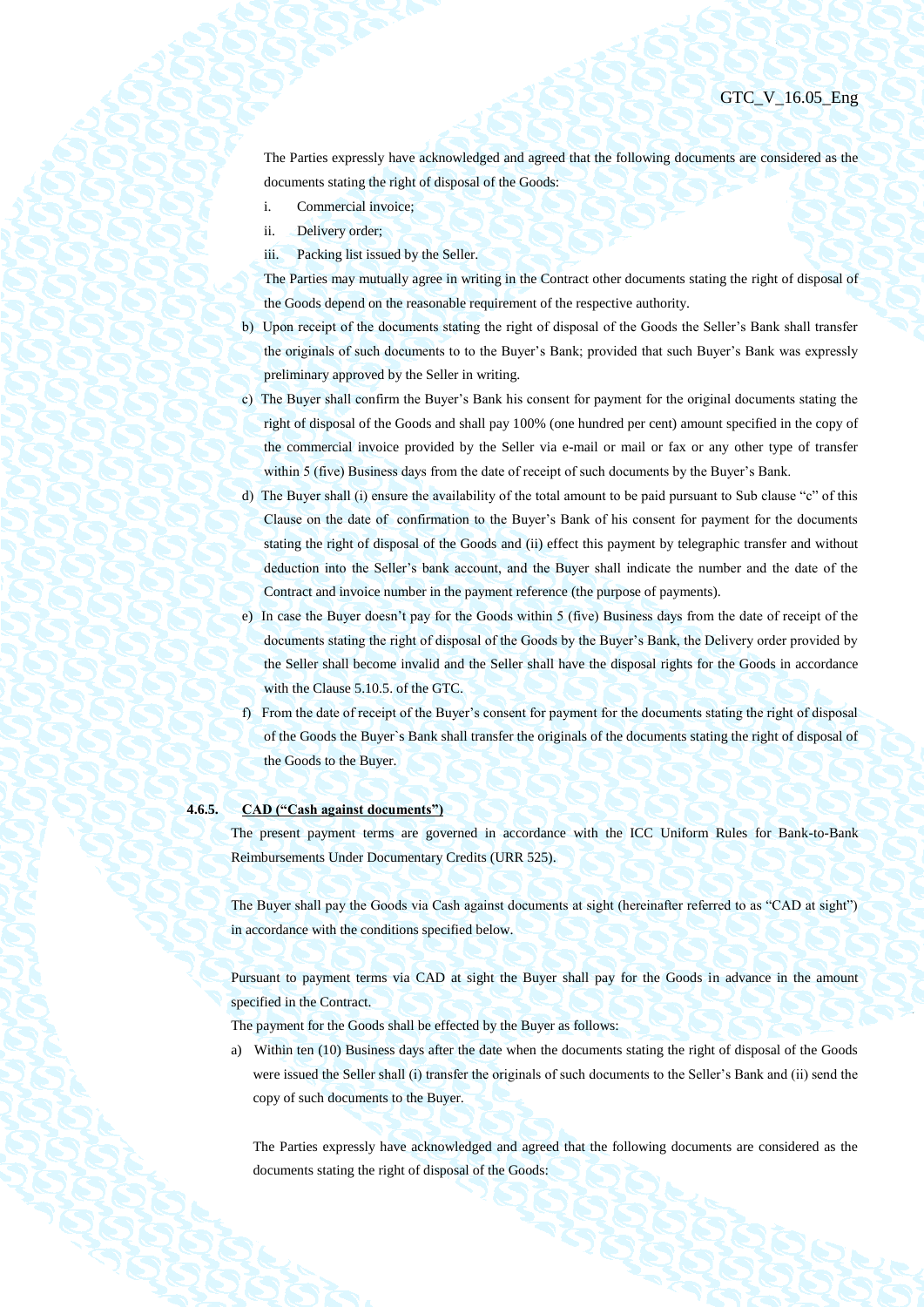The Parties expressly have acknowledged and agreed that the following documents are considered as the documents stating the right of disposal of the Goods:

i. Commercial invoice;

ii. Delivery order;

iii. Packing list issued by the Seller.

The Parties may mutually agree in writing in the Contract other documents stating the right of disposal of the Goods depend on the reasonable requirement of the respective authority.

b) Upon receipt of the documents stating the right of disposal of the Goods the Seller's Bank shall transfer the originals of such documents to to the Buyer's Bank; provided that such Buyer's Bank was expressly preliminary approved by the Seller in writing.

c) The Buyer shall confirm the Buyer's Bank his consent for payment for the original documents stating the right of disposal of the Goods and shall pay 100% (one hundred per cent) amount specified in the copy of the commercial invoice provided by the Seller via e-mail or mail or fax or any other type of transfer within 5 (five) Business days from the date of receipt of such documents by the Buyer's Bank.

d) The Buyer shall (i) ensure the availability of the total amount to be paid pursuant to Sub clause "c" of this Clause on the date of confirmation to the Buyer's Bank of his consent for payment for the documents stating the right of disposal of the Goods and (ii) effect this payment by telegraphic transfer and without deduction into the Seller's bank account, and the Buyer shall indicate the number and the date of the Contract and invoice number in the payment reference (the purpose of payments).

e) In case the Buyer doesn't pay for the Goods within 5 (five) Business days from the date of receipt of the documents stating the right of disposal of the Goods by the Buyer's Bank, the Delivery order provided by the Seller shall become invalid and the Seller shall have the disposal rights for the Goods in accordance with the Clause 5.10.5. of the GTC.

f) From the date of receipt of the Buyer's consent for payment for the documents stating the right of disposal of the Goods the Buyer`s Bank shall transfer the originals of the documents stating the right of disposal of the Goods to the Buyer.

**4.6.5. <u>CAD ("Cash against documents")</u>**

The present payment terms are governed in accordance with the ICC Uniform Rules for Bank-to-Bank Reimbursements Under Documentary Credits (URR 525).

The Buyer shall pay the Goods via Cash against documents at sight (hereinafter referred to as "CAD at sight") in accordance with the conditions specified below.

Pursuant to payment terms via CAD at sight the Buyer shall pay for the Goods in advance in the amount specified in the Contract.

The payment for the Goods shall be effected by the Buyer as follows:

a) Within ten (10) Business days after the date when the documents stating the right of disposal of the Goods were issued the Seller shall (i) transfer the originals of such documents to the Seller's Bank and (ii) send the copy of such documents to the Buyer.

The Parties expressly have acknowledged and agreed that the following documents are considered as the documents stating the right of disposal of the Goods: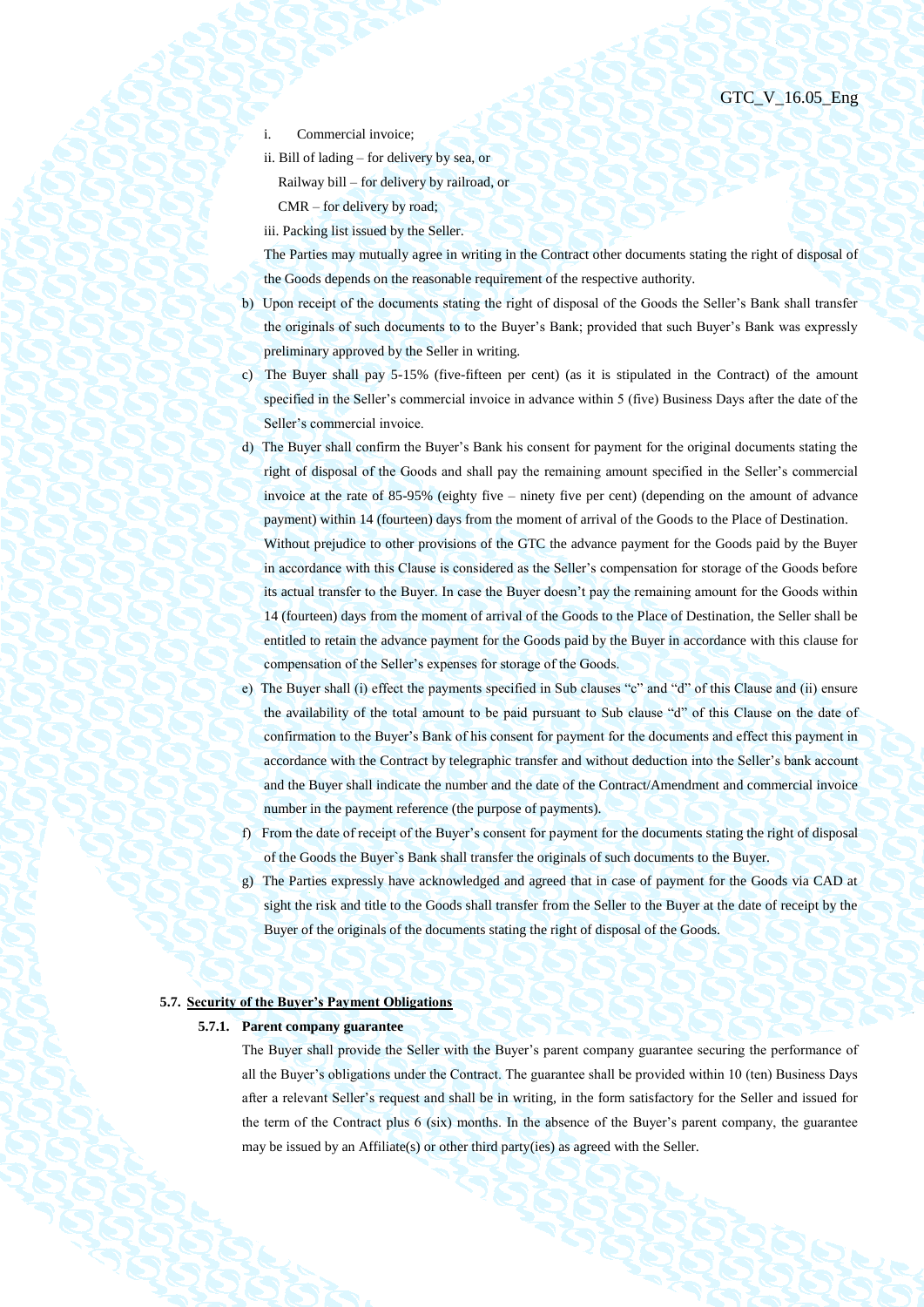i. Commercial invoice;

ii. Bill of lading – for delivery by sea, or

Railway bill – for delivery by railroad, or

CMR – for delivery by road;

iii. Packing list issued by the Seller.

The Parties may mutually agree in writing in the Contract other documents stating the right of disposal of the Goods depends on the reasonable requirement of the respective authority.

b) Upon receipt of the documents stating the right of disposal of the Goods the Seller's Bank shall transfer the originals of such documents to to the Buyer's Bank; provided that such Buyer's Bank was expressly preliminary approved by the Seller in writing.

c) The Buyer shall pay 5-15% (five-fifteen per cent) (as it is stipulated in the Contract) of the amount specified in the Seller's commercial invoice in advance within 5 (five) Business Days after the date of the Seller's commercial invoice.

d) The Buyer shall confirm the Buyer's Bank his consent for payment for the original documents stating the right of disposal of the Goods and shall pay the remaining amount specified in the Seller's commercial invoice at the rate of 85-95% (eighty five – ninety five per cent) (depending on the amount of advance payment) within 14 (fourteen) days from the moment of arrival of the Goods to the Place of Destination.

Without prejudice to other provisions of the GTC the advance payment for the Goods paid by the Buyer in accordance with this Clause is considered as the Seller's compensation for storage of the Goods before its actual transfer to the Buyer. In case the Buyer doesn't pay the remaining amount for the Goods within 14 (fourteen) days from the moment of arrival of the Goods to the Place of Destination, the Seller shall be entitled to retain the advance payment for the Goods paid by the Buyer in accordance with this clause for compensation of the Seller's expenses for storage of the Goods.

e) The Buyer shall (i) effect the payments specified in Sub clauses "c" and "d" of this Clause and (ii) ensure the availability of the total amount to be paid pursuant to Sub clause "d" of this Clause on the date of confirmation to the Buyer's Bank of his consent for payment for the documents and effect this payment in accordance with the Contract by telegraphic transfer and without deduction into the Seller's bank account and the Buyer shall indicate the number and the date of the Contract/Amendment and commercial invoice number in the payment reference (the purpose of payments).

f) From the date of receipt of the Buyer's consent for payment for the documents stating the right of disposal of the Goods the Buyer`s Bank shall transfer the originals of such documents to the Buyer.

g) The Parties expressly have acknowledged and agreed that in case of payment for the Goods via CAD at sight the risk and title to the Goods shall transfer from the Seller to the Buyer at the date of receipt by the Buyer of the originals of the documents stating the right of disposal of the Goods.

**5.7. <u>Security of the Buyer's Payment Obligations</u>**

**5.7.1. Parent company guarantee**

The Buyer shall provide the Seller with the Buyer's parent company guarantee securing the performance of all the Buyer's obligations under the Contract. The guarantee shall be provided within 10 (ten) Business Days after a relevant Seller's request and shall be in writing, in the form satisfactory for the Seller and issued for the term of the Contract plus 6 (six) months. In the absence of the Buyer's parent company, the guarantee may be issued by an Affiliate(s) or other third party(ies) as agreed with the Seller.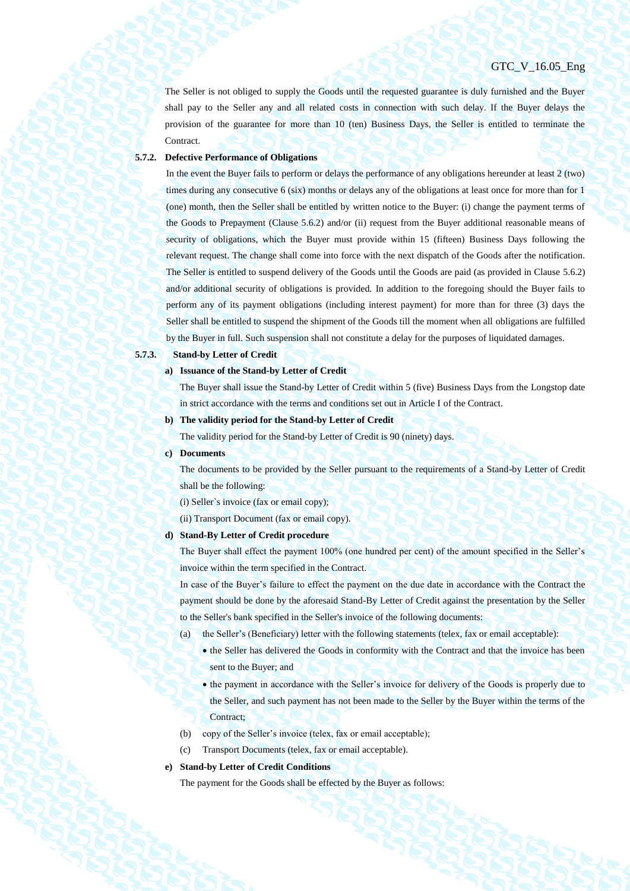The Seller is not obliged to supply the Goods until the requested guarantee is duly furnished and the Buyer shall pay to the Seller any and all related costs in connection with such delay. If the Buyer delays the provision of the guarantee for more than 10 (ten) Business Days, the Seller is entitled to terminate the Contract.

**5.7.2. Defective Performance of Obligations**

In the event the Buyer fails to perform or delays the performance of any obligations hereunder at least 2 (two) times during any consecutive 6 (six) months or delays any of the obligations at least once for more than for 1 (one) month, then the Seller shall be entitled by written notice to the Buyer: (i) change the payment terms of the Goods to Prepayment (Clause 5.6.2) and/or (ii) request from the Buyer additional reasonable means of security of obligations, which the Buyer must provide within 15 (fifteen) Business Days following the relevant request. The change shall come into force with the next dispatch of the Goods after the notification. The Seller is entitled to suspend delivery of the Goods until the Goods are paid (as provided in Clause 5.6.2) and/or additional security of obligations is provided. In addition to the foregoing should the Buyer fails to perform any of its payment obligations (including interest payment) for more than for three (3) days the Seller shall be entitled to suspend the shipment of the Goods till the moment when all obligations are fulfilled by the Buyer in full. Such suspension shall not constitute a delay for the purposes of liquidated damages.

**5.7.3. Stand-by Letter of Credit**

**a) Issuance of the Stand-by Letter of Credit**

The Buyer shall issue the Stand-by Letter of Credit within 5 (five) Business Days from the Longstop date in strict accordance with the terms and conditions set out in Article I of the Contract.

**b) The validity period for the Stand-by Letter of Credit**

The validity period for the Stand-by Letter of Credit is 90 (ninety) days.

**c) Documents**

The documents to be provided by the Seller pursuant to the requirements of a Stand-by Letter of Credit shall be the following:

(i) Seller`s invoice (fax or email copy);

(ii) Transport Document (fax or email copy).

**d) Stand-By Letter of Credit procedure**

The Buyer shall effect the payment 100% (one hundred per cent) of the amount specified in the Seller's invoice within the term specified in the Contract.

In case of the Buyer's failure to effect the payment on the due date in accordance with the Contract the payment should be done by the aforesaid Stand-By Letter of Credit against the presentation by the Seller to the Seller's bank specified in the Seller's invoice of the following documents:

(a) the Seller's (Beneficiary) letter with the following statements (telex, fax or email acceptable):

- the Seller has delivered the Goods in conformity with the Contract and that the invoice has been sent to the Buyer; and
- the payment in accordance with the Seller's invoice for delivery of the Goods is properly due to the Seller, and such payment has not been made to the Seller by the Buyer within the terms of the Contract;

(b) copy of the Seller's invoice (telex, fax or email acceptable);

(c) Transport Documents (telex, fax or email acceptable).

**e) Stand-by Letter of Credit Conditions**

The payment for the Goods shall be effected by the Buyer as follows: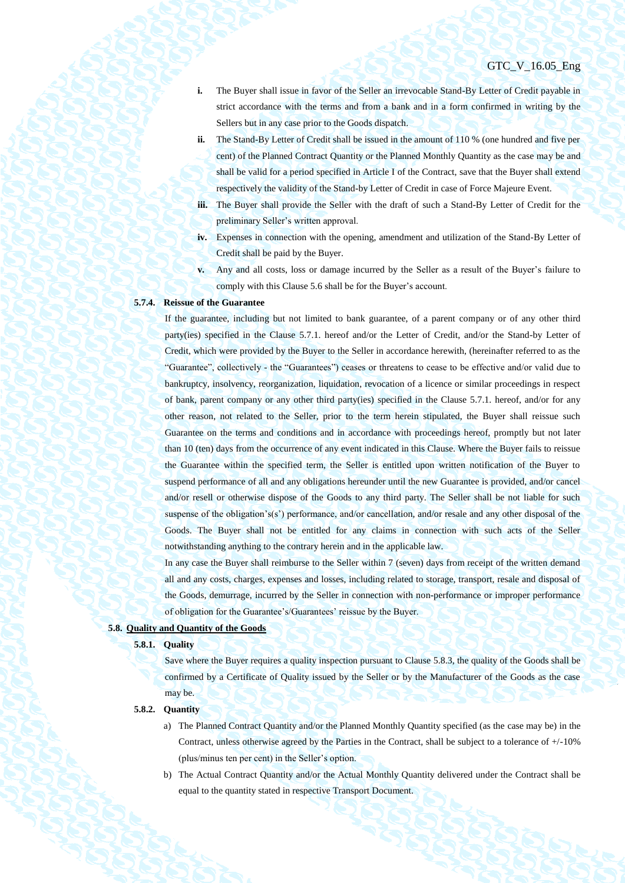i. The Buyer shall issue in favor of the Seller an irrevocable Stand-By Letter of Credit payable in strict accordance with the terms and from a bank and in a form confirmed in writing by the Sellers but in any case prior to the Goods dispatch.

ii. The Stand-By Letter of Credit shall be issued in the amount of 110 % (one hundred and five per cent) of the Planned Contract Quantity or the Planned Monthly Quantity as the case may be and shall be valid for a period specified in Article I of the Contract, save that the Buyer shall extend respectively the validity of the Stand-by Letter of Credit in case of Force Majeure Event.

iii. The Buyer shall provide the Seller with the draft of such a Stand-By Letter of Credit for the preliminary Seller's written approval.

iv. Expenses in connection with the opening, amendment and utilization of the Stand-By Letter of Credit shall be paid by the Buyer.

v. Any and all costs, loss or damage incurred by the Seller as a result of the Buyer's failure to comply with this Clause 5.6 shall be for the Buyer's account.

**5.7.4. Reissue of the Guarantee**

If the guarantee, including but not limited to bank guarantee, of a parent company or of any other third party(ies) specified in the Clause 5.7.1. hereof and/or the Letter of Credit, and/or the Stand-by Letter of Credit, which were provided by the Buyer to the Seller in accordance herewith, (hereinafter referred to as the "Guarantee", collectively - the "Guarantees") ceases or threatens to cease to be effective and/or valid due to bankruptcy, insolvency, reorganization, liquidation, revocation of a licence or similar proceedings in respect of bank, parent company or any other third party(ies) specified in the Clause 5.7.1. hereof, and/or for any other reason, not related to the Seller, prior to the term herein stipulated, the Buyer shall reissue such Guarantee on the terms and conditions and in accordance with proceedings hereof, promptly but not later than 10 (ten) days from the occurrence of any event indicated in this Clause. Where the Buyer fails to reissue the Guarantee within the specified term, the Seller is entitled upon written notification of the Buyer to suspend performance of all and any obligations hereunder until the new Guarantee is provided, and/or cancel and/or resell or otherwise dispose of the Goods to any third party. The Seller shall be not liable for such suspense of the obligation's(s') performance, and/or cancellation, and/or resale and any other disposal of the Goods. The Buyer shall not be entitled for any claims in connection with such acts of the Seller notwithstanding anything to the contrary herein and in the applicable law.

In any case the Buyer shall reimburse to the Seller within 7 (seven) days from receipt of the written demand all and any costs, charges, expenses and losses, including related to storage, transport, resale and disposal of the Goods, demurrage, incurred by the Seller in connection with non-performance or improper performance of obligation for the Guarantee's/Guarantees' reissue by the Buyer.

**5.8. Quality and Quantity of the Goods**

**5.8.1. Quality**

Save where the Buyer requires a quality inspection pursuant to Clause 5.8.3, the quality of the Goods shall be confirmed by a Certificate of Quality issued by the Seller or by the Manufacturer of the Goods as the case may be.

**5.8.2. Quantity**

a) The Planned Contract Quantity and/or the Planned Monthly Quantity specified (as the case may be) in the Contract, unless otherwise agreed by the Parties in the Contract, shall be subject to a tolerance of +/-10% (plus/minus ten per cent) in the Seller's option.

b) The Actual Contract Quantity and/or the Actual Monthly Quantity delivered under the Contract shall be equal to the quantity stated in respective Transport Document.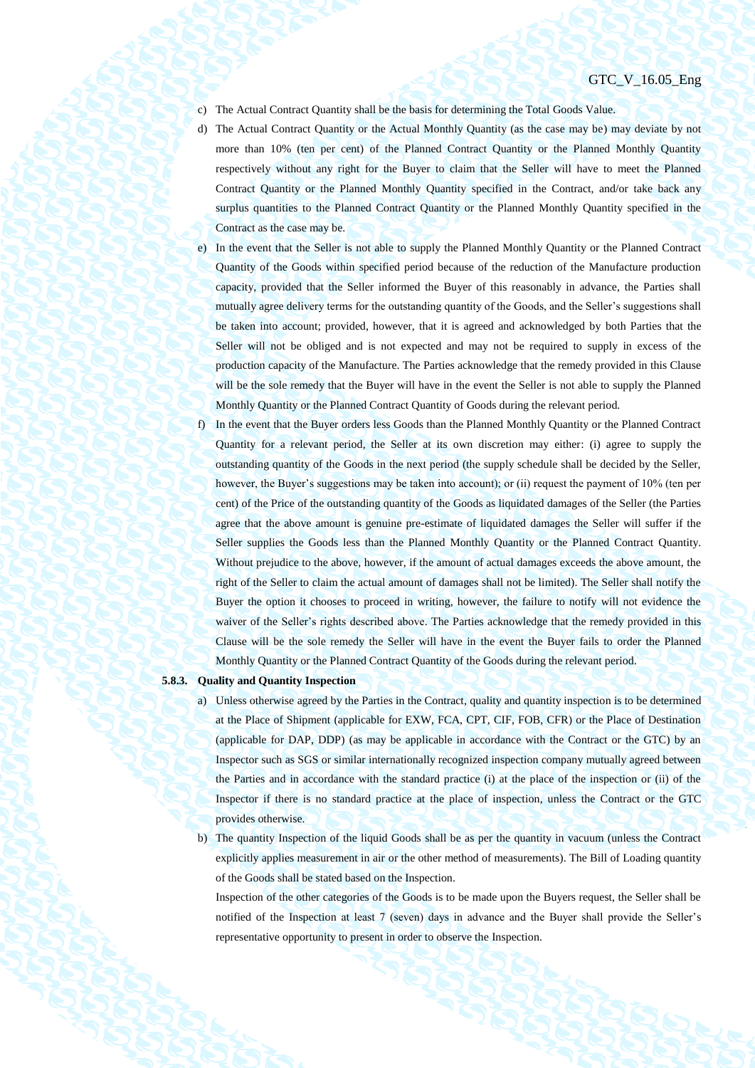c) The Actual Contract Quantity shall be the basis for determining the Total Goods Value.

d) The Actual Contract Quantity or the Actual Monthly Quantity (as the case may be) may deviate by not more than 10% (ten per cent) of the Planned Contract Quantity or the Planned Monthly Quantity respectively without any right for the Buyer to claim that the Seller will have to meet the Planned Contract Quantity or the Planned Monthly Quantity specified in the Contract, and/or take back any surplus quantities to the Planned Contract Quantity or the Planned Monthly Quantity specified in the Contract as the case may be.

e) In the event that the Seller is not able to supply the Planned Monthly Quantity or the Planned Contract Quantity of the Goods within specified period because of the reduction of the Manufacture production capacity, provided that the Seller informed the Buyer of this reasonably in advance, the Parties shall mutually agree delivery terms for the outstanding quantity of the Goods, and the Seller's suggestions shall be taken into account; provided, however, that it is agreed and acknowledged by both Parties that the Seller will not be obliged and is not expected and may not be required to supply in excess of the production capacity of the Manufacture. The Parties acknowledge that the remedy provided in this Clause will be the sole remedy that the Buyer will have in the event the Seller is not able to supply the Planned Monthly Quantity or the Planned Contract Quantity of Goods during the relevant period.

f) In the event that the Buyer orders less Goods than the Planned Monthly Quantity or the Planned Contract Quantity for a relevant period, the Seller at its own discretion may either: (i) agree to supply the outstanding quantity of the Goods in the next period (the supply schedule shall be decided by the Seller, however, the Buyer's suggestions may be taken into account); or (ii) request the payment of 10% (ten per cent) of the Price of the outstanding quantity of the Goods as liquidated damages of the Seller (the Parties agree that the above amount is genuine pre-estimate of liquidated damages the Seller will suffer if the Seller supplies the Goods less than the Planned Monthly Quantity or the Planned Contract Quantity. Without prejudice to the above, however, if the amount of actual damages exceeds the above amount, the right of the Seller to claim the actual amount of damages shall not be limited). The Seller shall notify the Buyer the option it chooses to proceed in writing, however, the failure to notify will not evidence the waiver of the Seller's rights described above. The Parties acknowledge that the remedy provided in this Clause will be the sole remedy the Seller will have in the event the Buyer fails to order the Planned Monthly Quantity or the Planned Contract Quantity of the Goods during the relevant period.

**5.8.3. Quality and Quantity Inspection**

a) Unless otherwise agreed by the Parties in the Contract, quality and quantity inspection is to be determined at the Place of Shipment (applicable for EXW, FCA, CPT, CIF, FOB, CFR) or the Place of Destination (applicable for DAP, DDP) (as may be applicable in accordance with the Contract or the GTC) by an Inspector such as SGS or similar internationally recognized inspection company mutually agreed between the Parties and in accordance with the standard practice (i) at the place of the inspection or (ii) of the Inspector if there is no standard practice at the place of inspection, unless the Contract or the GTC provides otherwise.

b) The quantity Inspection of the liquid Goods shall be as per the quantity in vacuum (unless the Contract explicitly applies measurement in air or the other method of measurements). The Bill of Loading quantity of the Goods shall be stated based on the Inspection.

   Inspection of the other categories of the Goods is to be made upon the Buyers request, the Seller shall be notified of the Inspection at least 7 (seven) days in advance and the Buyer shall provide the Seller's representative opportunity to present in order to observe the Inspection.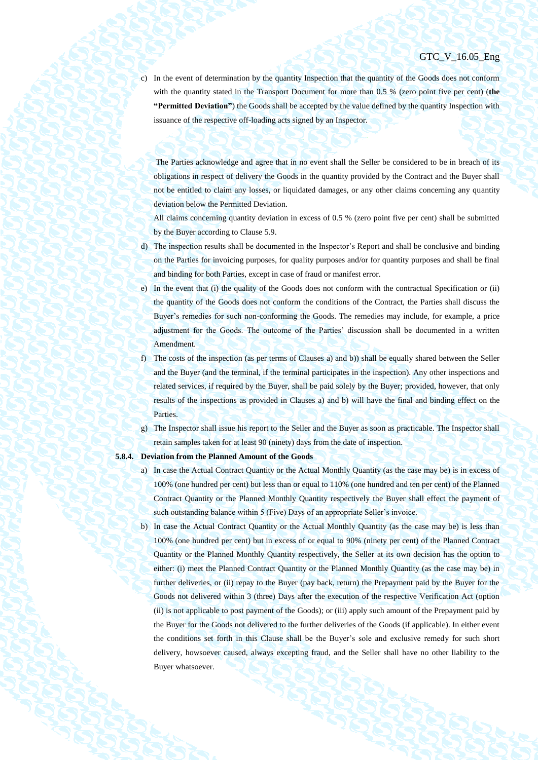c) In the event of determination by the quantity Inspection that the quantity of the Goods does not conform with the quantity stated in the Transport Document for more than 0.5 % (zero point five per cent) (**the "Permitted Deviation"**) the Goods shall be accepted by the value defined by the quantity Inspection with issuance of the respective off-loading acts signed by an Inspector.

The Parties acknowledge and agree that in no event shall the Seller be considered to be in breach of its obligations in respect of delivery the Goods in the quantity provided by the Contract and the Buyer shall not be entitled to claim any losses, or liquidated damages, or any other claims concerning any quantity deviation below the Permitted Deviation.

All claims concerning quantity deviation in excess of 0.5 % (zero point five per cent) shall be submitted by the Buyer according to Clause 5.9.

d) The inspection results shall be documented in the Inspector's Report and shall be conclusive and binding on the Parties for invoicing purposes, for quality purposes and/or for quantity purposes and shall be final and binding for both Parties, except in case of fraud or manifest error.

e) In the event that (i) the quality of the Goods does not conform with the contractual Specification or (ii) the quantity of the Goods does not conform the conditions of the Contract, the Parties shall discuss the Buyer's remedies for such non-conforming the Goods. The remedies may include, for example, a price adjustment for the Goods. The outcome of the Parties' discussion shall be documented in a written Amendment.

f) The costs of the inspection (as per terms of Clauses a) and b)) shall be equally shared between the Seller and the Buyer (and the terminal, if the terminal participates in the inspection). Any other inspections and related services, if required by the Buyer, shall be paid solely by the Buyer; provided, however, that only results of the inspections as provided in Clauses a) and b) will have the final and binding effect on the Parties.

g) The Inspector shall issue his report to the Seller and the Buyer as soon as practicable. The Inspector shall retain samples taken for at least 90 (ninety) days from the date of inspection.

**5.8.4. Deviation from the Planned Amount of the Goods**

a) In case the Actual Contract Quantity or the Actual Monthly Quantity (as the case may be) is in excess of 100% (one hundred per cent) but less than or equal to 110% (one hundred and ten per cent) of the Planned Contract Quantity or the Planned Monthly Quantity respectively the Buyer shall effect the payment of such outstanding balance within 5 (Five) Days of an appropriate Seller's invoice.

b) In case the Actual Contract Quantity or the Actual Monthly Quantity (as the case may be) is less than 100% (one hundred per cent) but in excess of or equal to 90% (ninety per cent) of the Planned Contract Quantity or the Planned Monthly Quantity respectively, the Seller at its own decision has the option to either: (i) meet the Planned Contract Quantity or the Planned Monthly Quantity (as the case may be) in further deliveries, or (ii) repay to the Buyer (pay back, return) the Prepayment paid by the Buyer for the Goods not delivered within 3 (three) Days after the execution of the respective Verification Act (option (ii) is not applicable to post payment of the Goods); or (iii) apply such amount of the Prepayment paid by the Buyer for the Goods not delivered to the further deliveries of the Goods (if applicable). In either event the conditions set forth in this Clause shall be the Buyer's sole and exclusive remedy for such short delivery, howsoever caused, always excepting fraud, and the Seller shall have no other liability to the Buyer whatsoever.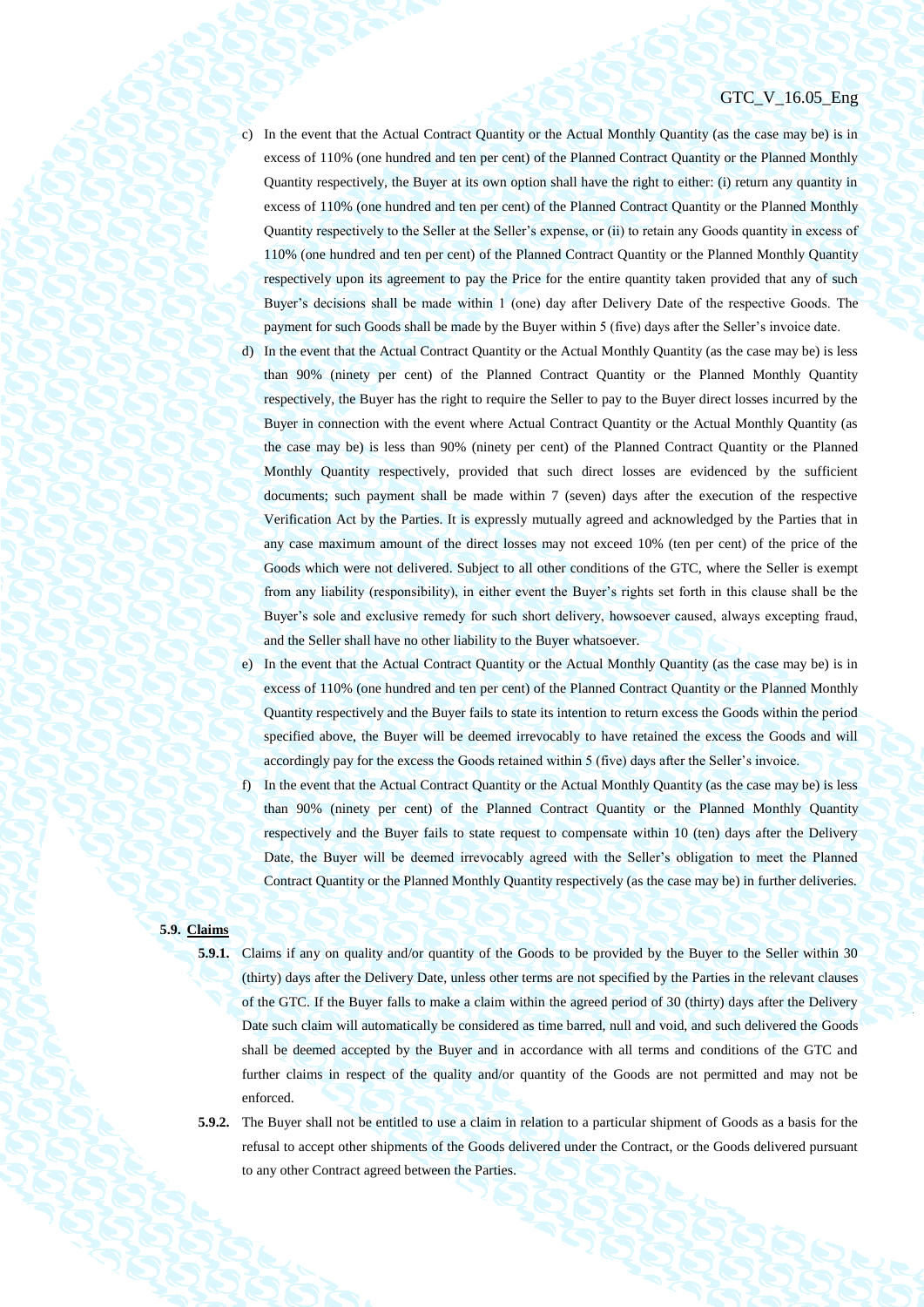c) In the event that the Actual Contract Quantity or the Actual Monthly Quantity (as the case may be) is in excess of 110% (one hundred and ten per cent) of the Planned Contract Quantity or the Planned Monthly Quantity respectively, the Buyer at its own option shall have the right to either: (i) return any quantity in excess of 110% (one hundred and ten per cent) of the Planned Contract Quantity or the Planned Monthly Quantity respectively to the Seller at the Seller's expense, or (ii) to retain any Goods quantity in excess of 110% (one hundred and ten per cent) of the Planned Contract Quantity or the Planned Monthly Quantity respectively upon its agreement to pay the Price for the entire quantity taken provided that any of such Buyer's decisions shall be made within 1 (one) day after Delivery Date of the respective Goods. The payment for such Goods shall be made by the Buyer within 5 (five) days after the Seller's invoice date.

d) In the event that the Actual Contract Quantity or the Actual Monthly Quantity (as the case may be) is less than 90% (ninety per cent) of the Planned Contract Quantity or the Planned Monthly Quantity respectively, the Buyer has the right to require the Seller to pay to the Buyer direct losses incurred by the Buyer in connection with the event where Actual Contract Quantity or the Actual Monthly Quantity (as the case may be) is less than 90% (ninety per cent) of the Planned Contract Quantity or the Planned Monthly Quantity respectively, provided that such direct losses are evidenced by the sufficient documents; such payment shall be made within 7 (seven) days after the execution of the respective Verification Act by the Parties. It is expressly mutually agreed and acknowledged by the Parties that in any case maximum amount of the direct losses may not exceed 10% (ten per cent) of the price of the Goods which were not delivered. Subject to all other conditions of the GTC, where the Seller is exempt from any liability (responsibility), in either event the Buyer's rights set forth in this clause shall be the Buyer's sole and exclusive remedy for such short delivery, howsoever caused, always excepting fraud, and the Seller shall have no other liability to the Buyer whatsoever.

e) In the event that the Actual Contract Quantity or the Actual Monthly Quantity (as the case may be) is in excess of 110% (one hundred and ten per cent) of the Planned Contract Quantity or the Planned Monthly Quantity respectively and the Buyer fails to state its intention to return excess the Goods within the period specified above, the Buyer will be deemed irrevocably to have retained the excess the Goods and will accordingly pay for the excess the Goods retained within 5 (five) days after the Seller's invoice.

f) In the event that the Actual Contract Quantity or the Actual Monthly Quantity (as the case may be) is less than 90% (ninety per cent) of the Planned Contract Quantity or the Planned Monthly Quantity respectively and the Buyer fails to state request to compensate within 10 (ten) days after the Delivery Date, the Buyer will be deemed irrevocably agreed with the Seller's obligation to meet the Planned Contract Quantity or the Planned Monthly Quantity respectively (as the case may be) in further deliveries.

**5.9. <u>Claims</u>**

**5.9.1.** Claims if any on quality and/or quantity of the Goods to be provided by the Buyer to the Seller within 30 (thirty) days after the Delivery Date, unless other terms are not specified by the Parties in the relevant clauses of the GTC. If the Buyer falls to make a claim within the agreed period of 30 (thirty) days after the Delivery Date such claim will automatically be considered as time barred, null and void, and such delivered the Goods shall be deemed accepted by the Buyer and in accordance with all terms and conditions of the GTC and further claims in respect of the quality and/or quantity of the Goods are not permitted and may not be enforced.

**5.9.2.** The Buyer shall not be entitled to use a claim in relation to a particular shipment of Goods as a basis for the refusal to accept other shipments of the Goods delivered under the Contract, or the Goods delivered pursuant to any other Contract agreed between the Parties.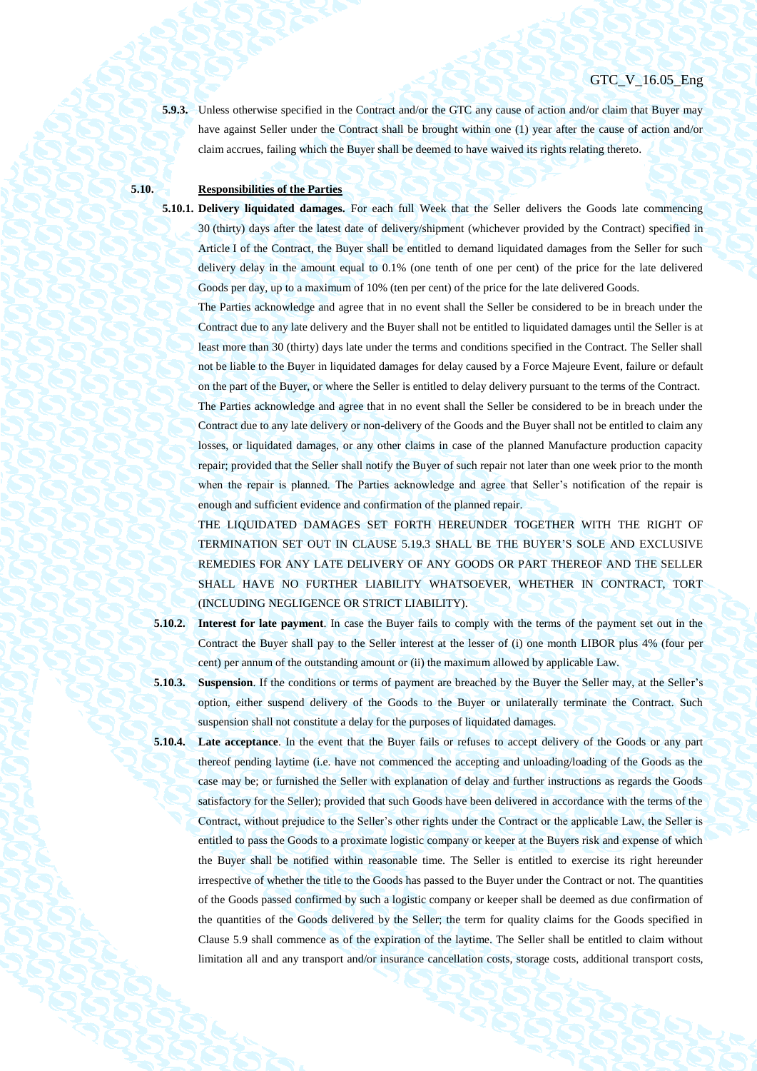**5.9.3.** Unless otherwise specified in the Contract and/or the GTC any cause of action and/or claim that Buyer may have against Seller under the Contract shall be brought within one (1) year after the cause of action and/or claim accrues, failing which the Buyer shall be deemed to have waived its rights relating thereto.

**5.10. Responsibilities of the Parties**

**5.10.1. Delivery liquidated damages.** For each full Week that the Seller delivers the Goods late commencing 30 (thirty) days after the latest date of delivery/shipment (whichever provided by the Contract) specified in Article I of the Contract, the Buyer shall be entitled to demand liquidated damages from the Seller for such delivery delay in the amount equal to 0.1% (one tenth of one per cent) of the price for the late delivered Goods per day, up to a maximum of 10% (ten per cent) of the price for the late delivered Goods.

The Parties acknowledge and agree that in no event shall the Seller be considered to be in breach under the Contract due to any late delivery and the Buyer shall not be entitled to liquidated damages until the Seller is at least more than 30 (thirty) days late under the terms and conditions specified in the Contract. The Seller shall not be liable to the Buyer in liquidated damages for delay caused by a Force Majeure Event, failure or default on the part of the Buyer, or where the Seller is entitled to delay delivery pursuant to the terms of the Contract.

The Parties acknowledge and agree that in no event shall the Seller be considered to be in breach under the Contract due to any late delivery or non-delivery of the Goods and the Buyer shall not be entitled to claim any losses, or liquidated damages, or any other claims in case of the planned Manufacture production capacity repair; provided that the Seller shall notify the Buyer of such repair not later than one week prior to the month when the repair is planned. The Parties acknowledge and agree that Seller's notification of the repair is enough and sufficient evidence and confirmation of the planned repair.

THE LIQUIDATED DAMAGES SET FORTH HEREUNDER TOGETHER WITH THE RIGHT OF TERMINATION SET OUT IN CLAUSE 5.19.3 SHALL BE THE BUYER'S SOLE AND EXCLUSIVE REMEDIES FOR ANY LATE DELIVERY OF ANY GOODS OR PART THEREOF AND THE SELLER SHALL HAVE NO FURTHER LIABILITY WHATSOEVER, WHETHER IN CONTRACT, TORT (INCLUDING NEGLIGENCE OR STRICT LIABILITY).

**5.10.2. Interest for late payment**. In case the Buyer fails to comply with the terms of the payment set out in the Contract the Buyer shall pay to the Seller interest at the lesser of (i) one month LIBOR plus 4% (four per cent) per annum of the outstanding amount or (ii) the maximum allowed by applicable Law.

**5.10.3. Suspension**. If the conditions or terms of payment are breached by the Buyer the Seller may, at the Seller's option, either suspend delivery of the Goods to the Buyer or unilaterally terminate the Contract. Such suspension shall not constitute a delay for the purposes of liquidated damages.

**5.10.4. Late acceptance**. In the event that the Buyer fails or refuses to accept delivery of the Goods or any part thereof pending laytime (i.e. have not commenced the accepting and unloading/loading of the Goods as the case may be; or furnished the Seller with explanation of delay and further instructions as regards the Goods satisfactory for the Seller); provided that such Goods have been delivered in accordance with the terms of the Contract, without prejudice to the Seller's other rights under the Contract or the applicable Law, the Seller is entitled to pass the Goods to a proximate logistic company or keeper at the Buyers risk and expense of which the Buyer shall be notified within reasonable time. The Seller is entitled to exercise its right hereunder irrespective of whether the title to the Goods has passed to the Buyer under the Contract or not. The quantities of the Goods passed confirmed by such a logistic company or keeper shall be deemed as due confirmation of the quantities of the Goods delivered by the Seller; the term for quality claims for the Goods specified in Clause 5.9 shall commence as of the expiration of the laytime. The Seller shall be entitled to claim without limitation all and any transport and/or insurance cancellation costs, storage costs, additional transport costs,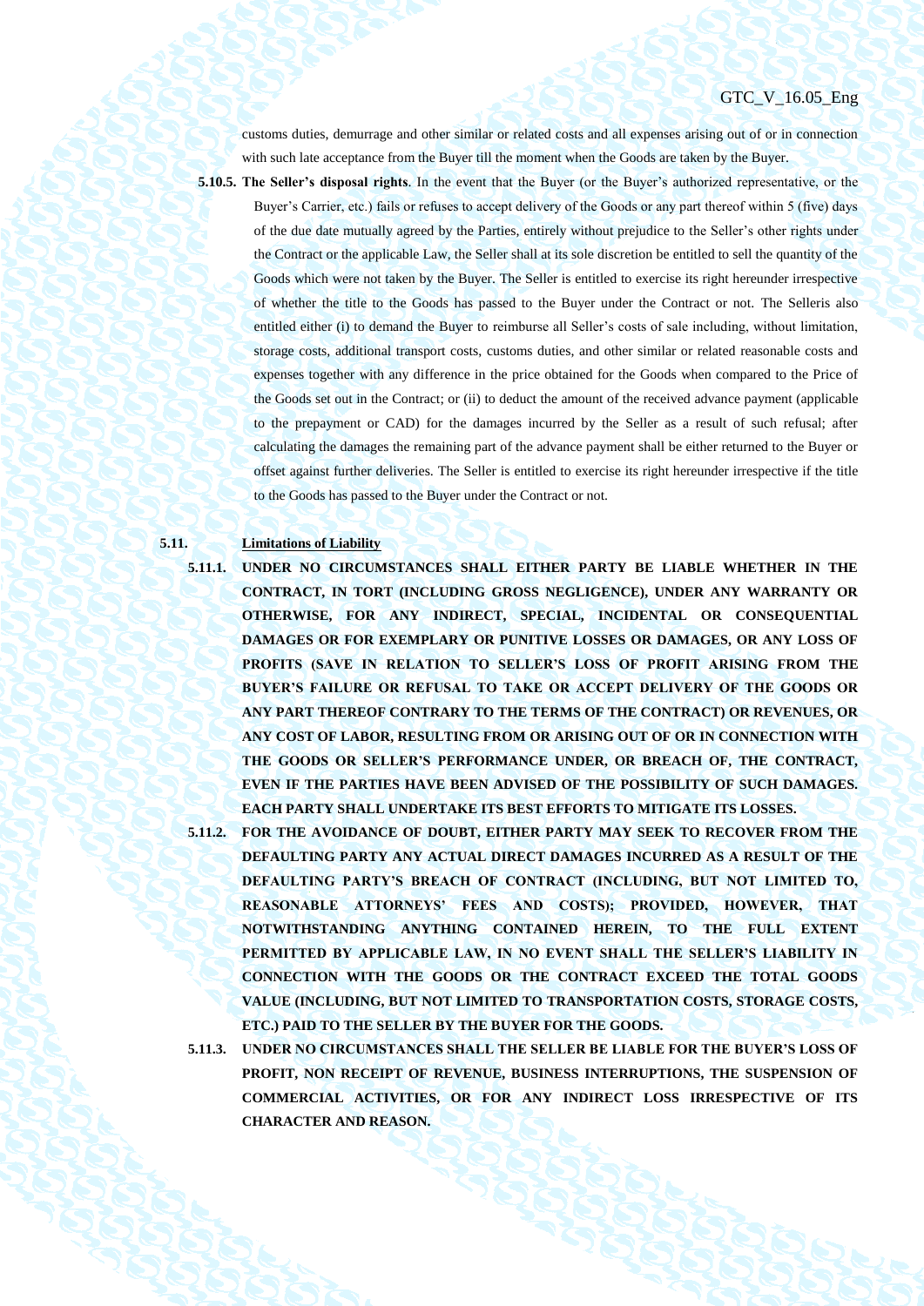customs duties, demurrage and other similar or related costs and all expenses arising out of or in connection with such late acceptance from the Buyer till the moment when the Goods are taken by the Buyer.

**5.10.5. The Seller's disposal rights**. In the event that the Buyer (or the Buyer's authorized representative, or the Buyer's Carrier, etc.) fails or refuses to accept delivery of the Goods or any part thereof within 5 (five) days of the due date mutually agreed by the Parties, entirely without prejudice to the Seller's other rights under the Contract or the applicable Law, the Seller shall at its sole discretion be entitled to sell the quantity of the Goods which were not taken by the Buyer. The Seller is entitled to exercise its right hereunder irrespective of whether the title to the Goods has passed to the Buyer under the Contract or not. The Selleris also entitled either (i) to demand the Buyer to reimburse all Seller's costs of sale including, without limitation, storage costs, additional transport costs, customs duties, and other similar or related reasonable costs and expenses together with any difference in the price obtained for the Goods when compared to the Price of the Goods set out in the Contract; or (ii) to deduct the amount of the received advance payment (applicable to the prepayment or CAD) for the damages incurred by the Seller as a result of such refusal; after calculating the damages the remaining part of the advance payment shall be either returned to the Buyer or offset against further deliveries. The Seller is entitled to exercise its right hereunder irrespective if the title to the Goods has passed to the Buyer under the Contract or not.

## 5.11. Limitations of Liability

**5.11.1. UNDER NO CIRCUMSTANCES SHALL EITHER PARTY BE LIABLE WHETHER IN THE CONTRACT, IN TORT (INCLUDING GROSS NEGLIGENCE), UNDER ANY WARRANTY OR OTHERWISE, FOR ANY INDIRECT, SPECIAL, INCIDENTAL OR CONSEQUENTIAL DAMAGES OR FOR EXEMPLARY OR PUNITIVE LOSSES OR DAMAGES, OR ANY LOSS OF PROFITS (SAVE IN RELATION TO SELLER'S LOSS OF PROFIT ARISING FROM THE BUYER'S FAILURE OR REFUSAL TO TAKE OR ACCEPT DELIVERY OF THE GOODS OR ANY PART THEREOF CONTRARY TO THE TERMS OF THE CONTRACT) OR REVENUES, OR ANY COST OF LABOR, RESULTING FROM OR ARISING OUT OF OR IN CONNECTION WITH THE GOODS OR SELLER'S PERFORMANCE UNDER, OR BREACH OF, THE CONTRACT, EVEN IF THE PARTIES HAVE BEEN ADVISED OF THE POSSIBILITY OF SUCH DAMAGES. EACH PARTY SHALL UNDERTAKE ITS BEST EFFORTS TO MITIGATE ITS LOSSES.**

**5.11.2. FOR THE AVOIDANCE OF DOUBT, EITHER PARTY MAY SEEK TO RECOVER FROM THE DEFAULTING PARTY ANY ACTUAL DIRECT DAMAGES INCURRED AS A RESULT OF THE DEFAULTING PARTY'S BREACH OF CONTRACT (INCLUDING, BUT NOT LIMITED TO, REASONABLE ATTORNEYS' FEES AND COSTS); PROVIDED, HOWEVER, THAT NOTWITHSTANDING ANYTHING CONTAINED HEREIN, TO THE FULL EXTENT PERMITTED BY APPLICABLE LAW, IN NO EVENT SHALL THE SELLER'S LIABILITY IN CONNECTION WITH THE GOODS OR THE CONTRACT EXCEED THE TOTAL GOODS VALUE (INCLUDING, BUT NOT LIMITED TO TRANSPORTATION COSTS, STORAGE COSTS, ETC.) PAID TO THE SELLER BY THE BUYER FOR THE GOODS.**

**5.11.3. UNDER NO CIRCUMSTANCES SHALL THE SELLER BE LIABLE FOR THE BUYER'S LOSS OF PROFIT, NON RECEIPT OF REVENUE, BUSINESS INTERRUPTIONS, THE SUSPENSION OF COMMERCIAL ACTIVITIES, OR FOR ANY INDIRECT LOSS IRRESPECTIVE OF ITS CHARACTER AND REASON.**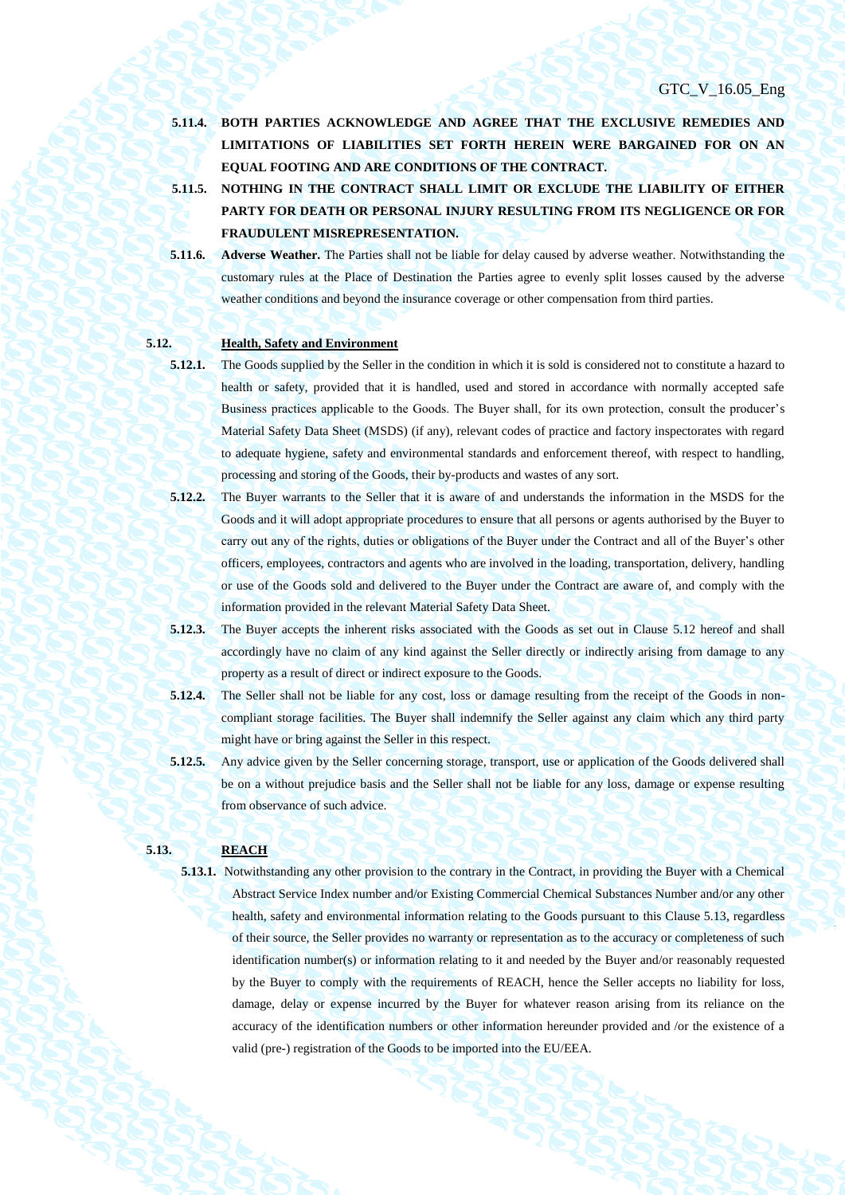**5.11.4. BOTH PARTIES ACKNOWLEDGE AND AGREE THAT THE EXCLUSIVE REMEDIES AND LIMITATIONS OF LIABILITIES SET FORTH HEREIN WERE BARGAINED FOR ON AN EQUAL FOOTING AND ARE CONDITIONS OF THE CONTRACT.**

**5.11.5. NOTHING IN THE CONTRACT SHALL LIMIT OR EXCLUDE THE LIABILITY OF EITHER PARTY FOR DEATH OR PERSONAL INJURY RESULTING FROM ITS NEGLIGENCE OR FOR FRAUDULENT MISREPRESENTATION.**

**5.11.6. Adverse Weather.** The Parties shall not be liable for delay caused by adverse weather. Notwithstanding the customary rules at the Place of Destination the Parties agree to evenly split losses caused by the adverse weather conditions and beyond the insurance coverage or other compensation from third parties.

**5.12. Health, Safety and Environment**

**5.12.1.** The Goods supplied by the Seller in the condition in which it is sold is considered not to constitute a hazard to health or safety, provided that it is handled, used and stored in accordance with normally accepted safe Business practices applicable to the Goods. The Buyer shall, for its own protection, consult the producer's Material Safety Data Sheet (MSDS) (if any), relevant codes of practice and factory inspectorates with regard to adequate hygiene, safety and environmental standards and enforcement thereof, with respect to handling, processing and storing of the Goods, their by-products and wastes of any sort.

**5.12.2.** The Buyer warrants to the Seller that it is aware of and understands the information in the MSDS for the Goods and it will adopt appropriate procedures to ensure that all persons or agents authorised by the Buyer to carry out any of the rights, duties or obligations of the Buyer under the Contract and all of the Buyer's other officers, employees, contractors and agents who are involved in the loading, transportation, delivery, handling or use of the Goods sold and delivered to the Buyer under the Contract are aware of, and comply with the information provided in the relevant Material Safety Data Sheet.

**5.12.3.** The Buyer accepts the inherent risks associated with the Goods as set out in Clause 5.12 hereof and shall accordingly have no claim of any kind against the Seller directly or indirectly arising from damage to any property as a result of direct or indirect exposure to the Goods.

**5.12.4.** The Seller shall not be liable for any cost, loss or damage resulting from the receipt of the Goods in non-compliant storage facilities. The Buyer shall indemnify the Seller against any claim which any third party might have or bring against the Seller in this respect.

**5.12.5.** Any advice given by the Seller concerning storage, transport, use or application of the Goods delivered shall be on a without prejudice basis and the Seller shall not be liable for any loss, damage or expense resulting from observance of such advice.

**5.13. REACH**

**5.13.1.** Notwithstanding any other provision to the contrary in the Contract, in providing the Buyer with a Chemical Abstract Service Index number and/or Existing Commercial Chemical Substances Number and/or any other health, safety and environmental information relating to the Goods pursuant to this Clause 5.13, regardless of their source, the Seller provides no warranty or representation as to the accuracy or completeness of such identification number(s) or information relating to it and needed by the Buyer and/or reasonably requested by the Buyer to comply with the requirements of REACH, hence the Seller accepts no liability for loss, damage, delay or expense incurred by the Buyer for whatever reason arising from its reliance on the accuracy of the identification numbers or other information hereunder provided and /or the existence of a valid (pre-) registration of the Goods to be imported into the EU/EEA.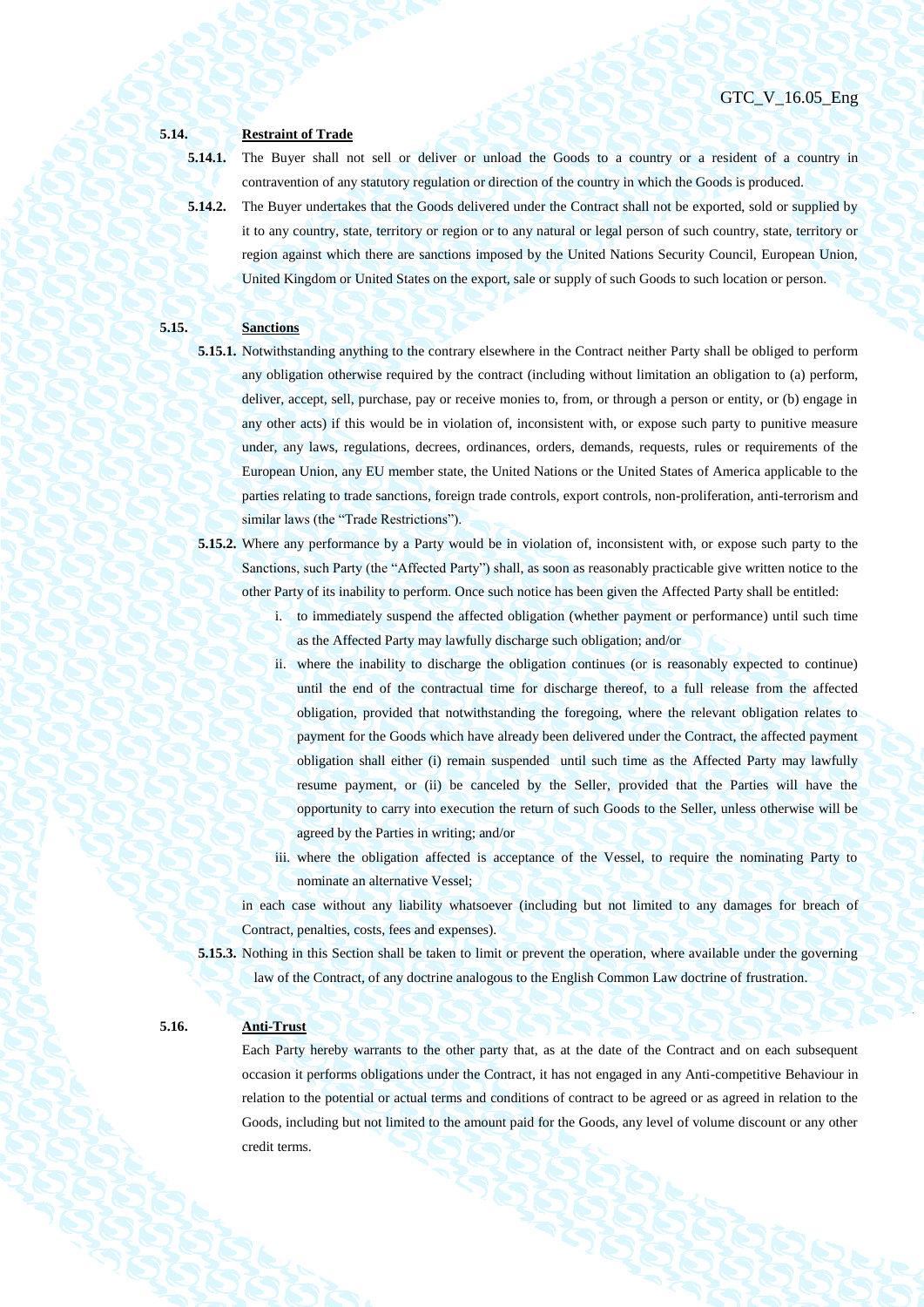**5.14. Restraint of Trade**

**5.14.1.** The Buyer shall not sell or deliver or unload the Goods to a country or a resident of a country in contravention of any statutory regulation or direction of the country in which the Goods is produced.

**5.14.2.** The Buyer undertakes that the Goods delivered under the Contract shall not be exported, sold or supplied by it to any country, state, territory or region or to any natural or legal person of such country, state, territory or region against which there are sanctions imposed by the United Nations Security Council, European Union, United Kingdom or United States on the export, sale or supply of such Goods to such location or person.

**5.15. Sanctions**

**5.15.1.** Notwithstanding anything to the contrary elsewhere in the Contract neither Party shall be obliged to perform any obligation otherwise required by the contract (including without limitation an obligation to (a) perform, deliver, accept, sell, purchase, pay or receive monies to, from, or through a person or entity, or (b) engage in any other acts) if this would be in violation of, inconsistent with, or expose such party to punitive measure under, any laws, regulations, decrees, ordinances, orders, demands, requests, rules or requirements of the European Union, any EU member state, the United Nations or the United States of America applicable to the parties relating to trade sanctions, foreign trade controls, export controls, non-proliferation, anti-terrorism and similar laws (the "Trade Restrictions").

**5.15.2.** Where any performance by a Party would be in violation of, inconsistent with, or expose such party to the Sanctions, such Party (the "Affected Party") shall, as soon as reasonably practicable give written notice to the other Party of its inability to perform. Once such notice has been given the Affected Party shall be entitled:

i. to immediately suspend the affected obligation (whether payment or performance) until such time as the Affected Party may lawfully discharge such obligation; and/or

ii. where the inability to discharge the obligation continues (or is reasonably expected to continue) until the end of the contractual time for discharge thereof, to a full release from the affected obligation, provided that notwithstanding the foregoing, where the relevant obligation relates to payment for the Goods which have already been delivered under the Contract, the affected payment obligation shall either (i) remain suspended until such time as the Affected Party may lawfully resume payment, or (ii) be canceled by the Seller, provided that the Parties will have the opportunity to carry into execution the return of such Goods to the Seller, unless otherwise will be agreed by the Parties in writing; and/or

iii. where the obligation affected is acceptance of the Vessel, to require the nominating Party to nominate an alternative Vessel;

in each case without any liability whatsoever (including but not limited to any damages for breach of Contract, penalties, costs, fees and expenses).

**5.15.3.** Nothing in this Section shall be taken to limit or prevent the operation, where available under the governing law of the Contract, of any doctrine analogous to the English Common Law doctrine of frustration.

**5.16. Anti-Trust**

Each Party hereby warrants to the other party that, as at the date of the Contract and on each subsequent occasion it performs obligations under the Contract, it has not engaged in any Anti-competitive Behaviour in relation to the potential or actual terms and conditions of contract to be agreed or as agreed in relation to the Goods, including but not limited to the amount paid for the Goods, any level of volume discount or any other credit terms.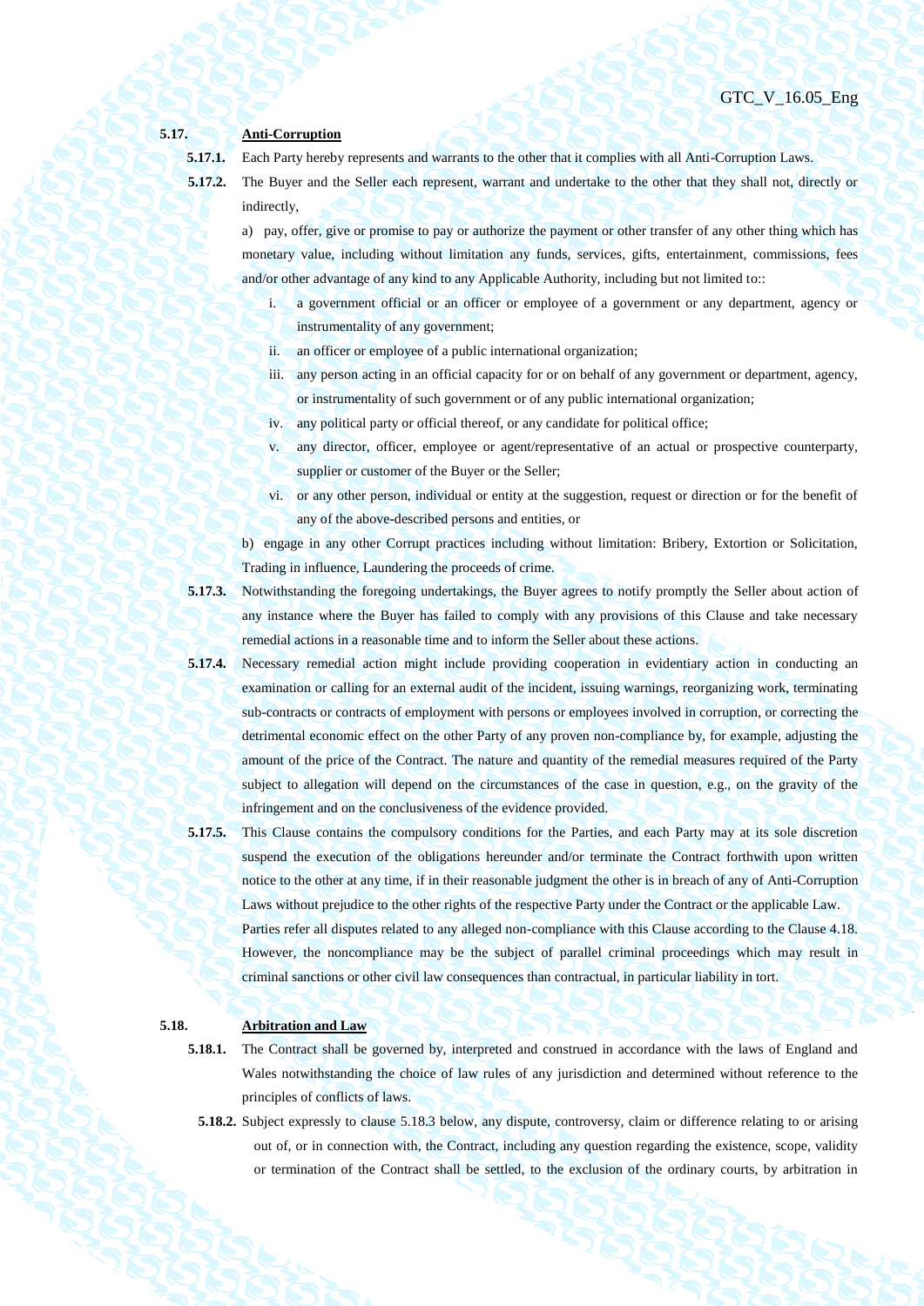**5.17. Anti-Corruption**

**5.17.1.** Each Party hereby represents and warrants to the other that it complies with all Anti-Corruption Laws.

**5.17.2.** The Buyer and the Seller each represent, warrant and undertake to the other that they shall not, directly or indirectly,

a) pay, offer, give or promise to pay or authorize the payment or other transfer of any other thing which has monetary value, including without limitation any funds, services, gifts, entertainment, commissions, fees and/or other advantage of any kind to any Applicable Authority, including but not limited to::

i. a government official or an officer or employee of a government or any department, agency or instrumentality of any government;

ii. an officer or employee of a public international organization;

iii. any person acting in an official capacity for or on behalf of any government or department, agency, or instrumentality of such government or of any public international organization;

iv. any political party or official thereof, or any candidate for political office;

v. any director, officer, employee or agent/representative of an actual or prospective counterparty, supplier or customer of the Buyer or the Seller;

vi. or any other person, individual or entity at the suggestion, request or direction or for the benefit of any of the above-described persons and entities, or

b) engage in any other Corrupt practices including without limitation: Bribery, Extortion or Solicitation, Trading in influence, Laundering the proceeds of crime.

**5.17.3.** Notwithstanding the foregoing undertakings, the Buyer agrees to notify promptly the Seller about action of any instance where the Buyer has failed to comply with any provisions of this Clause and take necessary remedial actions in a reasonable time and to inform the Seller about these actions.

**5.17.4.** Necessary remedial action might include providing cooperation in evidentiary action in conducting an examination or calling for an external audit of the incident, issuing warnings, reorganizing work, terminating sub-contracts or contracts of employment with persons or employees involved in corruption, or correcting the detrimental economic effect on the other Party of any proven non-compliance by, for example, adjusting the amount of the price of the Contract. The nature and quantity of the remedial measures required of the Party subject to allegation will depend on the circumstances of the case in question, e.g., on the gravity of the infringement and on the conclusiveness of the evidence provided.

**5.17.5.** This Clause contains the compulsory conditions for the Parties, and each Party may at its sole discretion suspend the execution of the obligations hereunder and/or terminate the Contract forthwith upon written notice to the other at any time, if in their reasonable judgment the other is in breach of any of Anti-Corruption Laws without prejudice to the other rights of the respective Party under the Contract or the applicable Law.

Parties refer all disputes related to any alleged non-compliance with this Clause according to the Clause 4.18. However, the noncompliance may be the subject of parallel criminal proceedings which may result in criminal sanctions or other civil law consequences than contractual, in particular liability in tort.

**5.18. Arbitration and Law**

**5.18.1.** The Contract shall be governed by, interpreted and construed in accordance with the laws of England and Wales notwithstanding the choice of law rules of any jurisdiction and determined without reference to the principles of conflicts of laws.

**5.18.2.** Subject expressly to clause 5.18.3 below, any dispute, controversy, claim or difference relating to or arising out of, or in connection with, the Contract, including any question regarding the existence, scope, validity or termination of the Contract shall be settled, to the exclusion of the ordinary courts, by arbitration in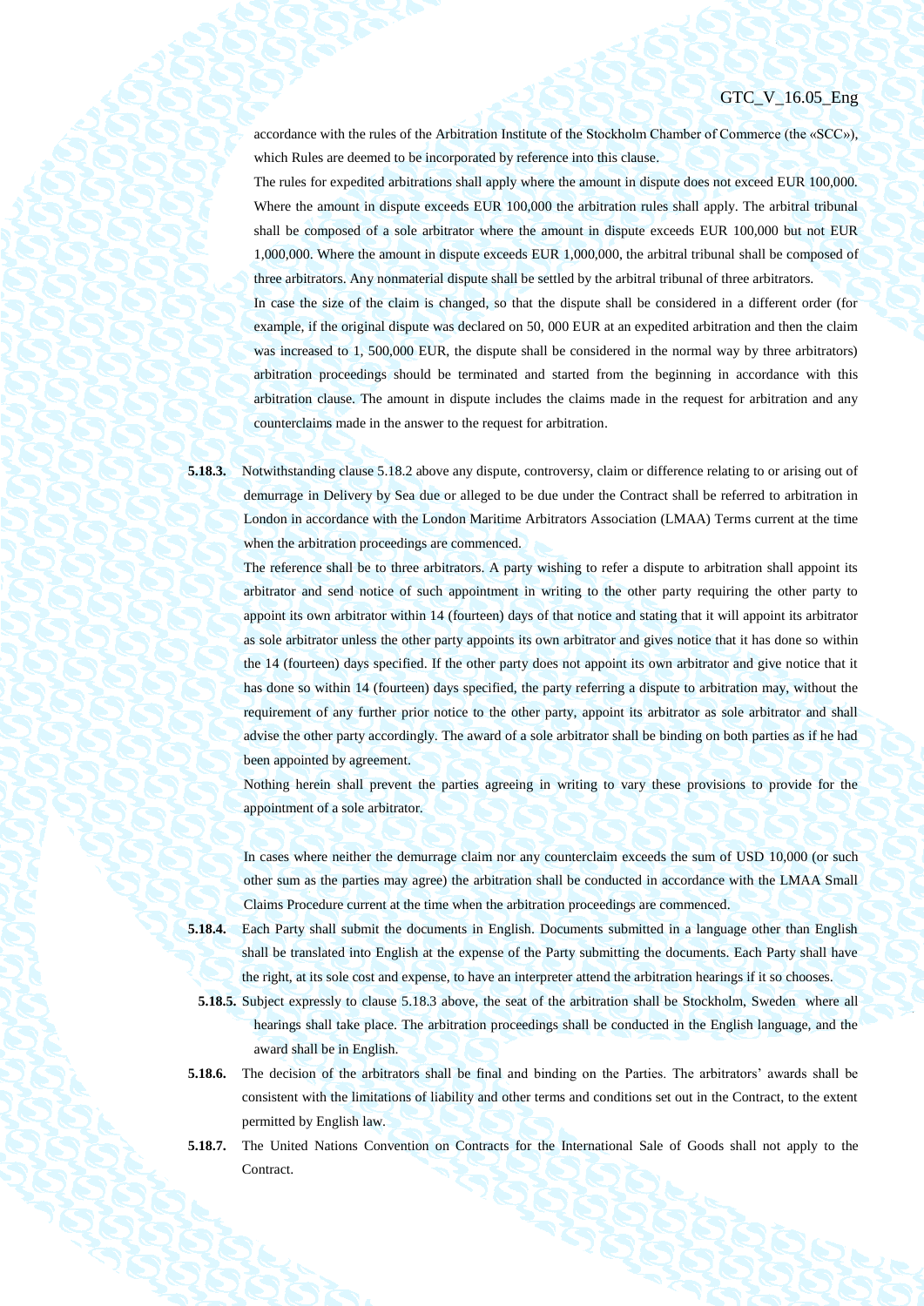accordance with the rules of the Arbitration Institute of the Stockholm Chamber of Commerce (the «SCC»), which Rules are deemed to be incorporated by reference into this clause.

The rules for expedited arbitrations shall apply where the amount in dispute does not exceed EUR 100,000. Where the amount in dispute exceeds EUR 100,000 the arbitration rules shall apply. The arbitral tribunal shall be composed of a sole arbitrator where the amount in dispute exceeds EUR 100,000 but not EUR 1,000,000. Where the amount in dispute exceeds EUR 1,000,000, the arbitral tribunal shall be composed of three arbitrators. Any nonmaterial dispute shall be settled by the arbitral tribunal of three arbitrators.

In case the size of the claim is changed, so that the dispute shall be considered in a different order (for example, if the original dispute was declared on 50, 000 EUR at an expedited arbitration and then the claim was increased to 1, 500,000 EUR, the dispute shall be considered in the normal way by three arbitrators) arbitration proceedings should be terminated and started from the beginning in accordance with this arbitration clause. The amount in dispute includes the claims made in the request for arbitration and any counterclaims made in the answer to the request for arbitration.

**5.18.3.** Notwithstanding clause 5.18.2 above any dispute, controversy, claim or difference relating to or arising out of demurrage in Delivery by Sea due or alleged to be due under the Contract shall be referred to arbitration in London in accordance with the London Maritime Arbitrators Association (LMAA) Terms current at the time when the arbitration proceedings are commenced.

The reference shall be to three arbitrators. A party wishing to refer a dispute to arbitration shall appoint its arbitrator and send notice of such appointment in writing to the other party requiring the other party to appoint its own arbitrator within 14 (fourteen) days of that notice and stating that it will appoint its arbitrator as sole arbitrator unless the other party appoints its own arbitrator and gives notice that it has done so within the 14 (fourteen) days specified. If the other party does not appoint its own arbitrator and give notice that it has done so within 14 (fourteen) days specified, the party referring a dispute to arbitration may, without the requirement of any further prior notice to the other party, appoint its arbitrator as sole arbitrator and shall advise the other party accordingly. The award of a sole arbitrator shall be binding on both parties as if he had been appointed by agreement.

Nothing herein shall prevent the parties agreeing in writing to vary these provisions to provide for the appointment of a sole arbitrator.

In cases where neither the demurrage claim nor any counterclaim exceeds the sum of USD 10,000 (or such other sum as the parties may agree) the arbitration shall be conducted in accordance with the LMAA Small Claims Procedure current at the time when the arbitration proceedings are commenced.

**5.18.4.** Each Party shall submit the documents in English. Documents submitted in a language other than English shall be translated into English at the expense of the Party submitting the documents. Each Party shall have the right, at its sole cost and expense, to have an interpreter attend the arbitration hearings if it so chooses.

**5.18.5.** Subject expressly to clause 5.18.3 above, the seat of the arbitration shall be Stockholm, Sweden where all hearings shall take place. The arbitration proceedings shall be conducted in the English language, and the award shall be in English.

**5.18.6.** The decision of the arbitrators shall be final and binding on the Parties. The arbitrators' awards shall be consistent with the limitations of liability and other terms and conditions set out in the Contract, to the extent permitted by English law.

**5.18.7.** The United Nations Convention on Contracts for the International Sale of Goods shall not apply to the Contract.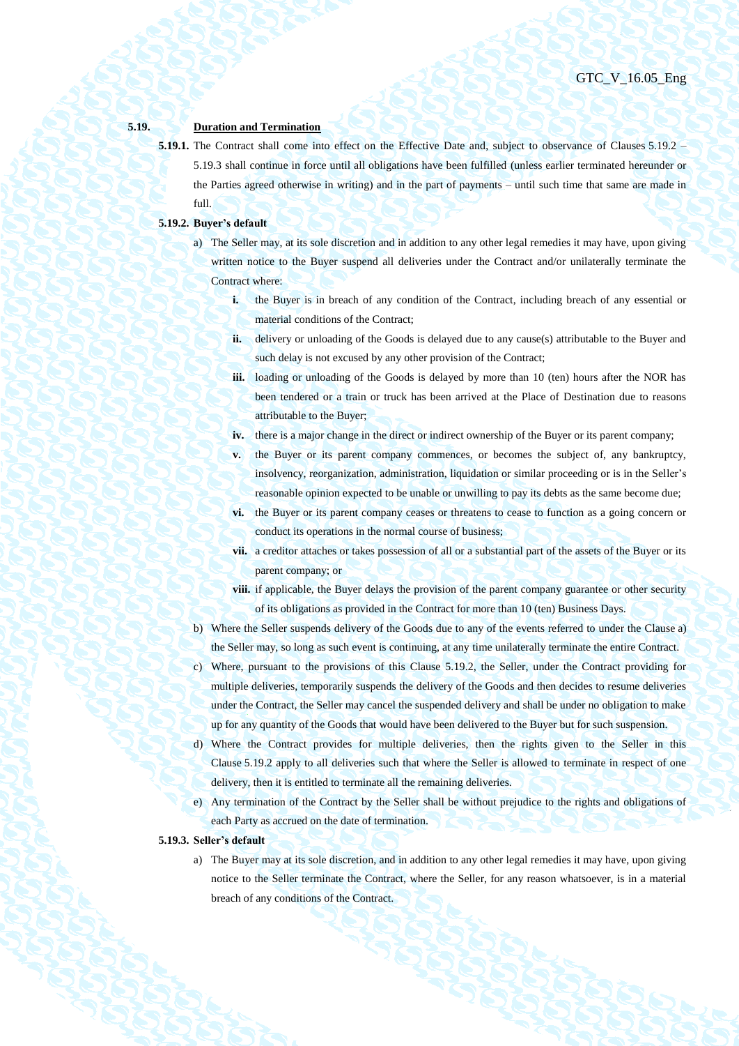### 5.19. <u>Duration and Termination</u>

**5.19.1.** The Contract shall come into effect on the Effective Date and, subject to observance of Clauses 5.19.2 – 5.19.3 shall continue in force until all obligations have been fulfilled (unless earlier terminated hereunder or the Parties agreed otherwise in writing) and in the part of payments – until such time that same are made in full.

**5.19.2. Buyer's default**

a) The Seller may, at its sole discretion and in addition to any other legal remedies it may have, upon giving written notice to the Buyer suspend all deliveries under the Contract and/or unilaterally terminate the Contract where:

   **i.** the Buyer is in breach of any condition of the Contract, including breach of any essential or material conditions of the Contract;

   **ii.** delivery or unloading of the Goods is delayed due to any cause(s) attributable to the Buyer and such delay is not excused by any other provision of the Contract;

   **iii.** loading or unloading of the Goods is delayed by more than 10 (ten) hours after the NOR has been tendered or a train or truck has been arrived at the Place of Destination due to reasons attributable to the Buyer;

   **iv.** there is a major change in the direct or indirect ownership of the Buyer or its parent company;

   **v.** the Buyer or its parent company commences, or becomes the subject of, any bankruptcy, insolvency, reorganization, administration, liquidation or similar proceeding or is in the Seller's reasonable opinion expected to be unable or unwilling to pay its debts as the same become due;

   **vi.** the Buyer or its parent company ceases or threatens to cease to function as a going concern or conduct its operations in the normal course of business;

   **vii.** a creditor attaches or takes possession of all or a substantial part of the assets of the Buyer or its parent company; or

   **viii.** if applicable, the Buyer delays the provision of the parent company guarantee or other security of its obligations as provided in the Contract for more than 10 (ten) Business Days.

b) Where the Seller suspends delivery of the Goods due to any of the events referred to under the Clause a) the Seller may, so long as such event is continuing, at any time unilaterally terminate the entire Contract.

c) Where, pursuant to the provisions of this Clause 5.19.2, the Seller, under the Contract providing for multiple deliveries, temporarily suspends the delivery of the Goods and then decides to resume deliveries under the Contract, the Seller may cancel the suspended delivery and shall be under no obligation to make up for any quantity of the Goods that would have been delivered to the Buyer but for such suspension.

d) Where the Contract provides for multiple deliveries, then the rights given to the Seller in this Clause 5.19.2 apply to all deliveries such that where the Seller is allowed to terminate in respect of one delivery, then it is entitled to terminate all the remaining deliveries.

e) Any termination of the Contract by the Seller shall be without prejudice to the rights and obligations of each Party as accrued on the date of termination.

**5.19.3. Seller's default**

a) The Buyer may at its sole discretion, and in addition to any other legal remedies it may have, upon giving notice to the Seller terminate the Contract, where the Seller, for any reason whatsoever, is in a material breach of any conditions of the Contract.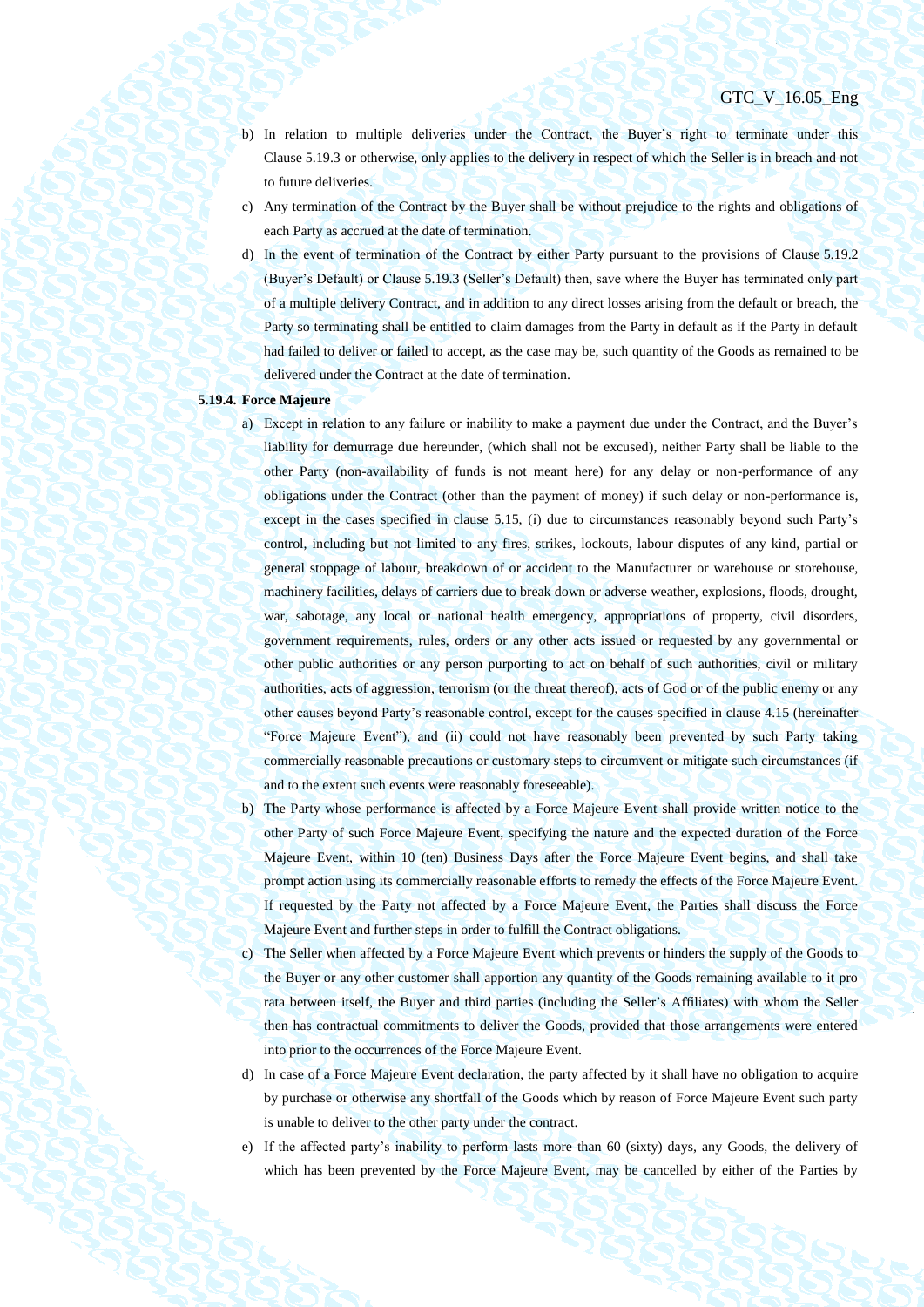b) In relation to multiple deliveries under the Contract, the Buyer's right to terminate under this Clause 5.19.3 or otherwise, only applies to the delivery in respect of which the Seller is in breach and not to future deliveries.

c) Any termination of the Contract by the Buyer shall be without prejudice to the rights and obligations of each Party as accrued at the date of termination.

d) In the event of termination of the Contract by either Party pursuant to the provisions of Clause 5.19.2 (Buyer's Default) or Clause 5.19.3 (Seller's Default) then, save where the Buyer has terminated only part of a multiple delivery Contract, and in addition to any direct losses arising from the default or breach, the Party so terminating shall be entitled to claim damages from the Party in default as if the Party in default had failed to deliver or failed to accept, as the case may be, such quantity of the Goods as remained to be delivered under the Contract at the date of termination.

**5.19.4. Force Majeure**

a) Except in relation to any failure or inability to make a payment due under the Contract, and the Buyer's liability for demurrage due hereunder, (which shall not be excused), neither Party shall be liable to the other Party (non-availability of funds is not meant here) for any delay or non-performance of any obligations under the Contract (other than the payment of money) if such delay or non-performance is, except in the cases specified in clause 5.15, (i) due to circumstances reasonably beyond such Party's control, including but not limited to any fires, strikes, lockouts, labour disputes of any kind, partial or general stoppage of labour, breakdown of or accident to the Manufacturer or warehouse or storehouse, machinery facilities, delays of carriers due to break down or adverse weather, explosions, floods, drought, war, sabotage, any local or national health emergency, appropriations of property, civil disorders, government requirements, rules, orders or any other acts issued or requested by any governmental or other public authorities or any person purporting to act on behalf of such authorities, civil or military authorities, acts of aggression, terrorism (or the threat thereof), acts of God or of the public enemy or any other causes beyond Party's reasonable control, except for the causes specified in clause 4.15 (hereinafter "Force Majeure Event"), and (ii) could not have reasonably been prevented by such Party taking commercially reasonable precautions or customary steps to circumvent or mitigate such circumstances (if and to the extent such events were reasonably foreseeable).

b) The Party whose performance is affected by a Force Majeure Event shall provide written notice to the other Party of such Force Majeure Event, specifying the nature and the expected duration of the Force Majeure Event, within 10 (ten) Business Days after the Force Majeure Event begins, and shall take prompt action using its commercially reasonable efforts to remedy the effects of the Force Majeure Event. If requested by the Party not affected by a Force Majeure Event, the Parties shall discuss the Force Majeure Event and further steps in order to fulfill the Contract obligations.

c) The Seller when affected by a Force Majeure Event which prevents or hinders the supply of the Goods to the Buyer or any other customer shall apportion any quantity of the Goods remaining available to it pro rata between itself, the Buyer and third parties (including the Seller's Affiliates) with whom the Seller then has contractual commitments to deliver the Goods, provided that those arrangements were entered into prior to the occurrences of the Force Majeure Event.

d) In case of a Force Majeure Event declaration, the party affected by it shall have no obligation to acquire by purchase or otherwise any shortfall of the Goods which by reason of Force Majeure Event such party is unable to deliver to the other party under the contract.

e) If the affected party's inability to perform lasts more than 60 (sixty) days, any Goods, the delivery of which has been prevented by the Force Majeure Event, may be cancelled by either of the Parties by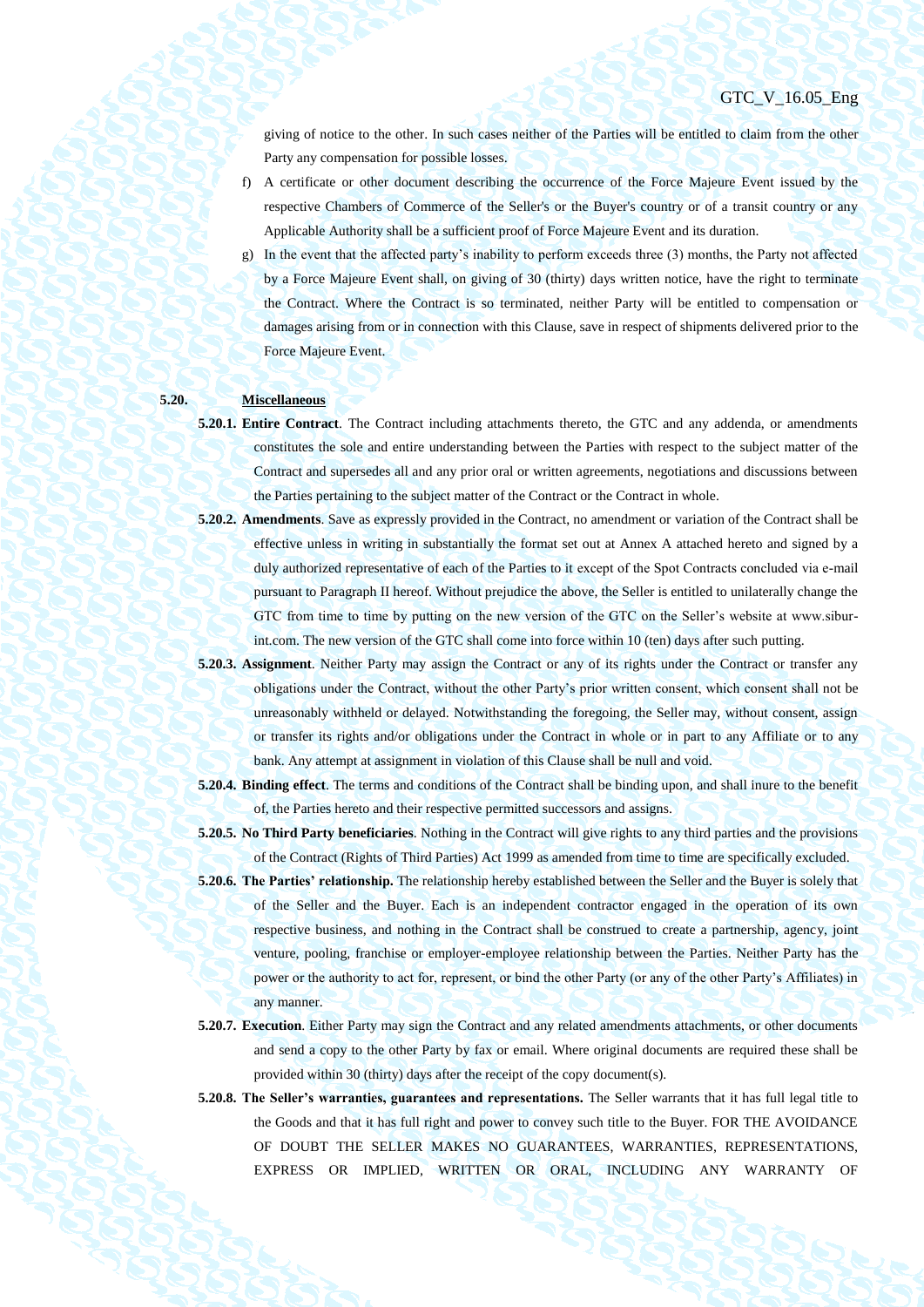giving of notice to the other. In such cases neither of the Parties will be entitled to claim from the other Party any compensation for possible losses.

f) A certificate or other document describing the occurrence of the Force Majeure Event issued by the respective Chambers of Commerce of the Seller's or the Buyer's country or of a transit country or any Applicable Authority shall be a sufficient proof of Force Majeure Event and its duration.

g) In the event that the affected party's inability to perform exceeds three (3) months, the Party not affected by a Force Majeure Event shall, on giving of 30 (thirty) days written notice, have the right to terminate the Contract. Where the Contract is so terminated, neither Party will be entitled to compensation or damages arising from or in connection with this Clause, save in respect of shipments delivered prior to the Force Majeure Event.

**5.20. Miscellaneous**

**5.20.1. Entire Contract**. The Contract including attachments thereto, the GTC and any addenda, or amendments constitutes the sole and entire understanding between the Parties with respect to the subject matter of the Contract and supersedes all and any prior oral or written agreements, negotiations and discussions between the Parties pertaining to the subject matter of the Contract or the Contract in whole.

**5.20.2. Amendments**. Save as expressly provided in the Contract, no amendment or variation of the Contract shall be effective unless in writing in substantially the format set out at Annex A attached hereto and signed by a duly authorized representative of each of the Parties to it except of the Spot Contracts concluded via e-mail pursuant to Paragraph II hereof. Without prejudice the above, the Seller is entitled to unilaterally change the GTC from time to time by putting on the new version of the GTC on the Seller's website at www.sibur-int.com. The new version of the GTC shall come into force within 10 (ten) days after such putting.

**5.20.3. Assignment**. Neither Party may assign the Contract or any of its rights under the Contract or transfer any obligations under the Contract, without the other Party's prior written consent, which consent shall not be unreasonably withheld or delayed. Notwithstanding the foregoing, the Seller may, without consent, assign or transfer its rights and/or obligations under the Contract in whole or in part to any Affiliate or to any bank. Any attempt at assignment in violation of this Clause shall be null and void.

**5.20.4. Binding effect**. The terms and conditions of the Contract shall be binding upon, and shall inure to the benefit of, the Parties hereto and their respective permitted successors and assigns.

**5.20.5. No Third Party beneficiaries**. Nothing in the Contract will give rights to any third parties and the provisions of the Contract (Rights of Third Parties) Act 1999 as amended from time to time are specifically excluded.

**5.20.6. The Parties' relationship.** The relationship hereby established between the Seller and the Buyer is solely that of the Seller and the Buyer. Each is an independent contractor engaged in the operation of its own respective business, and nothing in the Contract shall be construed to create a partnership, agency, joint venture, pooling, franchise or employer-employee relationship between the Parties. Neither Party has the power or the authority to act for, represent, or bind the other Party (or any of the other Party's Affiliates) in any manner.

**5.20.7. Execution**. Either Party may sign the Contract and any related amendments attachments, or other documents and send a copy to the other Party by fax or email. Where original documents are required these shall be provided within 30 (thirty) days after the receipt of the copy document(s).

**5.20.8. The Seller's warranties, guarantees and representations.** The Seller warrants that it has full legal title to the Goods and that it has full right and power to convey such title to the Buyer. FOR THE AVOIDANCE OF DOUBT THE SELLER MAKES NO GUARANTEES, WARRANTIES, REPRESENTATIONS, EXPRESS OR IMPLIED, WRITTEN OR ORAL, INCLUDING ANY WARRANTY OF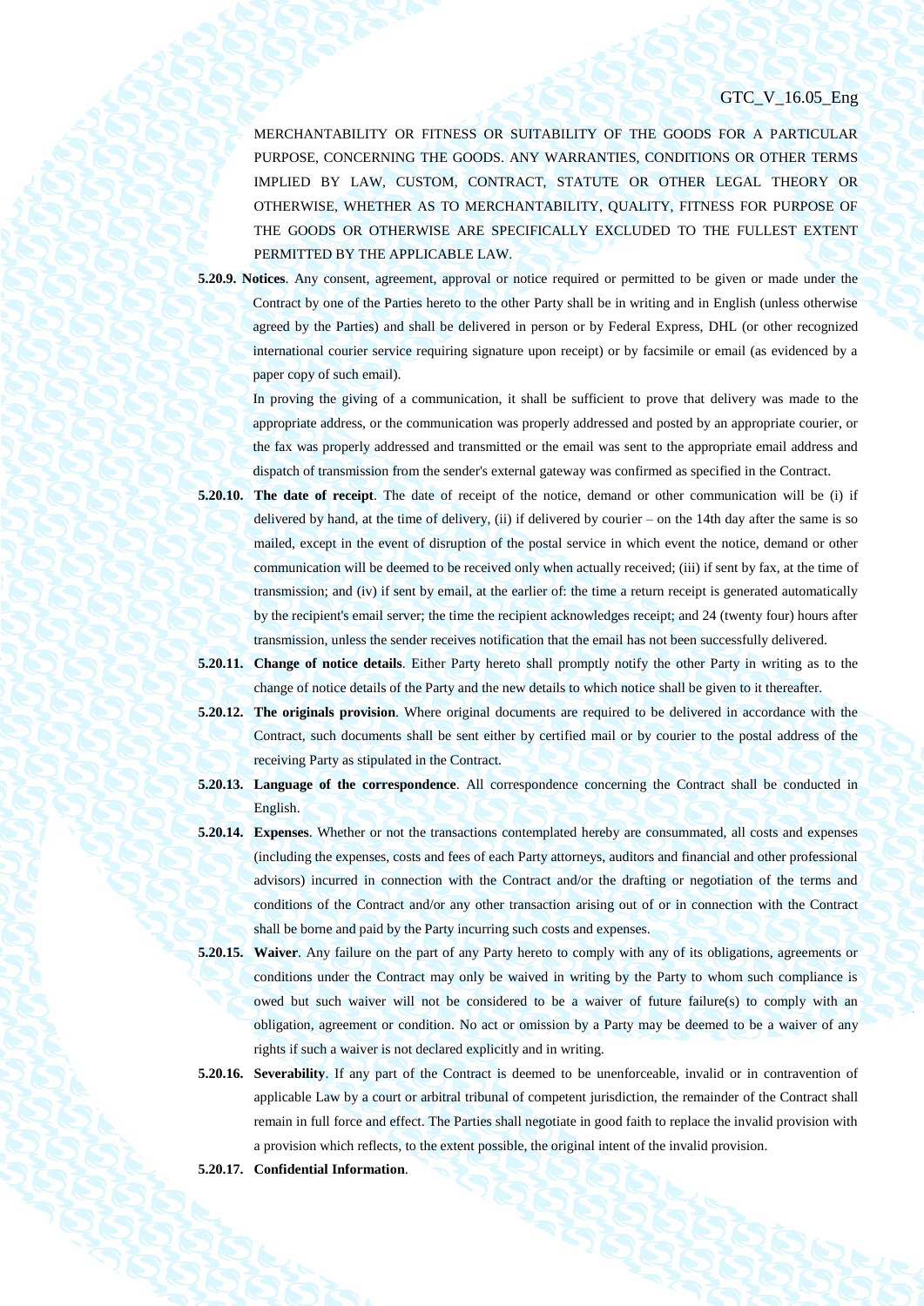MERCHANTABILITY OR FITNESS OR SUITABILITY OF THE GOODS FOR A PARTICULAR PURPOSE, CONCERNING THE GOODS. ANY WARRANTIES, CONDITIONS OR OTHER TERMS IMPLIED BY LAW, CUSTOM, CONTRACT, STATUTE OR OTHER LEGAL THEORY OR OTHERWISE, WHETHER AS TO MERCHANTABILITY, QUALITY, FITNESS FOR PURPOSE OF THE GOODS OR OTHERWISE ARE SPECIFICALLY EXCLUDED TO THE FULLEST EXTENT PERMITTED BY THE APPLICABLE LAW.

**5.20.9. Notices**. Any consent, agreement, approval or notice required or permitted to be given or made under the Contract by one of the Parties hereto to the other Party shall be in writing and in English (unless otherwise agreed by the Parties) and shall be delivered in person or by Federal Express, DHL (or other recognized international courier service requiring signature upon receipt) or by facsimile or email (as evidenced by a paper copy of such email).

In proving the giving of a communication, it shall be sufficient to prove that delivery was made to the appropriate address, or the communication was properly addressed and posted by an appropriate courier, or the fax was properly addressed and transmitted or the email was sent to the appropriate email address and dispatch of transmission from the sender's external gateway was confirmed as specified in the Contract.

**5.20.10. The date of receipt**. The date of receipt of the notice, demand or other communication will be (i) if delivered by hand, at the time of delivery, (ii) if delivered by courier – on the 14th day after the same is so mailed, except in the event of disruption of the postal service in which event the notice, demand or other communication will be deemed to be received only when actually received; (iii) if sent by fax, at the time of transmission; and (iv) if sent by email, at the earlier of: the time a return receipt is generated automatically by the recipient's email server; the time the recipient acknowledges receipt; and 24 (twenty four) hours after transmission, unless the sender receives notification that the email has not been successfully delivered.

**5.20.11. Change of notice details**. Either Party hereto shall promptly notify the other Party in writing as to the change of notice details of the Party and the new details to which notice shall be given to it thereafter.

**5.20.12. The originals provision**. Where original documents are required to be delivered in accordance with the Contract, such documents shall be sent either by certified mail or by courier to the postal address of the receiving Party as stipulated in the Contract.

**5.20.13. Language of the correspondence**. All correspondence concerning the Contract shall be conducted in English.

**5.20.14. Expenses**. Whether or not the transactions contemplated hereby are consummated, all costs and expenses (including the expenses, costs and fees of each Party attorneys, auditors and financial and other professional advisors) incurred in connection with the Contract and/or the drafting or negotiation of the terms and conditions of the Contract and/or any other transaction arising out of or in connection with the Contract shall be borne and paid by the Party incurring such costs and expenses.

**5.20.15. Waiver**. Any failure on the part of any Party hereto to comply with any of its obligations, agreements or conditions under the Contract may only be waived in writing by the Party to whom such compliance is owed but such waiver will not be considered to be a waiver of future failure(s) to comply with an obligation, agreement or condition. No act or omission by a Party may be deemed to be a waiver of any rights if such a waiver is not declared explicitly and in writing.

**5.20.16. Severability**. If any part of the Contract is deemed to be unenforceable, invalid or in contravention of applicable Law by a court or arbitral tribunal of competent jurisdiction, the remainder of the Contract shall remain in full force and effect. The Parties shall negotiate in good faith to replace the invalid provision with a provision which reflects, to the extent possible, the original intent of the invalid provision.

**5.20.17. Confidential Information**.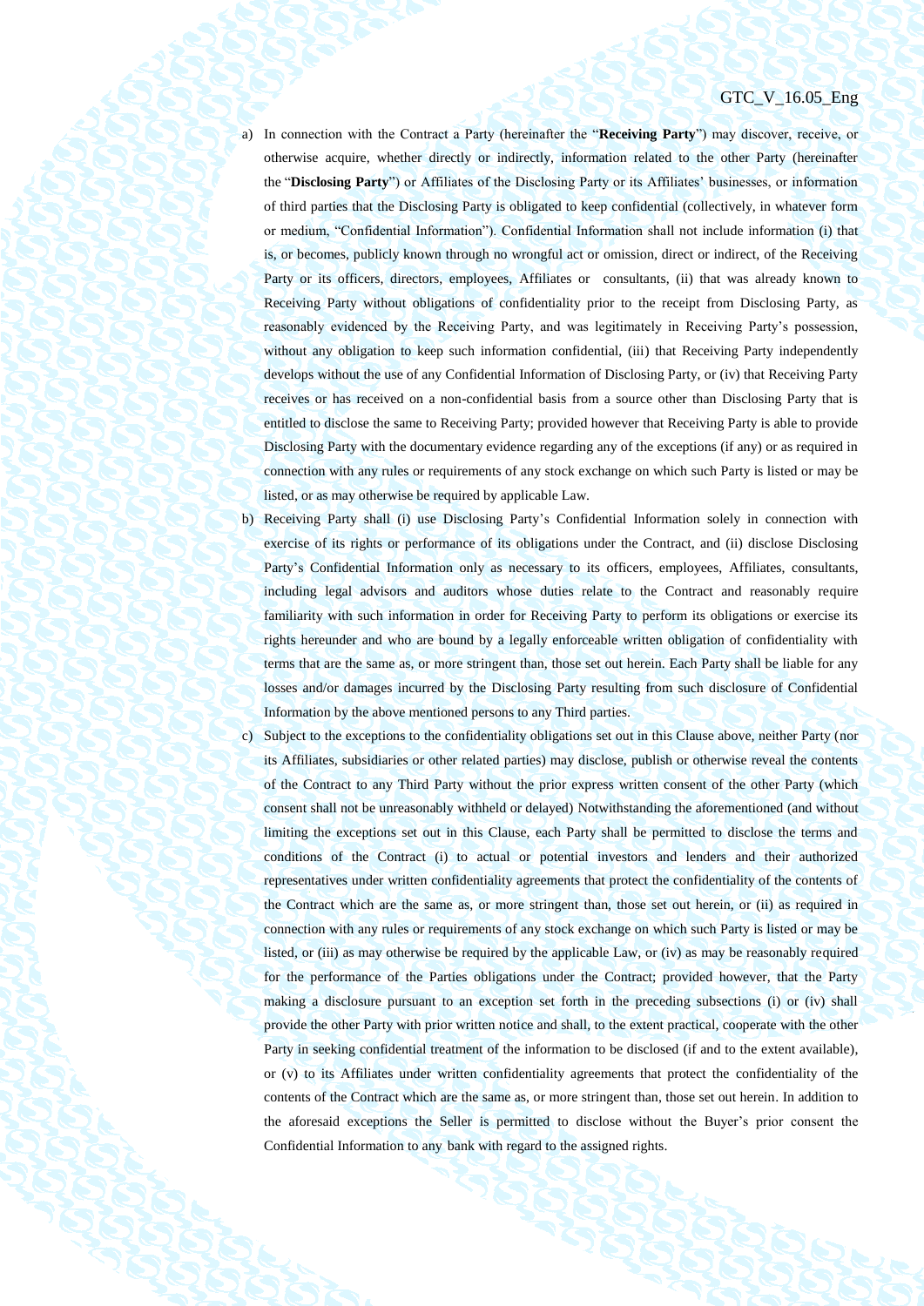a) In connection with the Contract a Party (hereinafter the "**Receiving Party**") may discover, receive, or otherwise acquire, whether directly or indirectly, information related to the other Party (hereinafter the "**Disclosing Party**") or Affiliates of the Disclosing Party or its Affiliates' businesses, or information of third parties that the Disclosing Party is obligated to keep confidential (collectively, in whatever form or medium, "Confidential Information"). Confidential Information shall not include information (i) that is, or becomes, publicly known through no wrongful act or omission, direct or indirect, of the Receiving Party or its officers, directors, employees, Affiliates or consultants, (ii) that was already known to Receiving Party without obligations of confidentiality prior to the receipt from Disclosing Party, as reasonably evidenced by the Receiving Party, and was legitimately in Receiving Party's possession, without any obligation to keep such information confidential, (iii) that Receiving Party independently develops without the use of any Confidential Information of Disclosing Party, or (iv) that Receiving Party receives or has received on a non-confidential basis from a source other than Disclosing Party that is entitled to disclose the same to Receiving Party; provided however that Receiving Party is able to provide Disclosing Party with the documentary evidence regarding any of the exceptions (if any) or as required in connection with any rules or requirements of any stock exchange on which such Party is listed or may be listed, or as may otherwise be required by applicable Law.

b) Receiving Party shall (i) use Disclosing Party's Confidential Information solely in connection with exercise of its rights or performance of its obligations under the Contract, and (ii) disclose Disclosing Party's Confidential Information only as necessary to its officers, employees, Affiliates, consultants, including legal advisors and auditors whose duties relate to the Contract and reasonably require familiarity with such information in order for Receiving Party to perform its obligations or exercise its rights hereunder and who are bound by a legally enforceable written obligation of confidentiality with terms that are the same as, or more stringent than, those set out herein. Each Party shall be liable for any losses and/or damages incurred by the Disclosing Party resulting from such disclosure of Confidential Information by the above mentioned persons to any Third parties.

c) Subject to the exceptions to the confidentiality obligations set out in this Clause above, neither Party (nor its Affiliates, subsidiaries or other related parties) may disclose, publish or otherwise reveal the contents of the Contract to any Third Party without the prior express written consent of the other Party (which consent shall not be unreasonably withheld or delayed) Notwithstanding the aforementioned (and without limiting the exceptions set out in this Clause, each Party shall be permitted to disclose the terms and conditions of the Contract (i) to actual or potential investors and lenders and their authorized representatives under written confidentiality agreements that protect the confidentiality of the contents of the Contract which are the same as, or more stringent than, those set out herein, or (ii) as required in connection with any rules or requirements of any stock exchange on which such Party is listed or may be listed, or (iii) as may otherwise be required by the applicable Law, or (iv) as may be reasonably required for the performance of the Parties obligations under the Contract; provided however, that the Party making a disclosure pursuant to an exception set forth in the preceding subsections (i) or (iv) shall provide the other Party with prior written notice and shall, to the extent practical, cooperate with the other Party in seeking confidential treatment of the information to be disclosed (if and to the extent available), or (v) to its Affiliates under written confidentiality agreements that protect the confidentiality of the contents of the Contract which are the same as, or more stringent than, those set out herein. In addition to the aforesaid exceptions the Seller is permitted to disclose without the Buyer's prior consent the Confidential Information to any bank with regard to the assigned rights.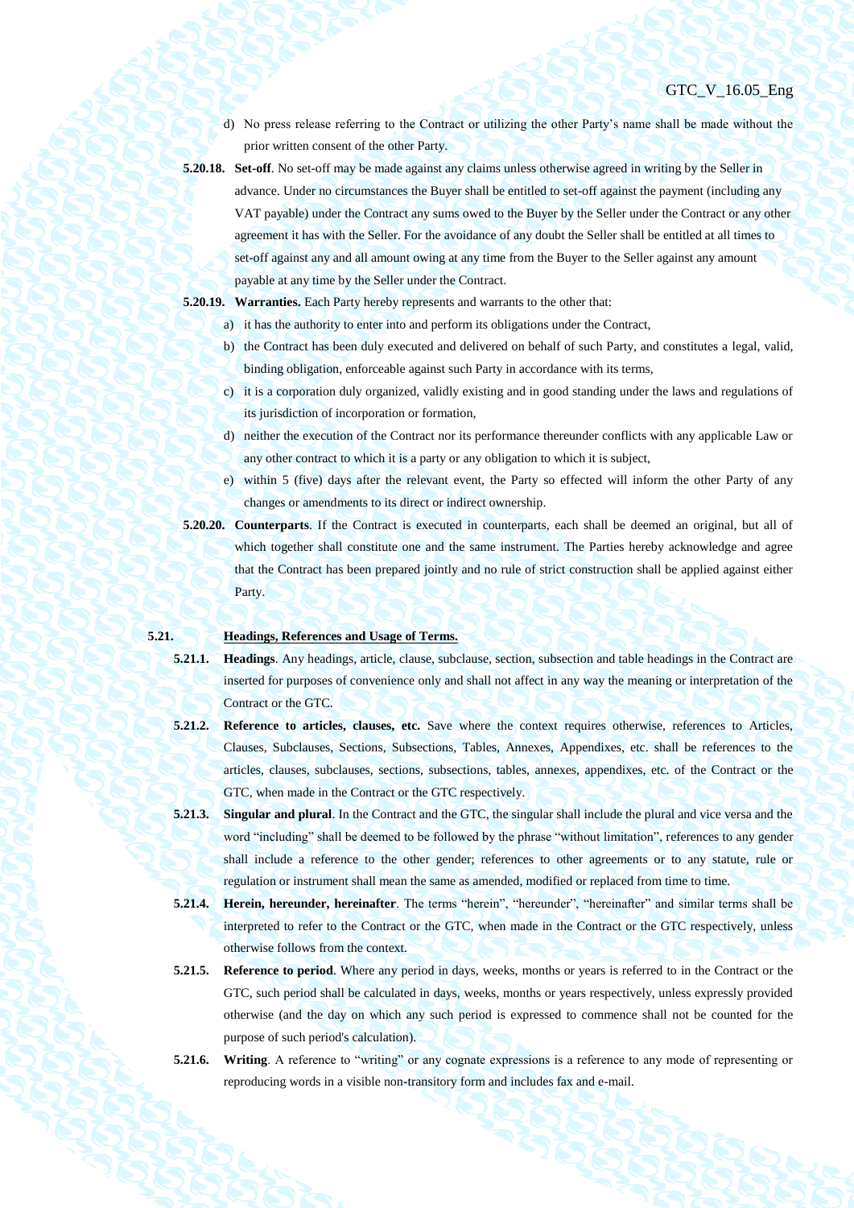d) No press release referring to the Contract or utilizing the other Party's name shall be made without the prior written consent of the other Party.

**5.20.18. Set-off**. No set-off may be made against any claims unless otherwise agreed in writing by the Seller in advance. Under no circumstances the Buyer shall be entitled to set-off against the payment (including any VAT payable) under the Contract any sums owed to the Buyer by the Seller under the Contract or any other agreement it has with the Seller. For the avoidance of any doubt the Seller shall be entitled at all times to set-off against any and all amount owing at any time from the Buyer to the Seller against any amount payable at any time by the Seller under the Contract.

**5.20.19. Warranties.** Each Party hereby represents and warrants to the other that:

a) it has the authority to enter into and perform its obligations under the Contract,
b) the Contract has been duly executed and delivered on behalf of such Party, and constitutes a legal, valid, binding obligation, enforceable against such Party in accordance with its terms,
c) it is a corporation duly organized, validly existing and in good standing under the laws and regulations of its jurisdiction of incorporation or formation,
d) neither the execution of the Contract nor its performance thereunder conflicts with any applicable Law or any other contract to which it is a party or any obligation to which it is subject,
e) within 5 (five) days after the relevant event, the Party so effected will inform the other Party of any changes or amendments to its direct or indirect ownership.

**5.20.20. Counterparts**. If the Contract is executed in counterparts, each shall be deemed an original, but all of which together shall constitute one and the same instrument. The Parties hereby acknowledge and agree that the Contract has been prepared jointly and no rule of strict construction shall be applied against either Party.

## 5.21. Headings, References and Usage of Terms.

**5.21.1. Headings**. Any headings, article, clause, subclause, section, subsection and table headings in the Contract are inserted for purposes of convenience only and shall not affect in any way the meaning or interpretation of the Contract or the GTC.

**5.21.2. Reference to articles, clauses, etc.** Save where the context requires otherwise, references to Articles, Clauses, Subclauses, Sections, Subsections, Tables, Annexes, Appendixes, etc. shall be references to the articles, clauses, subclauses, sections, subsections, tables, annexes, appendixes, etc. of the Contract or the GTC, when made in the Contract or the GTC respectively.

**5.21.3. Singular and plural**. In the Contract and the GTC, the singular shall include the plural and vice versa and the word "including" shall be deemed to be followed by the phrase "without limitation", references to any gender shall include a reference to the other gender; references to other agreements or to any statute, rule or regulation or instrument shall mean the same as amended, modified or replaced from time to time.

**5.21.4. Herein, hereunder, hereinafter**. The terms "herein", "hereunder", "hereinafter" and similar terms shall be interpreted to refer to the Contract or the GTC, when made in the Contract or the GTC respectively, unless otherwise follows from the context.

**5.21.5. Reference to period**. Where any period in days, weeks, months or years is referred to in the Contract or the GTC, such period shall be calculated in days, weeks, months or years respectively, unless expressly provided otherwise (and the day on which any such period is expressed to commence shall not be counted for the purpose of such period's calculation).

**5.21.6. Writing**. A reference to "writing" or any cognate expressions is a reference to any mode of representing or reproducing words in a visible non-transitory form and includes fax and e-mail.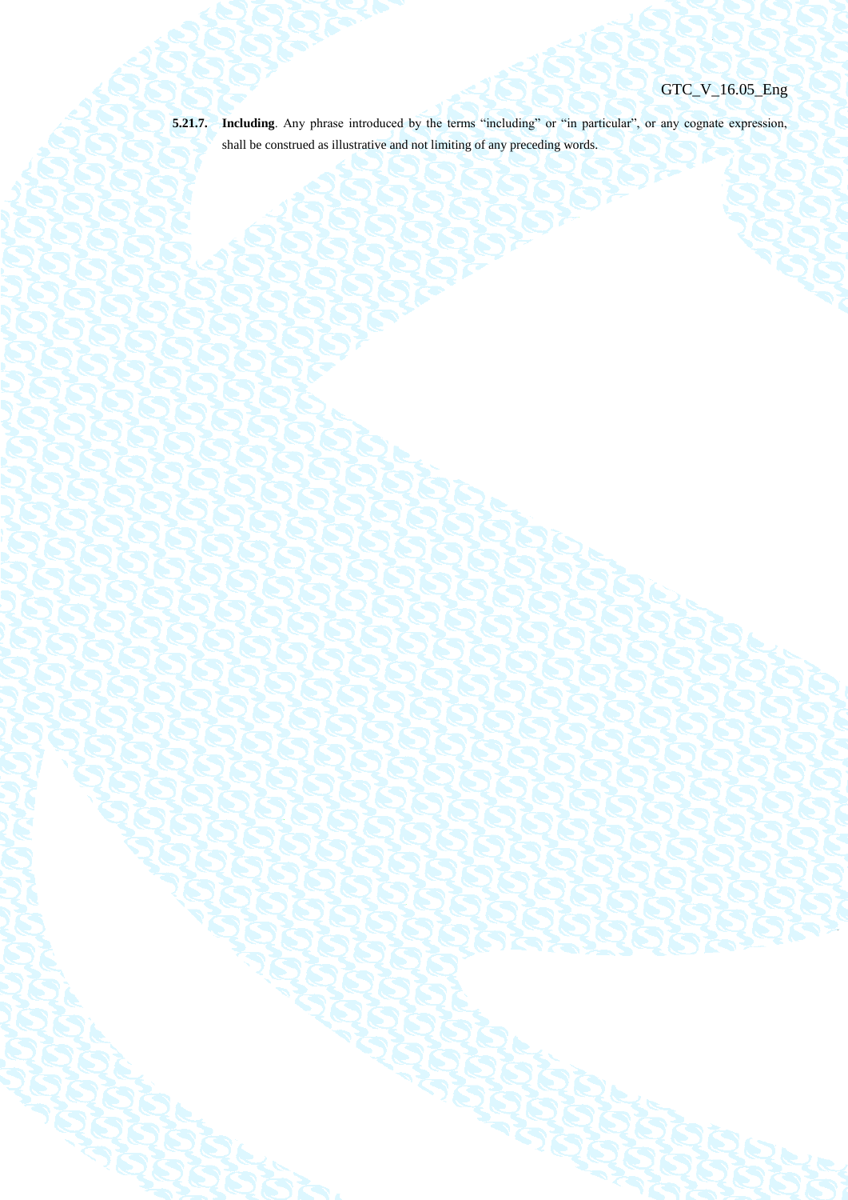**5.21.7.** **Including**. Any phrase introduced by the terms "including" or "in particular", or any cognate expression, shall be construed as illustrative and not limiting of any preceding words.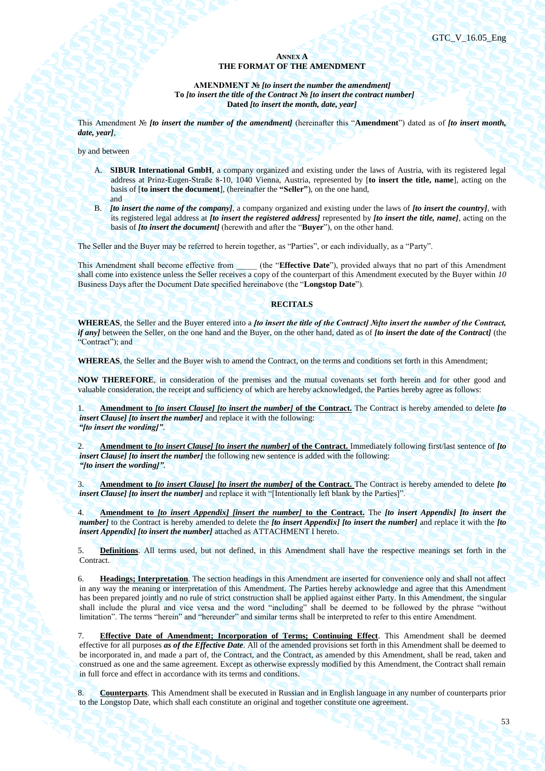**ANNEX A**
**THE FORMAT OF THE AMENDMENT**

**AMENDMENT № *[to insert the number the amendment]***
**To *[to insert the title of the Contract № [to insert the contract number]***
**Dated *[to insert the month, date, year]***

This Amendment № ***[to insert the number of the amendment]*** (hereinafter this "**Amendment**") dated as of ***[to insert month, date, year]***,

by and between

A. **SIBUR International GmbH**, a company organized and existing under the laws of Austria, with its registered legal address at Prinz-Eugen-Straße 8-10, 1040 Vienna, Austria, represented by [**to insert the title, name**], acting on the basis of [**to insert the document**], (hereinafter the **"Seller"**), on the one hand,
and
B. ***[to insert the name of the company]***, a company organized and existing under the laws of ***[to insert the country]***, with its registered legal address at ***[to insert the registered address]*** represented by ***[to insert the title, name]***, acting on the basis of ***[to insert the document]*** (herewith and after the "**Buyer**"), on the other hand.

The Seller and the Buyer may be referred to herein together, as "Parties", or each individually, as a "Party".

This Amendment shall become effective from _____ (the "**Effective Date**"), provided always that no part of this Amendment shall come into existence unless the Seller receives a copy of the counterpart of this Amendment executed by the Buyer within *10* Business Days after the Document Date specified hereinabove (the "**Longstop Date**").

**RECITALS**

**WHEREAS**, the Seller and the Buyer entered into a ***[to insert the title of the Contract] №[to insert the number of the Contract, if any]*** between the Seller, on the one hand and the Buyer, on the other hand, dated as of ***[to insert the date of the Contract]*** (the "Contract"); and

**WHEREAS**, the Seller and the Buyer wish to amend the Contract, on the terms and conditions set forth in this Amendment;

**NOW THEREFORE**, in consideration of the premises and the mutual covenants set forth herein and for other good and valuable consideration, the receipt and sufficiency of which are hereby acknowledged, the Parties hereby agree as follows:

1. **Amendment to *[to insert Clause] [to insert the number]* of the Contract.** The Contract is hereby amended to delete ***[to insert Clause] [to insert the number]*** and replace it with the following:
***"[to insert the wording]".***

2. **Amendment to *[to insert Clause] [to insert the number]* of the Contract.** Immediately following first/last sentence of ***[to insert Clause] [to insert the number]*** the following new sentence is added with the following:
***"[to insert the wording]".***

3. **Amendment to *[to insert Clause] [to insert the number]* of the Contract.** The Contract is hereby amended to delete ***[to insert Clause] [to insert the number]*** and replace it with "[Intentionally left blank by the Parties]".

4. **Amendment to *[to insert Appendix] [insert the number]* to the Contract.** The ***[to insert Appendix] [to insert the number]*** to the Contract is hereby amended to delete the ***[to insert Appendix] [to insert the number]*** and replace it with the ***[to insert Appendix] [to insert the number]*** attached as ATTACHMENT I hereto.

5. **Definitions**. All terms used, but not defined, in this Amendment shall have the respective meanings set forth in the Contract.

6. **Headings; Interpretation**. The section headings in this Amendment are inserted for convenience only and shall not affect in any way the meaning or interpretation of this Amendment. The Parties hereby acknowledge and agree that this Amendment has been prepared jointly and no rule of strict construction shall be applied against either Party. In this Amendment, the singular shall include the plural and vice versa and the word "including" shall be deemed to be followed by the phrase "without limitation". The terms "herein" and "hereunder" and similar terms shall be interpreted to refer to this entire Amendment.

7. **Effective Date of Amendment; Incorporation of Terms; Continuing Effect**. This Amendment shall be deemed effective for all purposes ***as of the Effective Date***. All of the amended provisions set forth in this Amendment shall be deemed to be incorporated in, and made a part of, the Contract, and the Contract, as amended by this Amendment, shall be read, taken and construed as one and the same agreement. Except as otherwise expressly modified by this Amendment, the Contract shall remain in full force and effect in accordance with its terms and conditions.

8. **Counterparts**. This Amendment shall be executed in Russian and in English language in any number of counterparts prior to the Longstop Date, which shall each constitute an original and together constitute one agreement.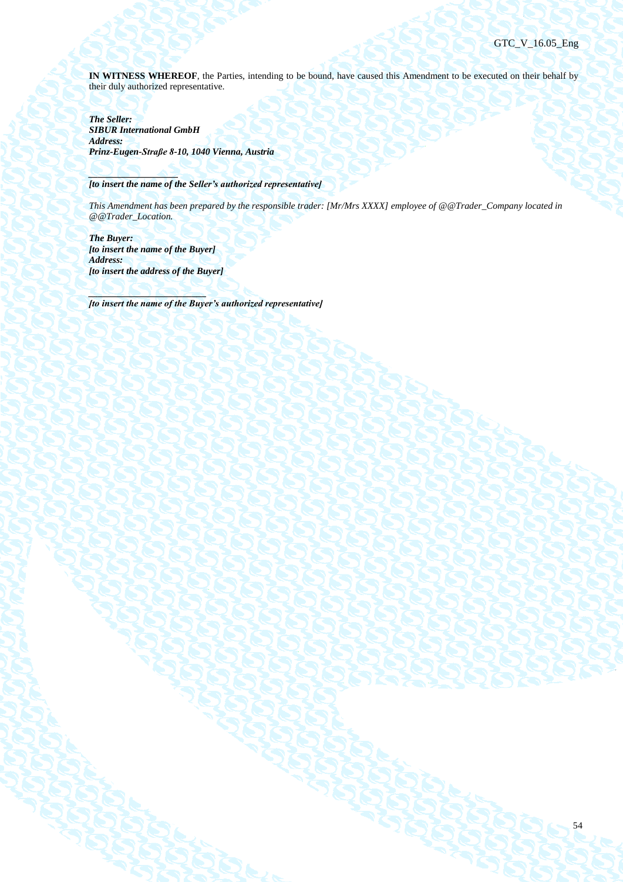**IN WITNESS WHEREOF**, the Parties, intending to be bound, have caused this Amendment to be executed on their behalf by their duly authorized representative.

***The Seller:***
***SIBUR International GmbH***
***Address:***
***Prinz-Eugen-Straße 8-10, 1040 Vienna, Austria***

___________________
***[to insert the name of the Seller's authorized representative]***

*This Amendment has been prepared by the responsible trader: [Mr/Mrs XXXX] employee of @@Trader_Company located in @@Trader_Location.*

***The Buyer:***
***[to insert the name of the Buyer]***
***Address:***
***[to insert the address of the Buyer]***

_________________________
***[to insert the name of the Buyer's authorized representative]***